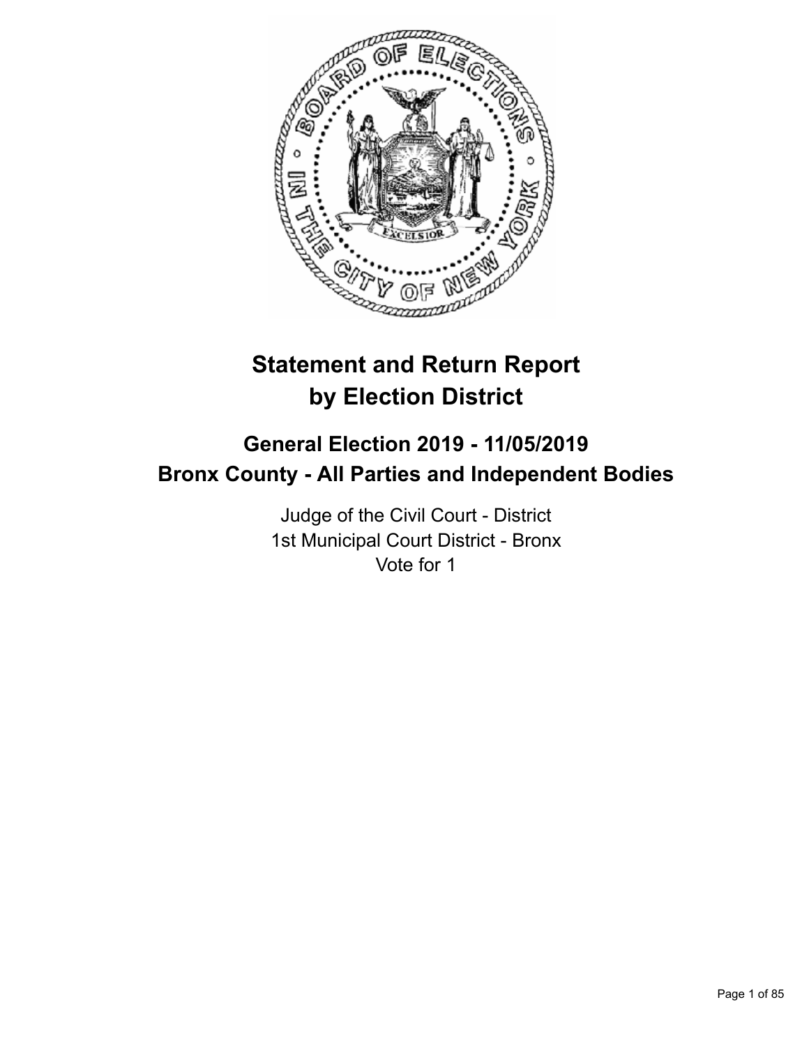# Statement and Return Report by Election District

## General Election 2019 - 11/05/2019
## Bronx County - All Parties and Independent Bodies

Judge of the Civil Court - District
1st Municipal Court District - Bronx
Vote for 1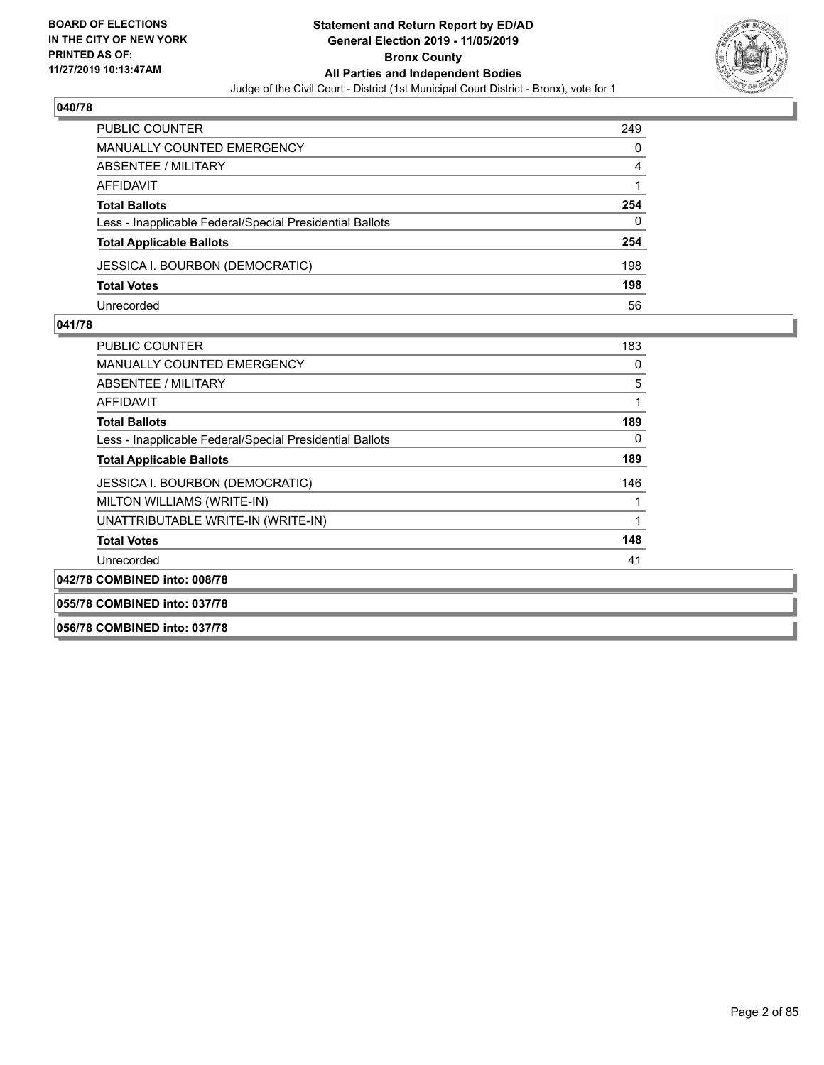## 040/78

| | |
|---|---|
| PUBLIC COUNTER | 249 |
| MANUALLY COUNTED EMERGENCY | 0 |
| ABSENTEE / MILITARY | 4 |
| AFFIDAVIT | 1 |
| **Total Ballots** | **254** |
| Less - Inapplicable Federal/Special Presidential Ballots | 0 |
| **Total Applicable Ballots** | **254** |
| JESSICA I. BOURBON (DEMOCRATIC) | 198 |
| **Total Votes** | **198** |
| Unrecorded | 56 |

## 041/78

| | |
|---|---|
| PUBLIC COUNTER | 183 |
| MANUALLY COUNTED EMERGENCY | 0 |
| ABSENTEE / MILITARY | 5 |
| AFFIDAVIT | 1 |
| **Total Ballots** | **189** |
| Less - Inapplicable Federal/Special Presidential Ballots | 0 |
| **Total Applicable Ballots** | **189** |
| JESSICA I. BOURBON (DEMOCRATIC) | 146 |
| MILTON WILLIAMS (WRITE-IN) | 1 |
| UNATTRIBUTABLE WRITE-IN (WRITE-IN) | 1 |
| **Total Votes** | **148** |
| Unrecorded | 41 |

## 042/78 COMBINED into: 008/78

## 055/78 COMBINED into: 037/78

## 056/78 COMBINED into: 037/78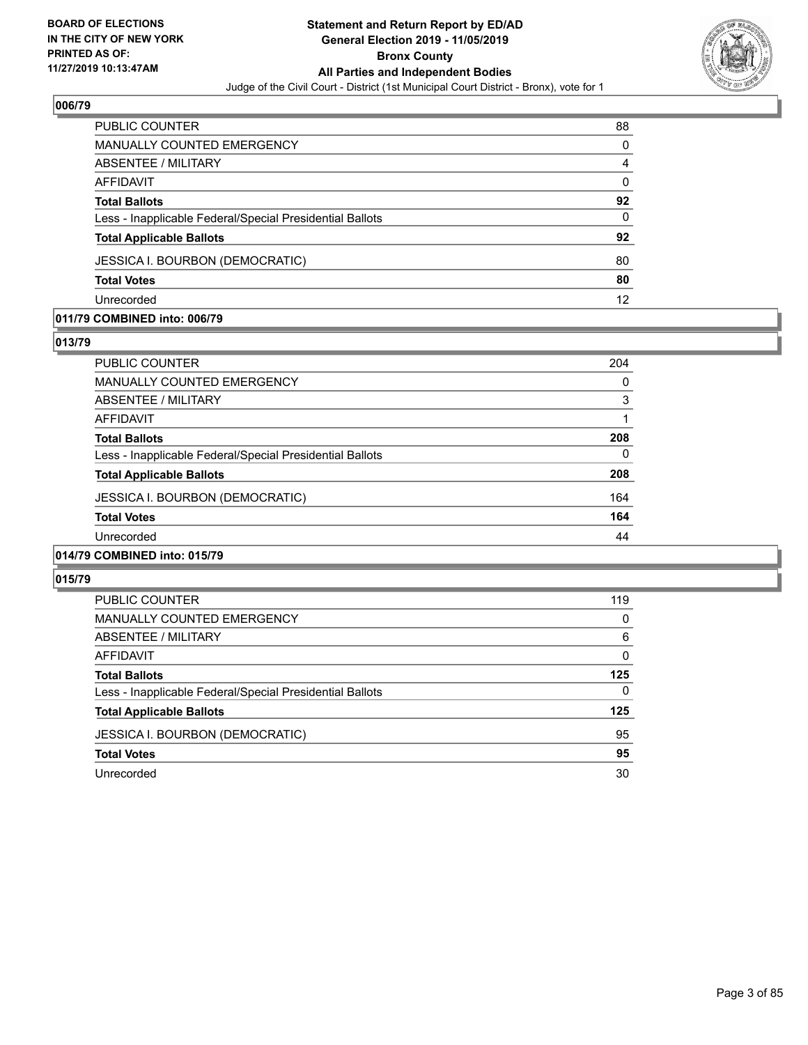BOARD OF ELECTIONS
IN THE CITY OF NEW YORK
PRINTED AS OF:
11/27/2019 10:13:47AM

**Statement and Return Report by ED/AD**
**General Election 2019 - 11/05/2019**
**Bronx County**
**All Parties and Independent Bodies**
Judge of the Civil Court - District (1st Municipal Court District - Bronx), vote for 1

### 006/79

| | |
|---|---|
| PUBLIC COUNTER | 88 |
| MANUALLY COUNTED EMERGENCY | 0 |
| ABSENTEE / MILITARY | 4 |
| AFFIDAVIT | 0 |
| **Total Ballots** | **92** |
| Less - Inapplicable Federal/Special Presidential Ballots | 0 |
| **Total Applicable Ballots** | **92** |
| JESSICA I. BOURBON (DEMOCRATIC) | 80 |
| **Total Votes** | **80** |
| Unrecorded | 12 |

### 011/79 COMBINED into: 006/79

### 013/79

| | |
|---|---|
| PUBLIC COUNTER | 204 |
| MANUALLY COUNTED EMERGENCY | 0 |
| ABSENTEE / MILITARY | 3 |
| AFFIDAVIT | 1 |
| **Total Ballots** | **208** |
| Less - Inapplicable Federal/Special Presidential Ballots | 0 |
| **Total Applicable Ballots** | **208** |
| JESSICA I. BOURBON (DEMOCRATIC) | 164 |
| **Total Votes** | **164** |
| Unrecorded | 44 |

### 014/79 COMBINED into: 015/79

### 015/79

| | |
|---|---|
| PUBLIC COUNTER | 119 |
| MANUALLY COUNTED EMERGENCY | 0 |
| ABSENTEE / MILITARY | 6 |
| AFFIDAVIT | 0 |
| **Total Ballots** | **125** |
| Less - Inapplicable Federal/Special Presidential Ballots | 0 |
| **Total Applicable Ballots** | **125** |
| JESSICA I. BOURBON (DEMOCRATIC) | 95 |
| **Total Votes** | **95** |
| Unrecorded | 30 |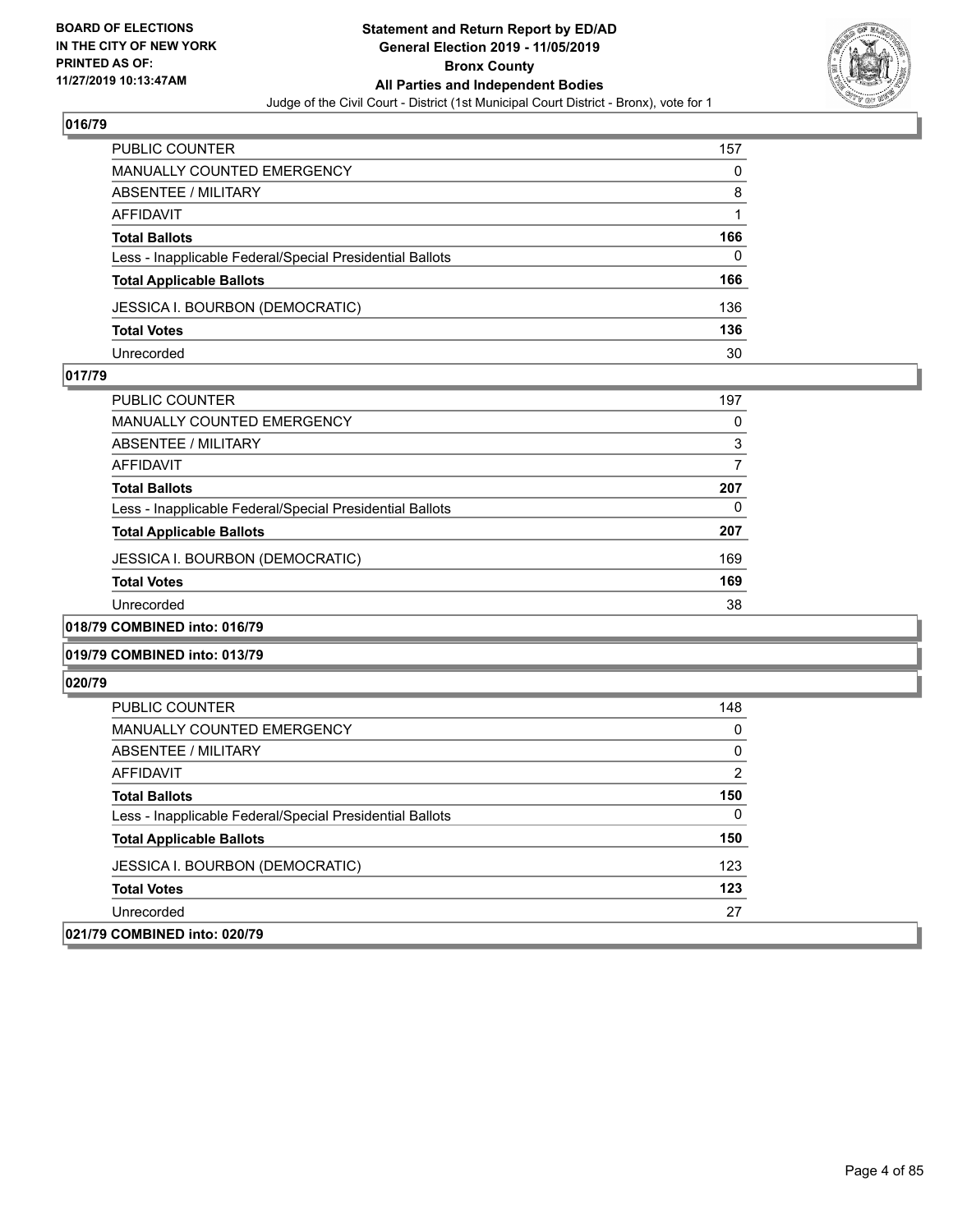## 016/79

| | |
|---|---|
| PUBLIC COUNTER | 157 |
| MANUALLY COUNTED EMERGENCY | 0 |
| ABSENTEE / MILITARY | 8 |
| AFFIDAVIT | 1 |
| **Total Ballots** | **166** |
| Less - Inapplicable Federal/Special Presidential Ballots | 0 |
| **Total Applicable Ballots** | **166** |
| JESSICA I. BOURBON (DEMOCRATIC) | 136 |
| **Total Votes** | **136** |
| Unrecorded | 30 |

## 017/79

| | |
|---|---|
| PUBLIC COUNTER | 197 |
| MANUALLY COUNTED EMERGENCY | 0 |
| ABSENTEE / MILITARY | 3 |
| AFFIDAVIT | 7 |
| **Total Ballots** | **207** |
| Less - Inapplicable Federal/Special Presidential Ballots | 0 |
| **Total Applicable Ballots** | **207** |
| JESSICA I. BOURBON (DEMOCRATIC) | 169 |
| **Total Votes** | **169** |
| Unrecorded | 38 |

## 018/79 COMBINED into: 016/79

## 019/79 COMBINED into: 013/79

## 020/79

| | |
|---|---|
| PUBLIC COUNTER | 148 |
| MANUALLY COUNTED EMERGENCY | 0 |
| ABSENTEE / MILITARY | 0 |
| AFFIDAVIT | 2 |
| **Total Ballots** | **150** |
| Less - Inapplicable Federal/Special Presidential Ballots | 0 |
| **Total Applicable Ballots** | **150** |
| JESSICA I. BOURBON (DEMOCRATIC) | 123 |
| **Total Votes** | **123** |
| Unrecorded | 27 |

## 021/79 COMBINED into: 020/79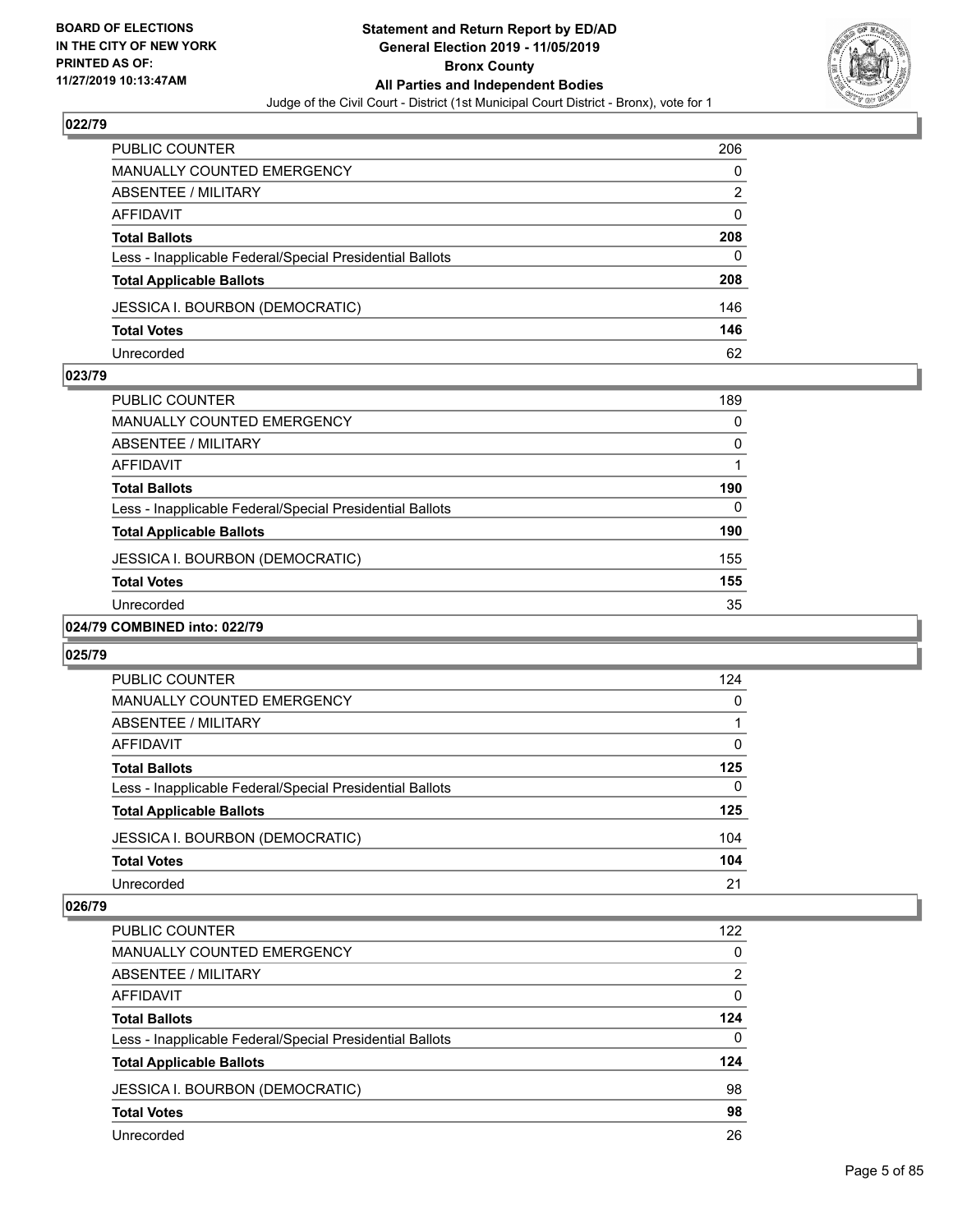## 022/79

| | |
|---|---|
| PUBLIC COUNTER | 206 |
| MANUALLY COUNTED EMERGENCY | 0 |
| ABSENTEE / MILITARY | 2 |
| AFFIDAVIT | 0 |
| **Total Ballots** | **208** |
| Less - Inapplicable Federal/Special Presidential Ballots | 0 |
| **Total Applicable Ballots** | **208** |
| JESSICA I. BOURBON (DEMOCRATIC) | 146 |
| **Total Votes** | **146** |
| Unrecorded | 62 |

## 023/79

| | |
|---|---|
| PUBLIC COUNTER | 189 |
| MANUALLY COUNTED EMERGENCY | 0 |
| ABSENTEE / MILITARY | 0 |
| AFFIDAVIT | 1 |
| **Total Ballots** | **190** |
| Less - Inapplicable Federal/Special Presidential Ballots | 0 |
| **Total Applicable Ballots** | **190** |
| JESSICA I. BOURBON (DEMOCRATIC) | 155 |
| **Total Votes** | **155** |
| Unrecorded | 35 |

## 024/79 COMBINED into: 022/79

## 025/79

| | |
|---|---|
| PUBLIC COUNTER | 124 |
| MANUALLY COUNTED EMERGENCY | 0 |
| ABSENTEE / MILITARY | 1 |
| AFFIDAVIT | 0 |
| **Total Ballots** | **125** |
| Less - Inapplicable Federal/Special Presidential Ballots | 0 |
| **Total Applicable Ballots** | **125** |
| JESSICA I. BOURBON (DEMOCRATIC) | 104 |
| **Total Votes** | **104** |
| Unrecorded | 21 |

## 026/79

| | |
|---|---|
| PUBLIC COUNTER | 122 |
| MANUALLY COUNTED EMERGENCY | 0 |
| ABSENTEE / MILITARY | 2 |
| AFFIDAVIT | 0 |
| **Total Ballots** | **124** |
| Less - Inapplicable Federal/Special Presidential Ballots | 0 |
| **Total Applicable Ballots** | **124** |
| JESSICA I. BOURBON (DEMOCRATIC) | 98 |
| **Total Votes** | **98** |
| Unrecorded | 26 |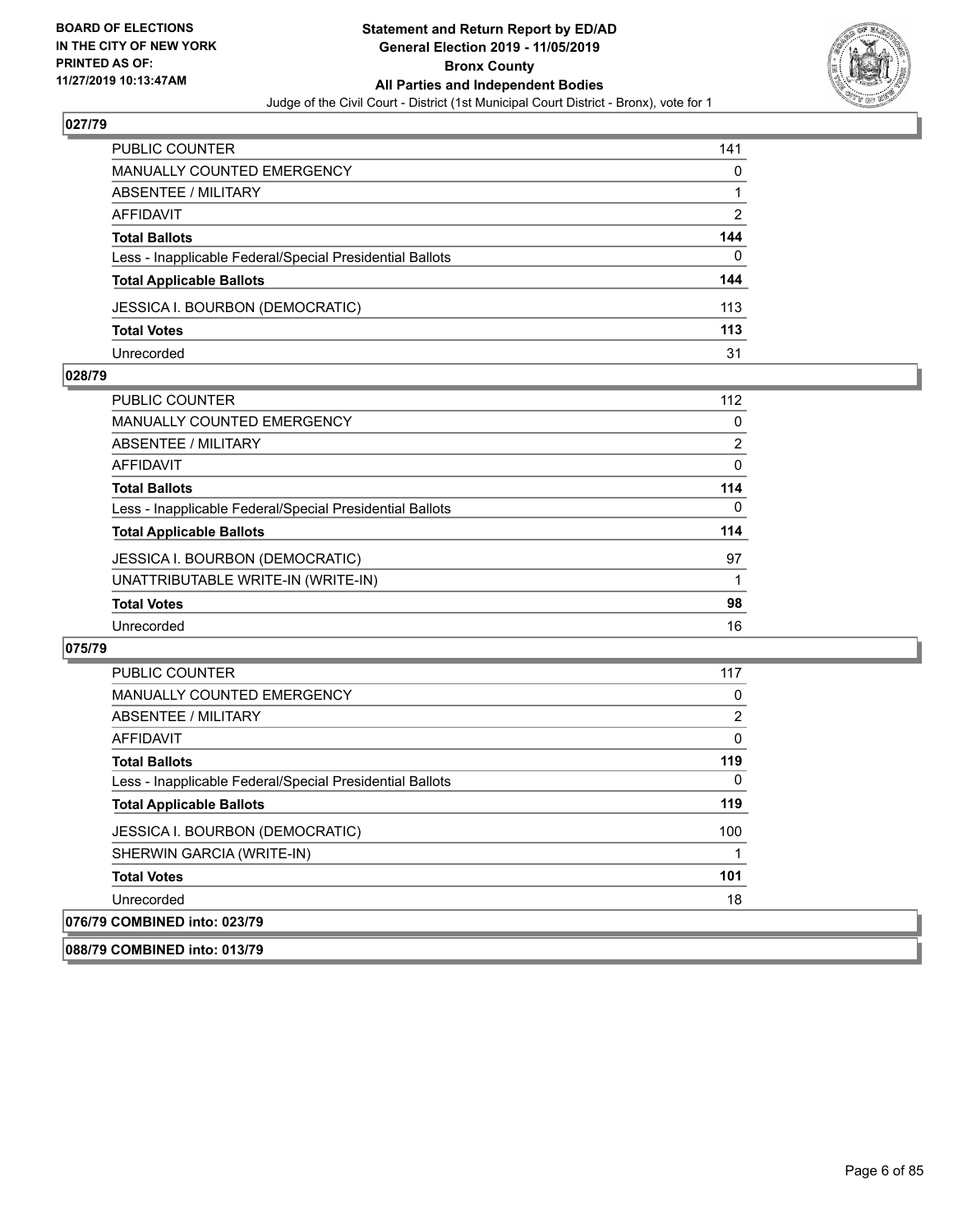**BOARD OF ELECTIONS IN THE CITY OF NEW YORK PRINTED AS OF: 11/27/2019 10:13:47AM**

**Statement and Return Report by ED/AD General Election 2019 - 11/05/2019 Bronx County All Parties and Independent Bodies**

Judge of the Civil Court - District (1st Municipal Court District - Bronx), vote for 1

## 027/79

| | |
|---|---|
| PUBLIC COUNTER | 141 |
| MANUALLY COUNTED EMERGENCY | 0 |
| ABSENTEE / MILITARY | 1 |
| AFFIDAVIT | 2 |
| **Total Ballots** | **144** |
| Less - Inapplicable Federal/Special Presidential Ballots | 0 |
| **Total Applicable Ballots** | **144** |
| JESSICA I. BOURBON (DEMOCRATIC) | 113 |
| **Total Votes** | **113** |
| Unrecorded | 31 |

## 028/79

| | |
|---|---|
| PUBLIC COUNTER | 112 |
| MANUALLY COUNTED EMERGENCY | 0 |
| ABSENTEE / MILITARY | 2 |
| AFFIDAVIT | 0 |
| **Total Ballots** | **114** |
| Less - Inapplicable Federal/Special Presidential Ballots | 0 |
| **Total Applicable Ballots** | **114** |
| JESSICA I. BOURBON (DEMOCRATIC) | 97 |
| UNATTRIBUTABLE WRITE-IN (WRITE-IN) | 1 |
| **Total Votes** | **98** |
| Unrecorded | 16 |

## 075/79

| | |
|---|---|
| PUBLIC COUNTER | 117 |
| MANUALLY COUNTED EMERGENCY | 0 |
| ABSENTEE / MILITARY | 2 |
| AFFIDAVIT | 0 |
| **Total Ballots** | **119** |
| Less - Inapplicable Federal/Special Presidential Ballots | 0 |
| **Total Applicable Ballots** | **119** |
| JESSICA I. BOURBON (DEMOCRATIC) | 100 |
| SHERWIN GARCIA (WRITE-IN) | 1 |
| **Total Votes** | **101** |
| Unrecorded | 18 |

## 076/79 COMBINED into: 023/79

## 088/79 COMBINED into: 013/79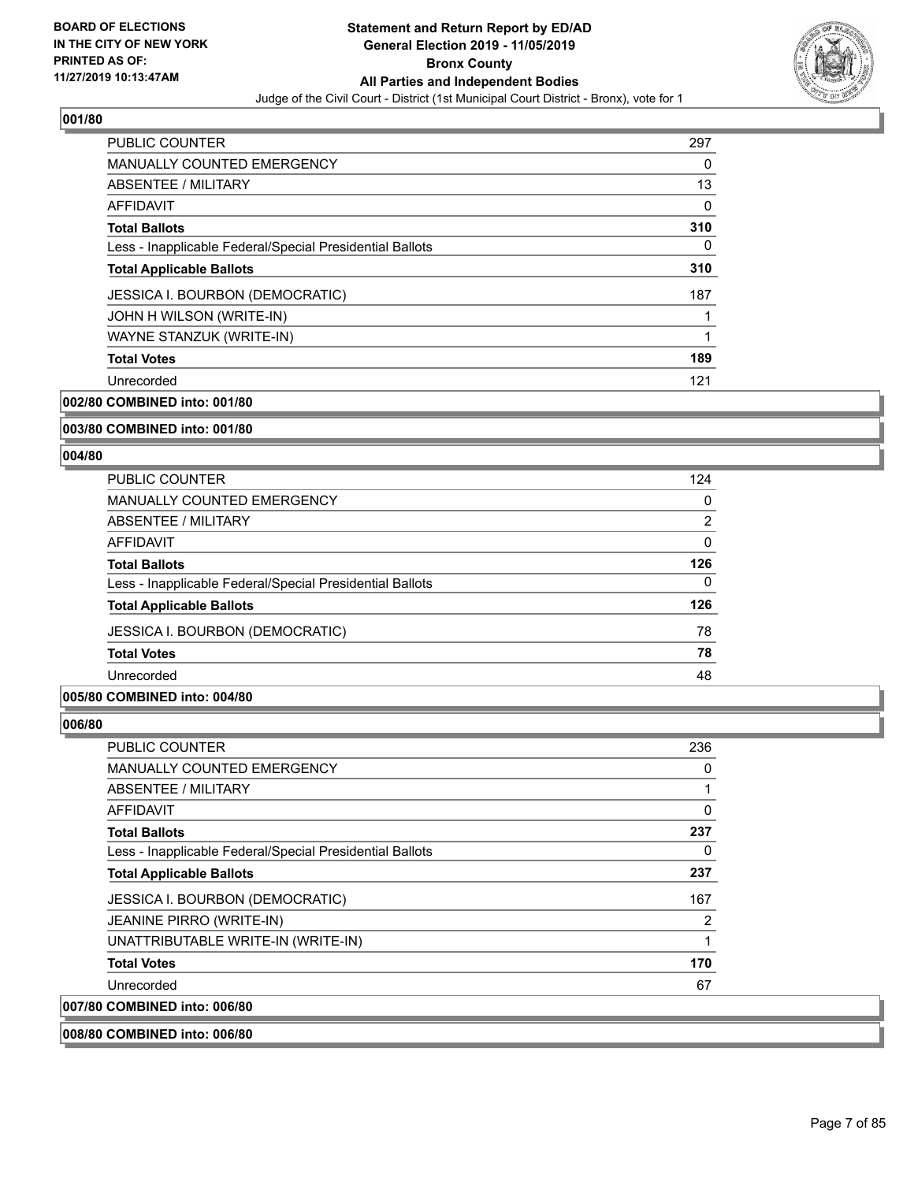**001/80**

| | |
|---|---|
| PUBLIC COUNTER | 297 |
| MANUALLY COUNTED EMERGENCY | 0 |
| ABSENTEE / MILITARY | 13 |
| AFFIDAVIT | 0 |
| **Total Ballots** | **310** |
| Less - Inapplicable Federal/Special Presidential Ballots | 0 |
| **Total Applicable Ballots** | **310** |
| JESSICA I. BOURBON (DEMOCRATIC) | 187 |
| JOHN H WILSON (WRITE-IN) | 1 |
| WAYNE STANZUK (WRITE-IN) | 1 |
| **Total Votes** | **189** |
| Unrecorded | 121 |

**002/80 COMBINED into: 001/80**

**003/80 COMBINED into: 001/80**

**004/80**

| | |
|---|---|
| PUBLIC COUNTER | 124 |
| MANUALLY COUNTED EMERGENCY | 0 |
| ABSENTEE / MILITARY | 2 |
| AFFIDAVIT | 0 |
| **Total Ballots** | **126** |
| Less - Inapplicable Federal/Special Presidential Ballots | 0 |
| **Total Applicable Ballots** | **126** |
| JESSICA I. BOURBON (DEMOCRATIC) | 78 |
| **Total Votes** | **78** |
| Unrecorded | 48 |

**005/80 COMBINED into: 004/80**

**006/80**

| | |
|---|---|
| PUBLIC COUNTER | 236 |
| MANUALLY COUNTED EMERGENCY | 0 |
| ABSENTEE / MILITARY | 1 |
| AFFIDAVIT | 0 |
| **Total Ballots** | **237** |
| Less - Inapplicable Federal/Special Presidential Ballots | 0 |
| **Total Applicable Ballots** | **237** |
| JESSICA I. BOURBON (DEMOCRATIC) | 167 |
| JEANINE PIRRO (WRITE-IN) | 2 |
| UNATTRIBUTABLE WRITE-IN (WRITE-IN) | 1 |
| **Total Votes** | **170** |
| Unrecorded | 67 |

**007/80 COMBINED into: 006/80**

**008/80 COMBINED into: 006/80**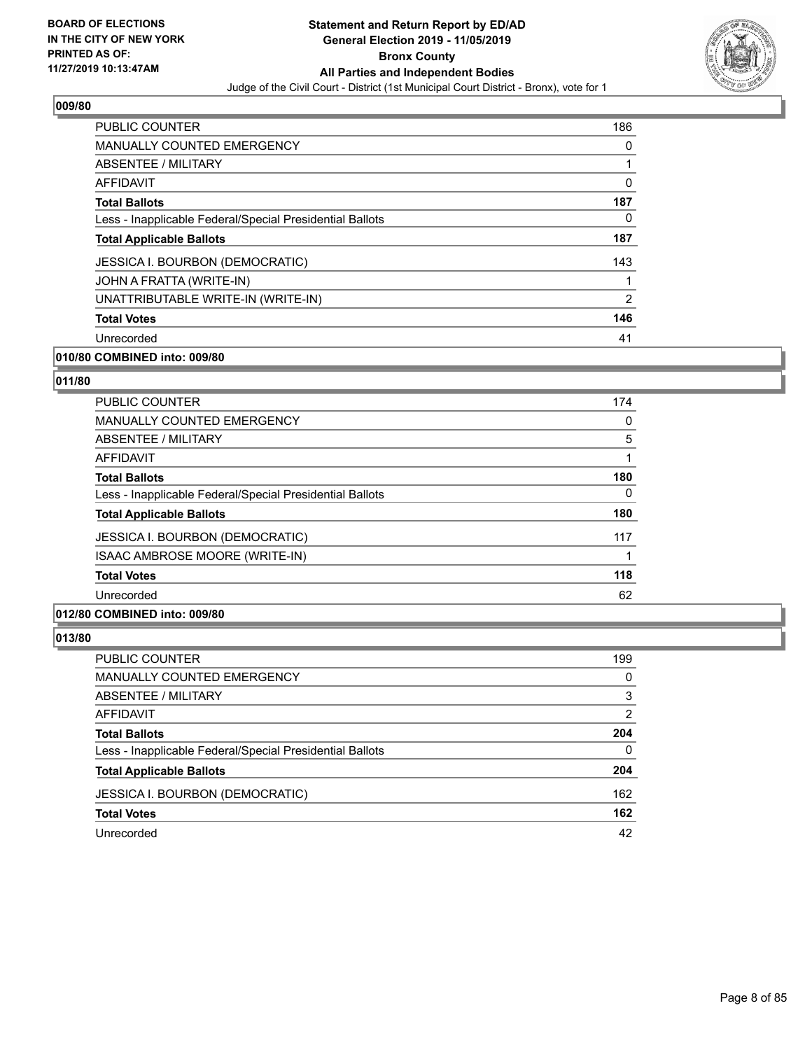### 009/80

| | |
|---|---|
| PUBLIC COUNTER | 186 |
| MANUALLY COUNTED EMERGENCY | 0 |
| ABSENTEE / MILITARY | 1 |
| AFFIDAVIT | 0 |
| **Total Ballots** | **187** |
| Less - Inapplicable Federal/Special Presidential Ballots | 0 |
| **Total Applicable Ballots** | **187** |
| JESSICA I. BOURBON (DEMOCRATIC) | 143 |
| JOHN A FRATTA (WRITE-IN) | 1 |
| UNATTRIBUTABLE WRITE-IN (WRITE-IN) | 2 |
| **Total Votes** | **146** |
| Unrecorded | 41 |

### 010/80 COMBINED into: 009/80

### 011/80

| | |
|---|---|
| PUBLIC COUNTER | 174 |
| MANUALLY COUNTED EMERGENCY | 0 |
| ABSENTEE / MILITARY | 5 |
| AFFIDAVIT | 1 |
| **Total Ballots** | **180** |
| Less - Inapplicable Federal/Special Presidential Ballots | 0 |
| **Total Applicable Ballots** | **180** |
| JESSICA I. BOURBON (DEMOCRATIC) | 117 |
| ISAAC AMBROSE MOORE (WRITE-IN) | 1 |
| **Total Votes** | **118** |
| Unrecorded | 62 |

### 012/80 COMBINED into: 009/80

### 013/80

| | |
|---|---|
| PUBLIC COUNTER | 199 |
| MANUALLY COUNTED EMERGENCY | 0 |
| ABSENTEE / MILITARY | 3 |
| AFFIDAVIT | 2 |
| **Total Ballots** | **204** |
| Less - Inapplicable Federal/Special Presidential Ballots | 0 |
| **Total Applicable Ballots** | **204** |
| JESSICA I. BOURBON (DEMOCRATIC) | 162 |
| **Total Votes** | **162** |
| Unrecorded | 42 |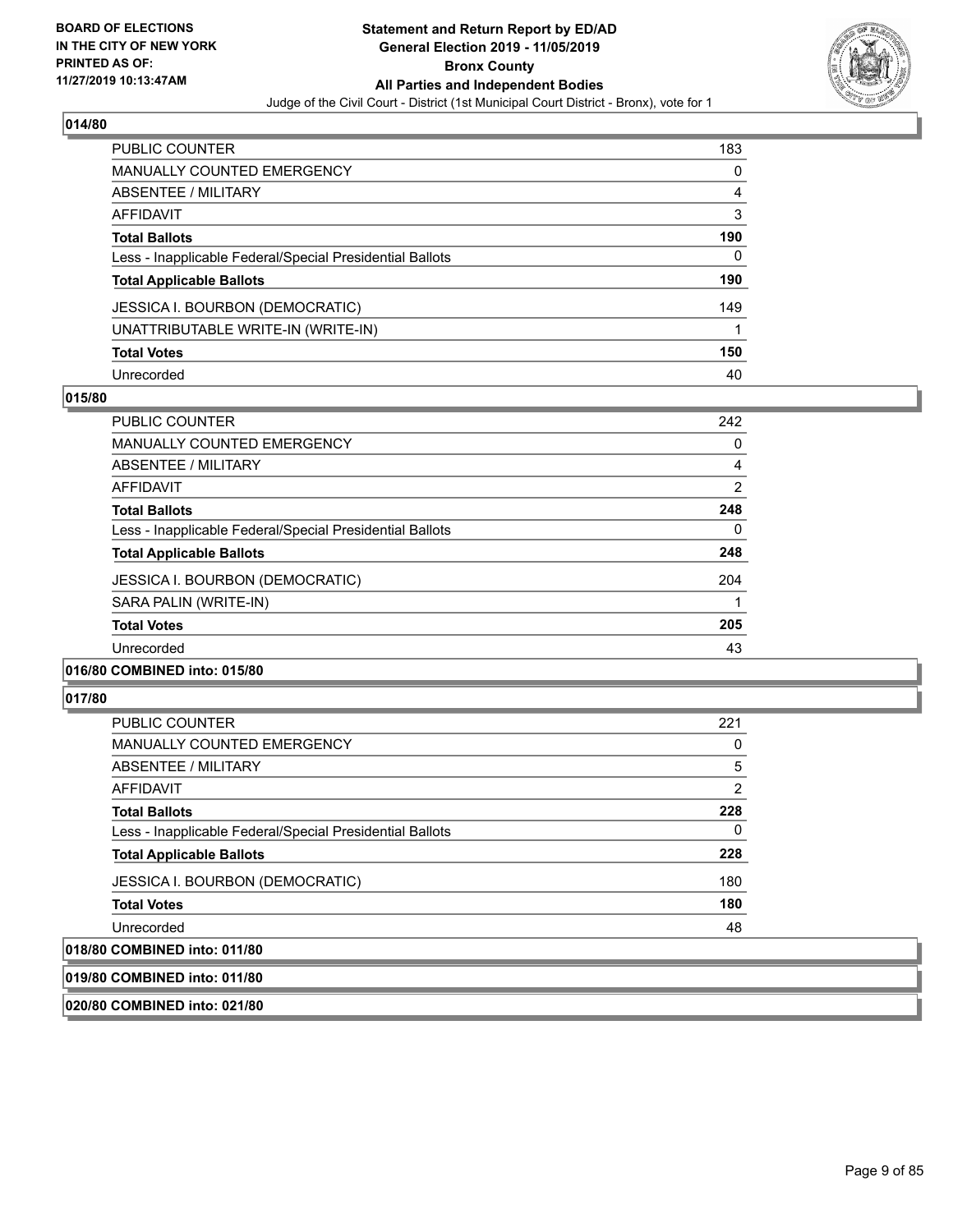### 014/80

| | |
|---|---|
| PUBLIC COUNTER | 183 |
| MANUALLY COUNTED EMERGENCY | 0 |
| ABSENTEE / MILITARY | 4 |
| AFFIDAVIT | 3 |
| **Total Ballots** | **190** |
| Less - Inapplicable Federal/Special Presidential Ballots | 0 |
| **Total Applicable Ballots** | **190** |
| JESSICA I. BOURBON (DEMOCRATIC) | 149 |
| UNATTRIBUTABLE WRITE-IN (WRITE-IN) | 1 |
| **Total Votes** | **150** |
| Unrecorded | 40 |

### 015/80

| | |
|---|---|
| PUBLIC COUNTER | 242 |
| MANUALLY COUNTED EMERGENCY | 0 |
| ABSENTEE / MILITARY | 4 |
| AFFIDAVIT | 2 |
| **Total Ballots** | **248** |
| Less - Inapplicable Federal/Special Presidential Ballots | 0 |
| **Total Applicable Ballots** | **248** |
| JESSICA I. BOURBON (DEMOCRATIC) | 204 |
| SARA PALIN (WRITE-IN) | 1 |
| **Total Votes** | **205** |
| Unrecorded | 43 |

### 016/80 COMBINED into: 015/80

### 017/80

| | |
|---|---|
| PUBLIC COUNTER | 221 |
| MANUALLY COUNTED EMERGENCY | 0 |
| ABSENTEE / MILITARY | 5 |
| AFFIDAVIT | 2 |
| **Total Ballots** | **228** |
| Less - Inapplicable Federal/Special Presidential Ballots | 0 |
| **Total Applicable Ballots** | **228** |
| JESSICA I. BOURBON (DEMOCRATIC) | 180 |
| **Total Votes** | **180** |
| Unrecorded | 48 |

### 018/80 COMBINED into: 011/80

### 019/80 COMBINED into: 011/80

### 020/80 COMBINED into: 021/80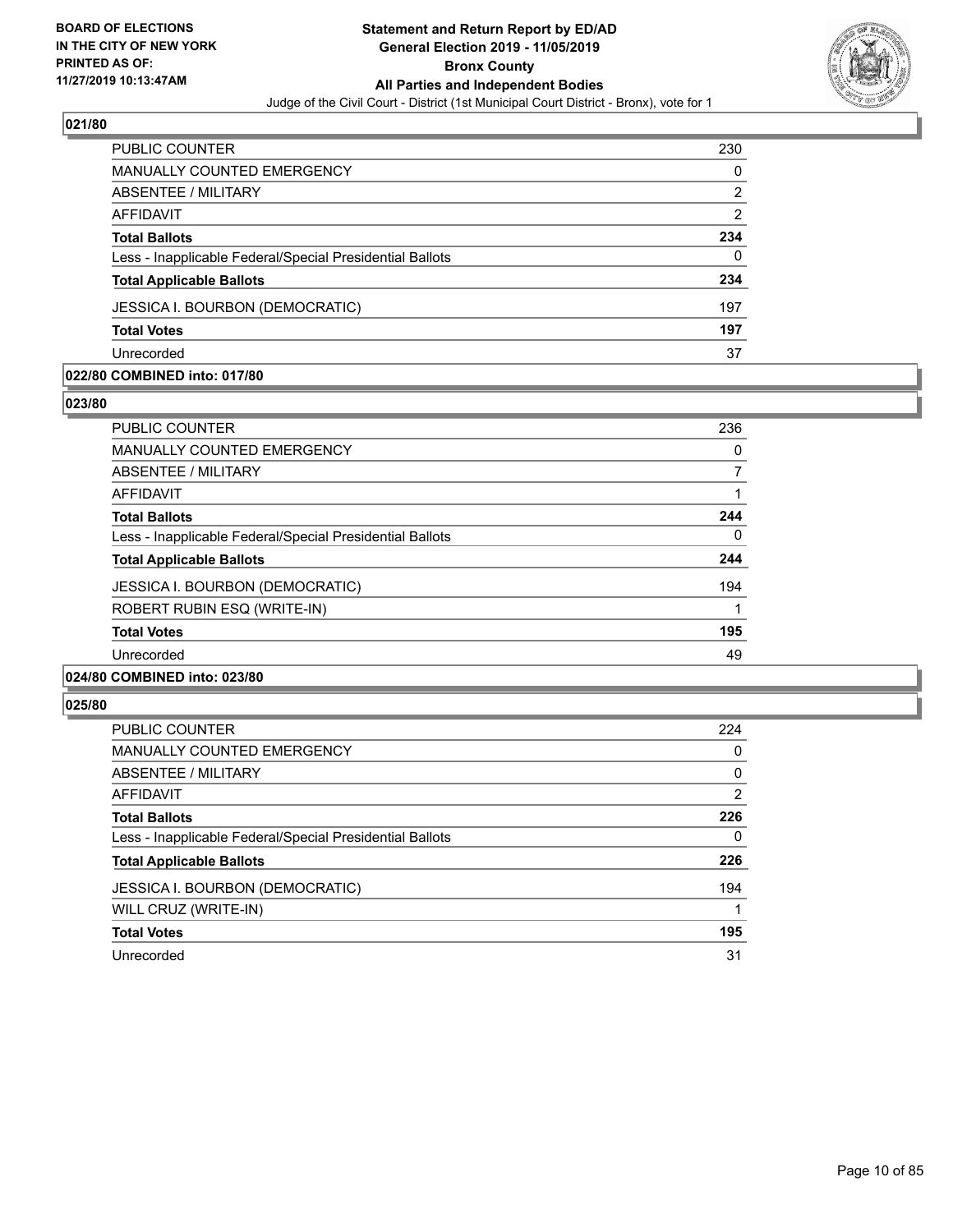**BOARD OF ELECTIONS IN THE CITY OF NEW YORK PRINTED AS OF: 11/27/2019 10:13:47AM**

**Statement and Return Report by ED/AD General Election 2019 - 11/05/2019 Bronx County All Parties and Independent Bodies**

Judge of the Civil Court - District (1st Municipal Court District - Bronx), vote for 1

### 021/80

| | |
|---|---|
| PUBLIC COUNTER | 230 |
| MANUALLY COUNTED EMERGENCY | 0 |
| ABSENTEE / MILITARY | 2 |
| AFFIDAVIT | 2 |
| **Total Ballots** | **234** |
| Less - Inapplicable Federal/Special Presidential Ballots | 0 |
| **Total Applicable Ballots** | **234** |
| JESSICA I. BOURBON (DEMOCRATIC) | 197 |
| **Total Votes** | **197** |
| Unrecorded | 37 |

### 022/80 COMBINED into: 017/80

### 023/80

| | |
|---|---|
| PUBLIC COUNTER | 236 |
| MANUALLY COUNTED EMERGENCY | 0 |
| ABSENTEE / MILITARY | 7 |
| AFFIDAVIT | 1 |
| **Total Ballots** | **244** |
| Less - Inapplicable Federal/Special Presidential Ballots | 0 |
| **Total Applicable Ballots** | **244** |
| JESSICA I. BOURBON (DEMOCRATIC) | 194 |
| ROBERT RUBIN ESQ (WRITE-IN) | 1 |
| **Total Votes** | **195** |
| Unrecorded | 49 |

### 024/80 COMBINED into: 023/80

### 025/80

| | |
|---|---|
| PUBLIC COUNTER | 224 |
| MANUALLY COUNTED EMERGENCY | 0 |
| ABSENTEE / MILITARY | 0 |
| AFFIDAVIT | 2 |
| **Total Ballots** | **226** |
| Less - Inapplicable Federal/Special Presidential Ballots | 0 |
| **Total Applicable Ballots** | **226** |
| JESSICA I. BOURBON (DEMOCRATIC) | 194 |
| WILL CRUZ (WRITE-IN) | 1 |
| **Total Votes** | **195** |
| Unrecorded | 31 |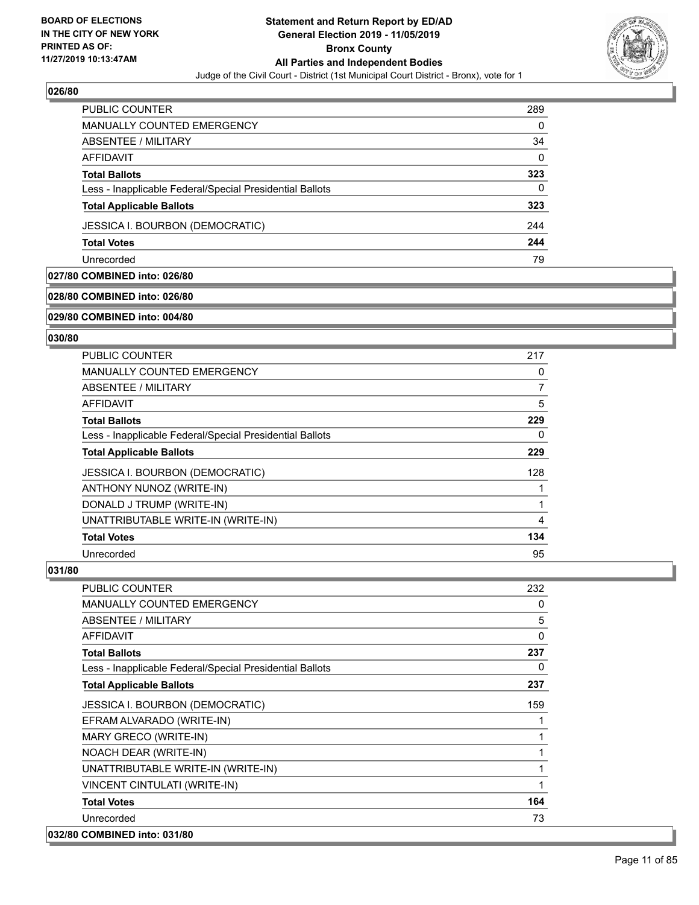## 026/80

| | |
|---|---|
| PUBLIC COUNTER | 289 |
| MANUALLY COUNTED EMERGENCY | 0 |
| ABSENTEE / MILITARY | 34 |
| AFFIDAVIT | 0 |
| **Total Ballots** | **323** |
| Less - Inapplicable Federal/Special Presidential Ballots | 0 |
| **Total Applicable Ballots** | **323** |
| JESSICA I. BOURBON (DEMOCRATIC) | 244 |
| **Total Votes** | **244** |
| Unrecorded | 79 |

**027/80 COMBINED into: 026/80**

**028/80 COMBINED into: 026/80**

**029/80 COMBINED into: 004/80**

## 030/80

| | |
|---|---|
| PUBLIC COUNTER | 217 |
| MANUALLY COUNTED EMERGENCY | 0 |
| ABSENTEE / MILITARY | 7 |
| AFFIDAVIT | 5 |
| **Total Ballots** | **229** |
| Less - Inapplicable Federal/Special Presidential Ballots | 0 |
| **Total Applicable Ballots** | **229** |
| JESSICA I. BOURBON (DEMOCRATIC) | 128 |
| ANTHONY NUNOZ (WRITE-IN) | 1 |
| DONALD J TRUMP (WRITE-IN) | 1 |
| UNATTRIBUTABLE WRITE-IN (WRITE-IN) | 4 |
| **Total Votes** | **134** |
| Unrecorded | 95 |

## 031/80

| | |
|---|---|
| PUBLIC COUNTER | 232 |
| MANUALLY COUNTED EMERGENCY | 0 |
| ABSENTEE / MILITARY | 5 |
| AFFIDAVIT | 0 |
| **Total Ballots** | **237** |
| Less - Inapplicable Federal/Special Presidential Ballots | 0 |
| **Total Applicable Ballots** | **237** |
| JESSICA I. BOURBON (DEMOCRATIC) | 159 |
| EFRAM ALVARADO (WRITE-IN) | 1 |
| MARY GRECO (WRITE-IN) | 1 |
| NOACH DEAR (WRITE-IN) | 1 |
| UNATTRIBUTABLE WRITE-IN (WRITE-IN) | 1 |
| VINCENT CINTULATI (WRITE-IN) | 1 |
| **Total Votes** | **164** |
| Unrecorded | 73 |

**032/80 COMBINED into: 031/80**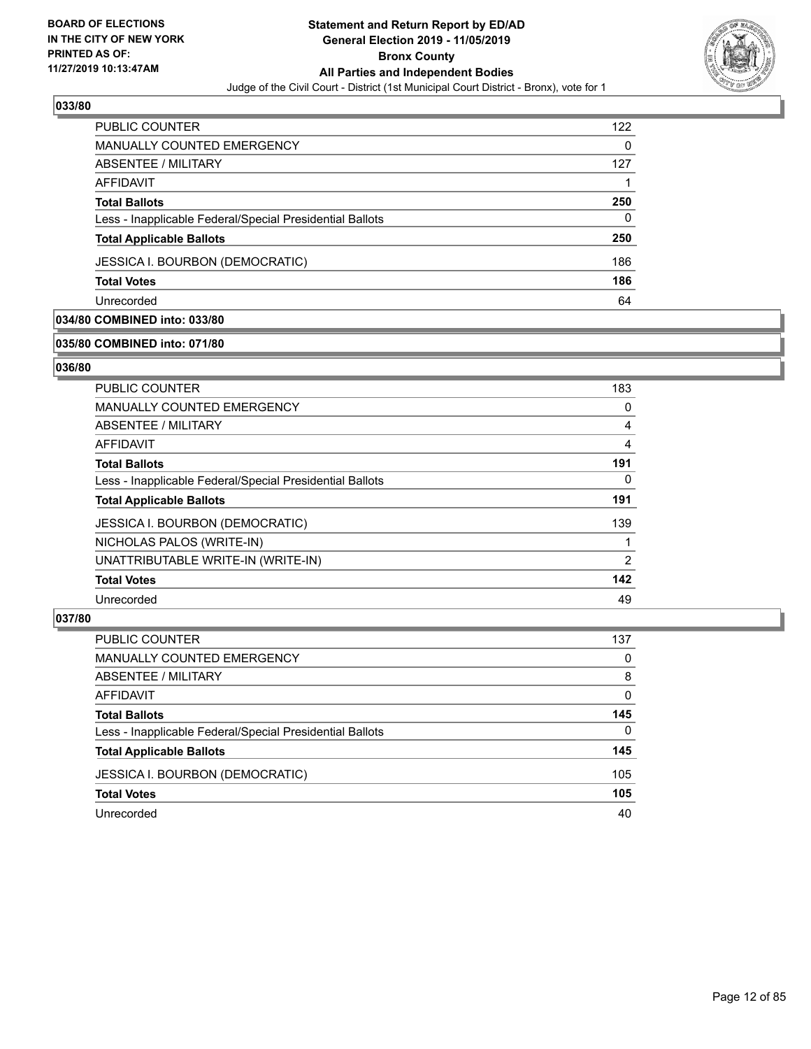## 033/80

| | |
|---|---|
| PUBLIC COUNTER | 122 |
| MANUALLY COUNTED EMERGENCY | 0 |
| ABSENTEE / MILITARY | 127 |
| AFFIDAVIT | 1 |
| **Total Ballots** | **250** |
| Less - Inapplicable Federal/Special Presidential Ballots | 0 |
| **Total Applicable Ballots** | **250** |
| JESSICA I. BOURBON (DEMOCRATIC) | 186 |
| **Total Votes** | **186** |
| Unrecorded | 64 |

## 034/80 COMBINED into: 033/80

## 035/80 COMBINED into: 071/80

## 036/80

| | |
|---|---|
| PUBLIC COUNTER | 183 |
| MANUALLY COUNTED EMERGENCY | 0 |
| ABSENTEE / MILITARY | 4 |
| AFFIDAVIT | 4 |
| **Total Ballots** | **191** |
| Less - Inapplicable Federal/Special Presidential Ballots | 0 |
| **Total Applicable Ballots** | **191** |
| JESSICA I. BOURBON (DEMOCRATIC) | 139 |
| NICHOLAS PALOS (WRITE-IN) | 1 |
| UNATTRIBUTABLE WRITE-IN (WRITE-IN) | 2 |
| **Total Votes** | **142** |
| Unrecorded | 49 |

## 037/80

| | |
|---|---|
| PUBLIC COUNTER | 137 |
| MANUALLY COUNTED EMERGENCY | 0 |
| ABSENTEE / MILITARY | 8 |
| AFFIDAVIT | 0 |
| **Total Ballots** | **145** |
| Less - Inapplicable Federal/Special Presidential Ballots | 0 |
| **Total Applicable Ballots** | **145** |
| JESSICA I. BOURBON (DEMOCRATIC) | 105 |
| **Total Votes** | **105** |
| Unrecorded | 40 |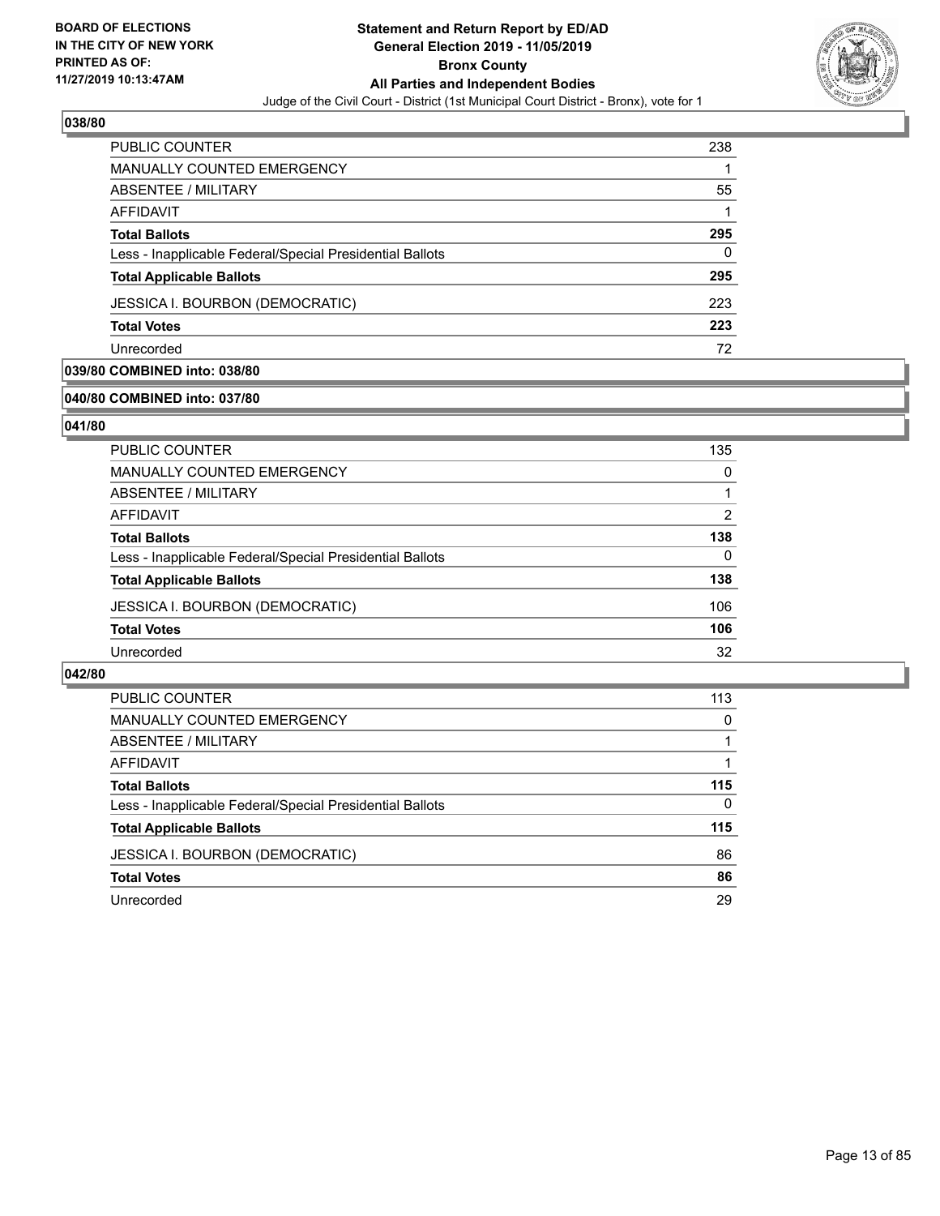BOARD OF ELECTIONS
IN THE CITY OF NEW YORK
PRINTED AS OF:
11/27/2019 10:13:47AM

**Statement and Return Report by ED/AD**
**General Election 2019 - 11/05/2019**
**Bronx County**
**All Parties and Independent Bodies**
Judge of the Civil Court - District (1st Municipal Court District - Bronx), vote for 1

### 038/80

| | |
|---|---|
| PUBLIC COUNTER | 238 |
| MANUALLY COUNTED EMERGENCY | 1 |
| ABSENTEE / MILITARY | 55 |
| AFFIDAVIT | 1 |
| **Total Ballots** | **295** |
| Less - Inapplicable Federal/Special Presidential Ballots | 0 |
| **Total Applicable Ballots** | **295** |
| JESSICA I. BOURBON (DEMOCRATIC) | 223 |
| **Total Votes** | **223** |
| Unrecorded | 72 |

### 039/80 COMBINED into: 038/80

### 040/80 COMBINED into: 037/80

### 041/80

| | |
|---|---|
| PUBLIC COUNTER | 135 |
| MANUALLY COUNTED EMERGENCY | 0 |
| ABSENTEE / MILITARY | 1 |
| AFFIDAVIT | 2 |
| **Total Ballots** | **138** |
| Less - Inapplicable Federal/Special Presidential Ballots | 0 |
| **Total Applicable Ballots** | **138** |
| JESSICA I. BOURBON (DEMOCRATIC) | 106 |
| **Total Votes** | **106** |
| Unrecorded | 32 |

### 042/80

| | |
|---|---|
| PUBLIC COUNTER | 113 |
| MANUALLY COUNTED EMERGENCY | 0 |
| ABSENTEE / MILITARY | 1 |
| AFFIDAVIT | 1 |
| **Total Ballots** | **115** |
| Less - Inapplicable Federal/Special Presidential Ballots | 0 |
| **Total Applicable Ballots** | **115** |
| JESSICA I. BOURBON (DEMOCRATIC) | 86 |
| **Total Votes** | **86** |
| Unrecorded | 29 |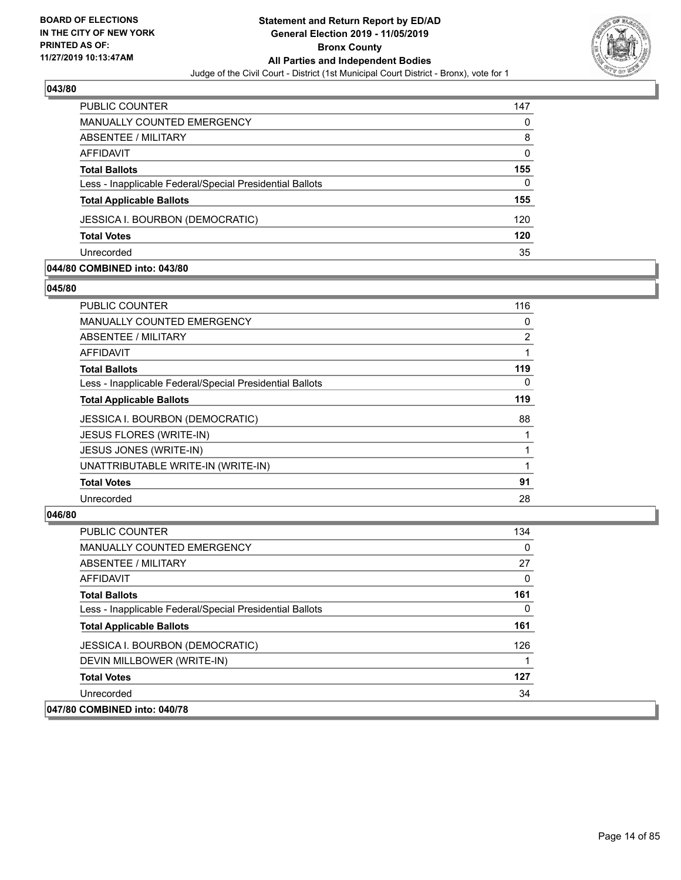## 043/80

| | |
|---|---|
| PUBLIC COUNTER | 147 |
| MANUALLY COUNTED EMERGENCY | 0 |
| ABSENTEE / MILITARY | 8 |
| AFFIDAVIT | 0 |
| **Total Ballots** | **155** |
| Less - Inapplicable Federal/Special Presidential Ballots | 0 |
| **Total Applicable Ballots** | **155** |
| JESSICA I. BOURBON (DEMOCRATIC) | 120 |
| **Total Votes** | **120** |
| Unrecorded | 35 |

## 044/80 COMBINED into: 043/80

## 045/80

| | |
|---|---|
| PUBLIC COUNTER | 116 |
| MANUALLY COUNTED EMERGENCY | 0 |
| ABSENTEE / MILITARY | 2 |
| AFFIDAVIT | 1 |
| **Total Ballots** | **119** |
| Less - Inapplicable Federal/Special Presidential Ballots | 0 |
| **Total Applicable Ballots** | **119** |
| JESSICA I. BOURBON (DEMOCRATIC) | 88 |
| JESUS FLORES (WRITE-IN) | 1 |
| JESUS JONES (WRITE-IN) | 1 |
| UNATTRIBUTABLE WRITE-IN (WRITE-IN) | 1 |
| **Total Votes** | **91** |
| Unrecorded | 28 |

## 046/80

| | |
|---|---|
| PUBLIC COUNTER | 134 |
| MANUALLY COUNTED EMERGENCY | 0 |
| ABSENTEE / MILITARY | 27 |
| AFFIDAVIT | 0 |
| **Total Ballots** | **161** |
| Less - Inapplicable Federal/Special Presidential Ballots | 0 |
| **Total Applicable Ballots** | **161** |
| JESSICA I. BOURBON (DEMOCRATIC) | 126 |
| DEVIN MILLBOWER (WRITE-IN) | 1 |
| **Total Votes** | **127** |
| Unrecorded | 34 |

## 047/80 COMBINED into: 040/78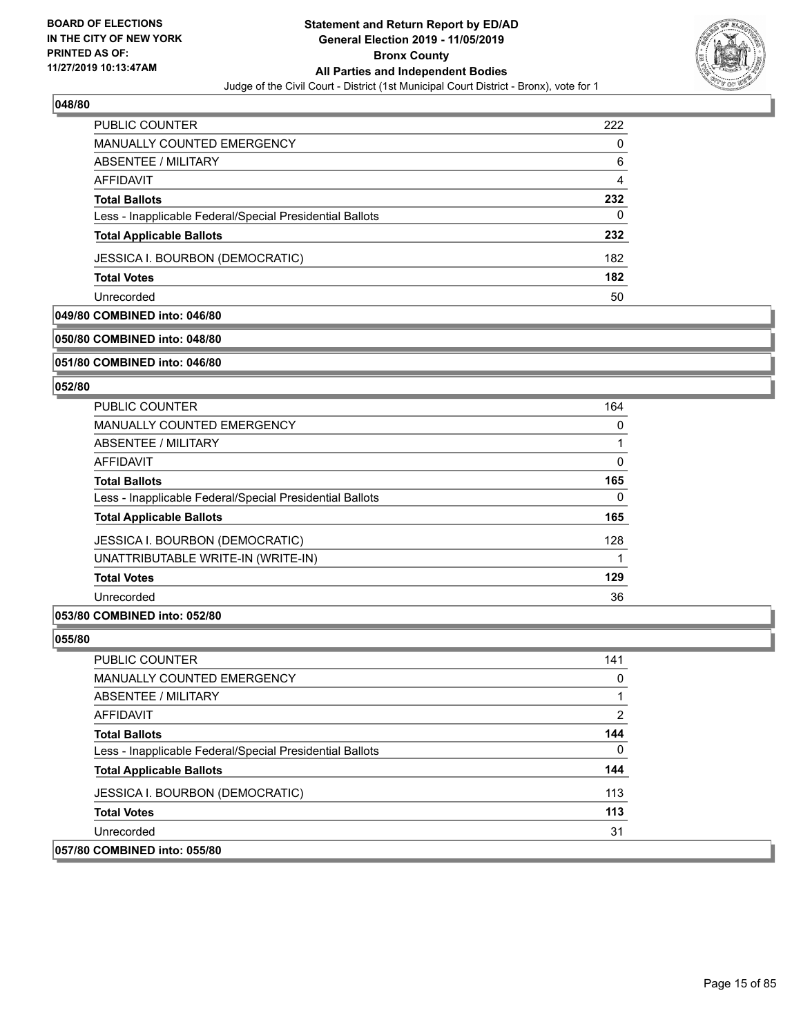### 048/80

| | |
|---|---|
| PUBLIC COUNTER | 222 |
| MANUALLY COUNTED EMERGENCY | 0 |
| ABSENTEE / MILITARY | 6 |
| AFFIDAVIT | 4 |
| **Total Ballots** | **232** |
| Less - Inapplicable Federal/Special Presidential Ballots | 0 |
| **Total Applicable Ballots** | **232** |
| JESSICA I. BOURBON (DEMOCRATIC) | 182 |
| **Total Votes** | **182** |
| Unrecorded | 50 |

### 049/80 COMBINED into: 046/80

### 050/80 COMBINED into: 048/80

### 051/80 COMBINED into: 046/80

### 052/80

| | |
|---|---|
| PUBLIC COUNTER | 164 |
| MANUALLY COUNTED EMERGENCY | 0 |
| ABSENTEE / MILITARY | 1 |
| AFFIDAVIT | 0 |
| **Total Ballots** | **165** |
| Less - Inapplicable Federal/Special Presidential Ballots | 0 |
| **Total Applicable Ballots** | **165** |
| JESSICA I. BOURBON (DEMOCRATIC) | 128 |
| UNATTRIBUTABLE WRITE-IN (WRITE-IN) | 1 |
| **Total Votes** | **129** |
| Unrecorded | 36 |

### 053/80 COMBINED into: 052/80

### 055/80

| | |
|---|---|
| PUBLIC COUNTER | 141 |
| MANUALLY COUNTED EMERGENCY | 0 |
| ABSENTEE / MILITARY | 1 |
| AFFIDAVIT | 2 |
| **Total Ballots** | **144** |
| Less - Inapplicable Federal/Special Presidential Ballots | 0 |
| **Total Applicable Ballots** | **144** |
| JESSICA I. BOURBON (DEMOCRATIC) | 113 |
| **Total Votes** | **113** |
| Unrecorded | 31 |

### 057/80 COMBINED into: 055/80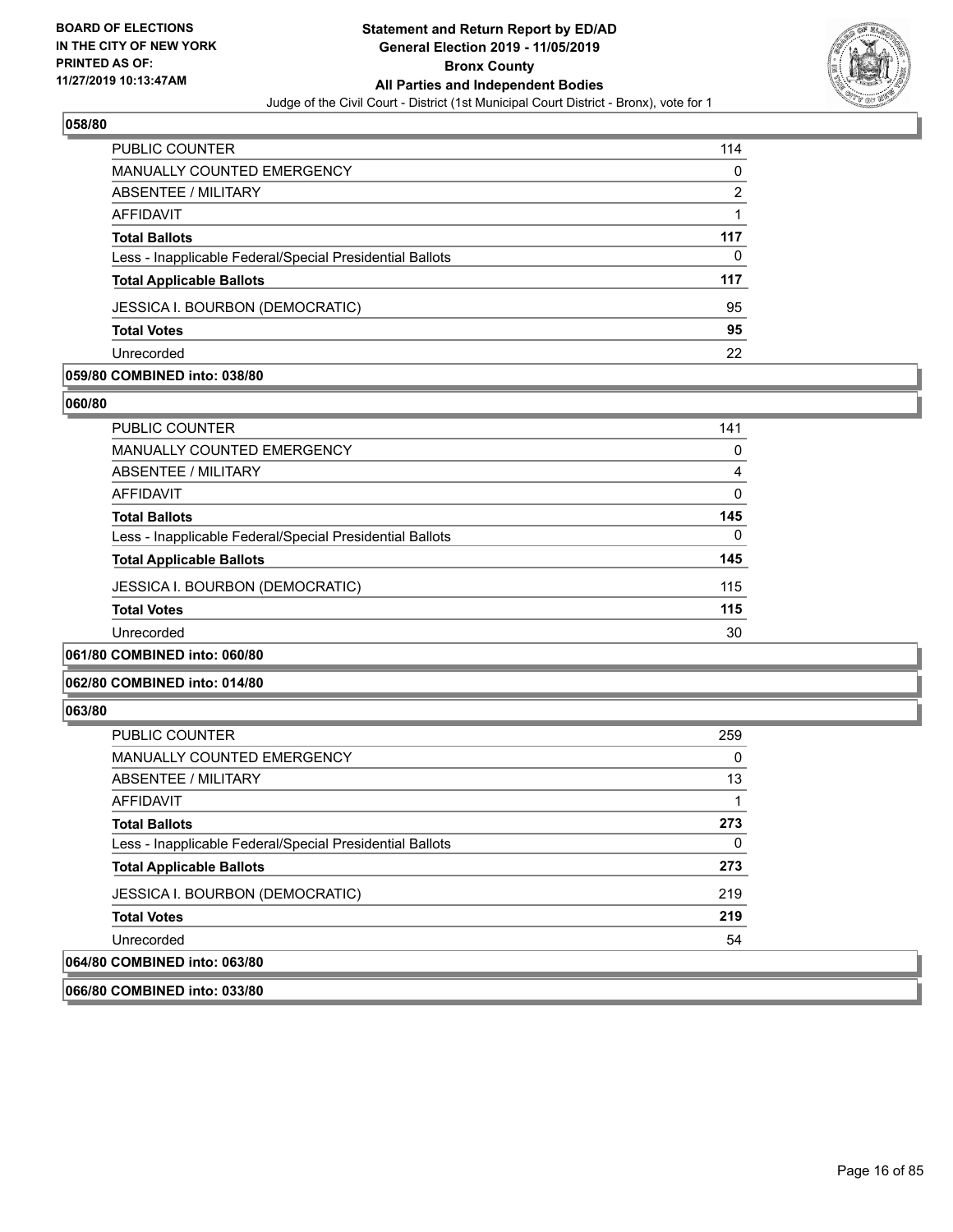## 058/80

| | |
|---|---|
| PUBLIC COUNTER | 114 |
| MANUALLY COUNTED EMERGENCY | 0 |
| ABSENTEE / MILITARY | 2 |
| AFFIDAVIT | 1 |
| **Total Ballots** | **117** |
| Less - Inapplicable Federal/Special Presidential Ballots | 0 |
| **Total Applicable Ballots** | **117** |
| JESSICA I. BOURBON (DEMOCRATIC) | 95 |
| **Total Votes** | **95** |
| Unrecorded | 22 |

**059/80 COMBINED into: 038/80**

## 060/80

| | |
|---|---|
| PUBLIC COUNTER | 141 |
| MANUALLY COUNTED EMERGENCY | 0 |
| ABSENTEE / MILITARY | 4 |
| AFFIDAVIT | 0 |
| **Total Ballots** | **145** |
| Less - Inapplicable Federal/Special Presidential Ballots | 0 |
| **Total Applicable Ballots** | **145** |
| JESSICA I. BOURBON (DEMOCRATIC) | 115 |
| **Total Votes** | **115** |
| Unrecorded | 30 |

**061/80 COMBINED into: 060/80**

**062/80 COMBINED into: 014/80**

## 063/80

| | |
|---|---|
| PUBLIC COUNTER | 259 |
| MANUALLY COUNTED EMERGENCY | 0 |
| ABSENTEE / MILITARY | 13 |
| AFFIDAVIT | 1 |
| **Total Ballots** | **273** |
| Less - Inapplicable Federal/Special Presidential Ballots | 0 |
| **Total Applicable Ballots** | **273** |
| JESSICA I. BOURBON (DEMOCRATIC) | 219 |
| **Total Votes** | **219** |
| Unrecorded | 54 |

**064/80 COMBINED into: 063/80**

**066/80 COMBINED into: 033/80**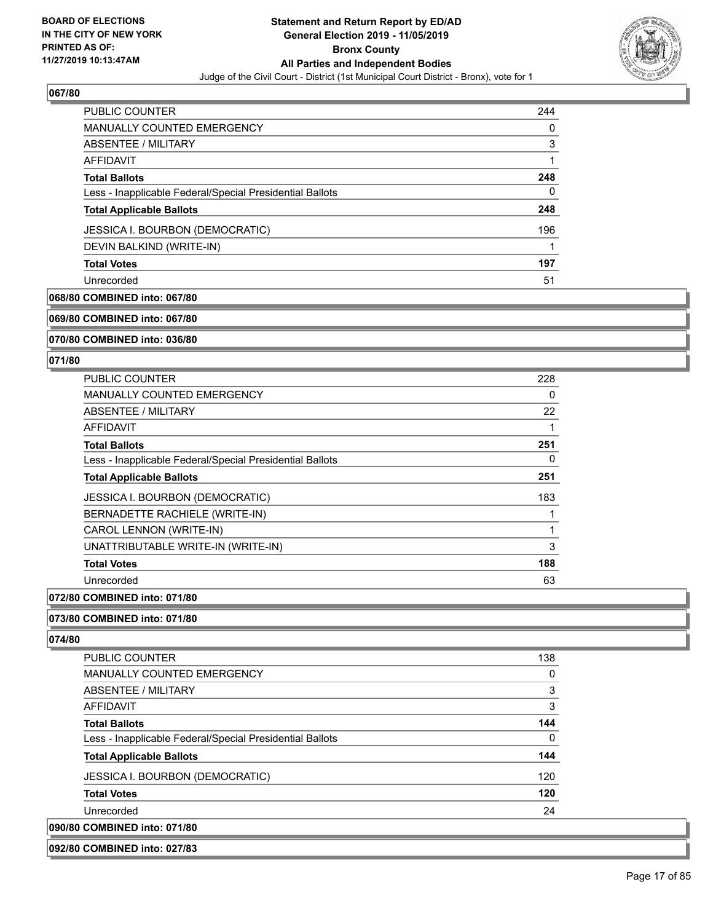## 067/80

| | |
|---|---|
| PUBLIC COUNTER | 244 |
| MANUALLY COUNTED EMERGENCY | 0 |
| ABSENTEE / MILITARY | 3 |
| AFFIDAVIT | 1 |
| **Total Ballots** | **248** |
| Less - Inapplicable Federal/Special Presidential Ballots | 0 |
| **Total Applicable Ballots** | **248** |
| JESSICA I. BOURBON (DEMOCRATIC) | 196 |
| DEVIN BALKIND (WRITE-IN) | 1 |
| **Total Votes** | **197** |
| Unrecorded | 51 |

**068/80 COMBINED into: 067/80**

**069/80 COMBINED into: 067/80**

**070/80 COMBINED into: 036/80**

## 071/80

| | |
|---|---|
| PUBLIC COUNTER | 228 |
| MANUALLY COUNTED EMERGENCY | 0 |
| ABSENTEE / MILITARY | 22 |
| AFFIDAVIT | 1 |
| **Total Ballots** | **251** |
| Less - Inapplicable Federal/Special Presidential Ballots | 0 |
| **Total Applicable Ballots** | **251** |
| JESSICA I. BOURBON (DEMOCRATIC) | 183 |
| BERNADETTE RACHIELE (WRITE-IN) | 1 |
| CAROL LENNON (WRITE-IN) | 1 |
| UNATTRIBUTABLE WRITE-IN (WRITE-IN) | 3 |
| **Total Votes** | **188** |
| Unrecorded | 63 |

**072/80 COMBINED into: 071/80**

**073/80 COMBINED into: 071/80**

## 074/80

| | |
|---|---|
| PUBLIC COUNTER | 138 |
| MANUALLY COUNTED EMERGENCY | 0 |
| ABSENTEE / MILITARY | 3 |
| AFFIDAVIT | 3 |
| **Total Ballots** | **144** |
| Less - Inapplicable Federal/Special Presidential Ballots | 0 |
| **Total Applicable Ballots** | **144** |
| JESSICA I. BOURBON (DEMOCRATIC) | 120 |
| **Total Votes** | **120** |
| Unrecorded | 24 |

**090/80 COMBINED into: 071/80**

**092/80 COMBINED into: 027/83**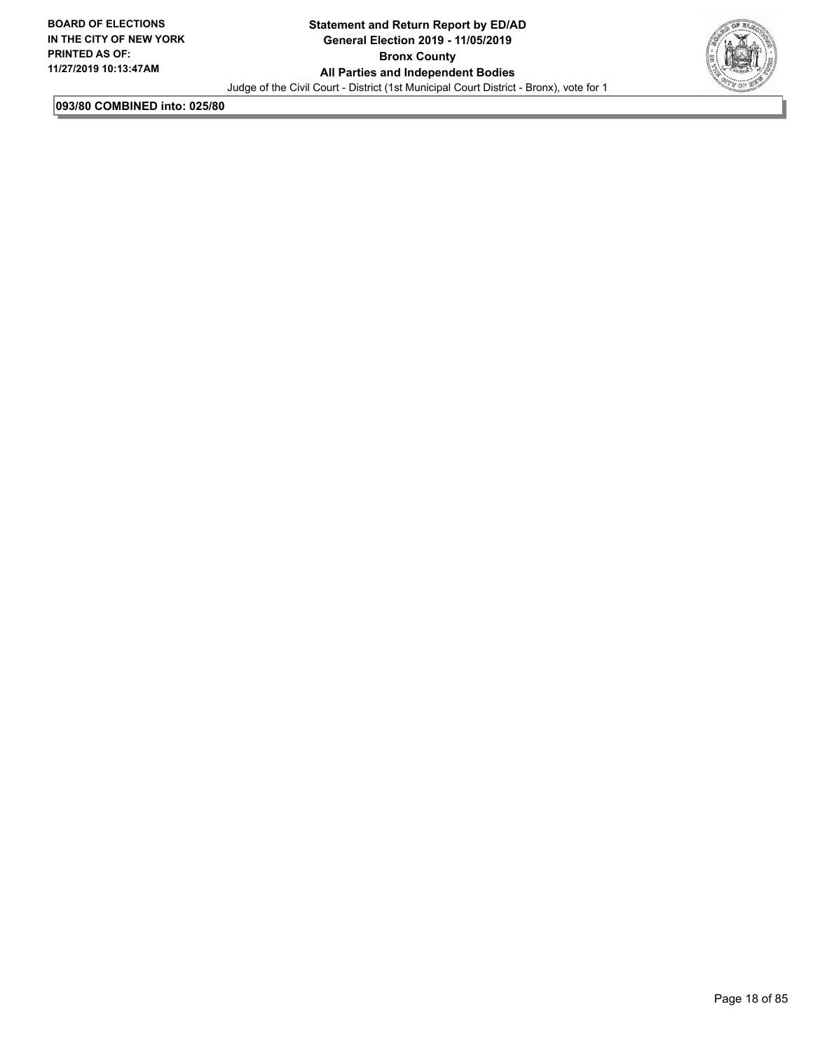**093/80 COMBINED into: 025/80**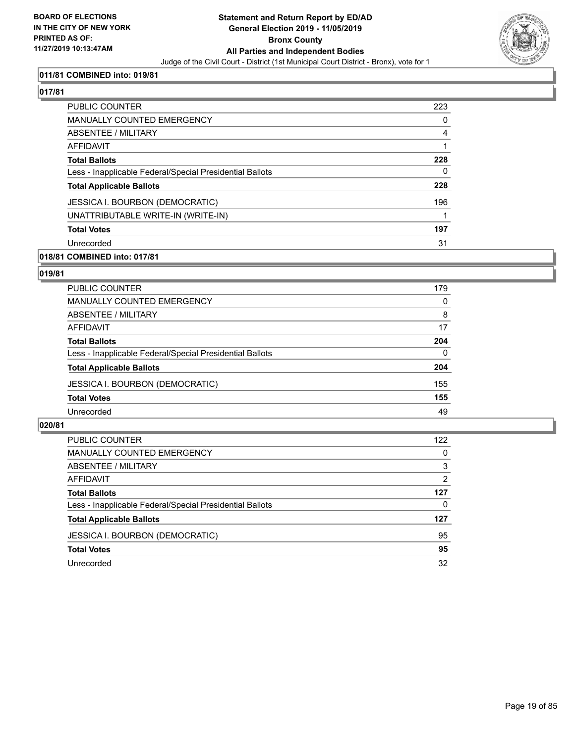**BOARD OF ELECTIONS IN THE CITY OF NEW YORK PRINTED AS OF: 11/27/2019 10:13:47AM**

**Statement and Return Report by ED/AD General Election 2019 - 11/05/2019 Bronx County All Parties and Independent Bodies**

Judge of the Civil Court - District (1st Municipal Court District - Bronx), vote for 1

### 011/81 COMBINED into: 019/81

### 017/81

| | |
|---|---|
| PUBLIC COUNTER | 223 |
| MANUALLY COUNTED EMERGENCY | 0 |
| ABSENTEE / MILITARY | 4 |
| AFFIDAVIT | 1 |
| **Total Ballots** | **228** |
| Less - Inapplicable Federal/Special Presidential Ballots | 0 |
| **Total Applicable Ballots** | **228** |
| JESSICA I. BOURBON (DEMOCRATIC) | 196 |
| UNATTRIBUTABLE WRITE-IN (WRITE-IN) | 1 |
| **Total Votes** | **197** |
| Unrecorded | 31 |

### 018/81 COMBINED into: 017/81

### 019/81

| | |
|---|---|
| PUBLIC COUNTER | 179 |
| MANUALLY COUNTED EMERGENCY | 0 |
| ABSENTEE / MILITARY | 8 |
| AFFIDAVIT | 17 |
| **Total Ballots** | **204** |
| Less - Inapplicable Federal/Special Presidential Ballots | 0 |
| **Total Applicable Ballots** | **204** |
| JESSICA I. BOURBON (DEMOCRATIC) | 155 |
| **Total Votes** | **155** |
| Unrecorded | 49 |

### 020/81

| | |
|---|---|
| PUBLIC COUNTER | 122 |
| MANUALLY COUNTED EMERGENCY | 0 |
| ABSENTEE / MILITARY | 3 |
| AFFIDAVIT | 2 |
| **Total Ballots** | **127** |
| Less - Inapplicable Federal/Special Presidential Ballots | 0 |
| **Total Applicable Ballots** | **127** |
| JESSICA I. BOURBON (DEMOCRATIC) | 95 |
| **Total Votes** | **95** |
| Unrecorded | 32 |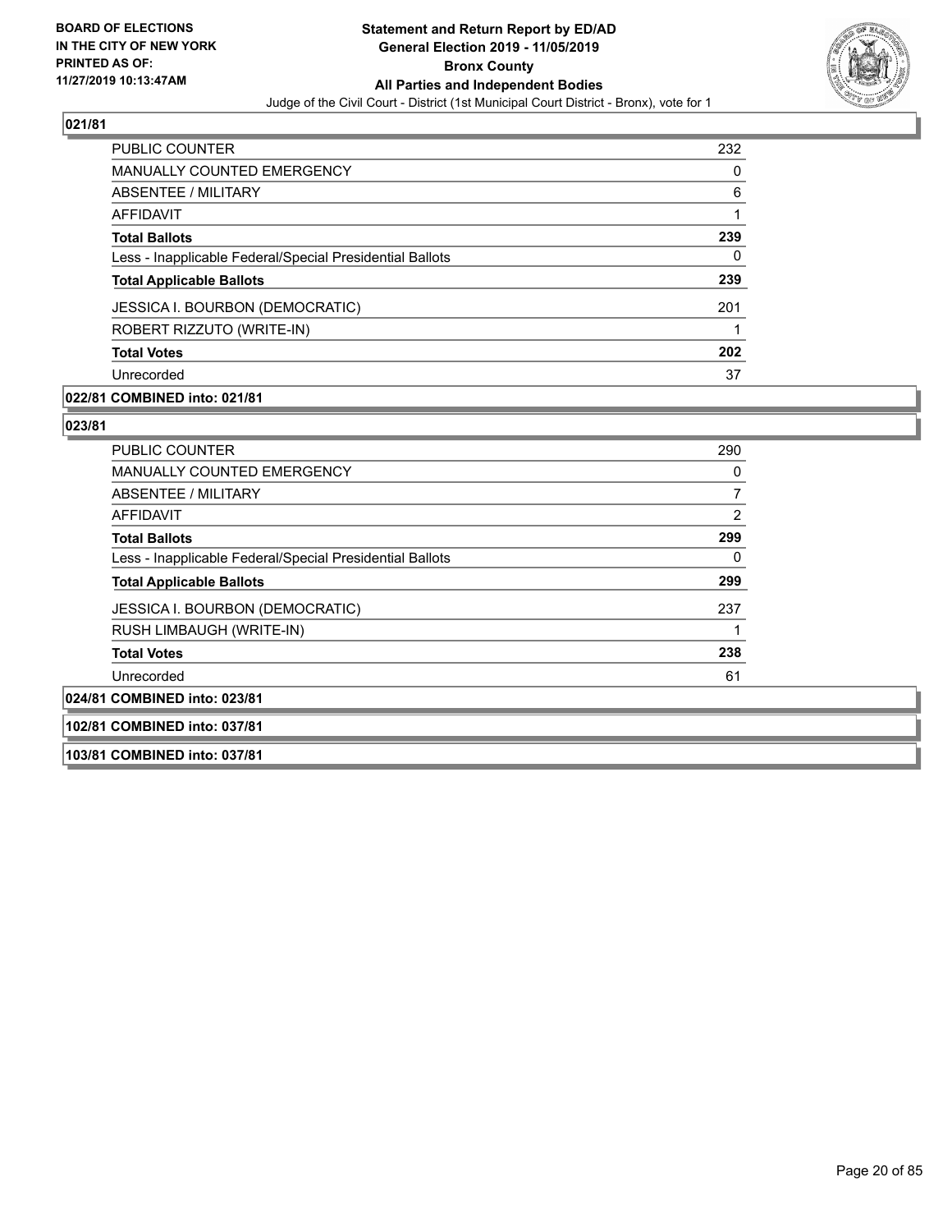## 021/81

| | |
|---|---|
| PUBLIC COUNTER | 232 |
| MANUALLY COUNTED EMERGENCY | 0 |
| ABSENTEE / MILITARY | 6 |
| AFFIDAVIT | 1 |
| **Total Ballots** | **239** |
| Less - Inapplicable Federal/Special Presidential Ballots | 0 |
| **Total Applicable Ballots** | **239** |
| JESSICA I. BOURBON (DEMOCRATIC) | 201 |
| ROBERT RIZZUTO (WRITE-IN) | 1 |
| **Total Votes** | **202** |
| Unrecorded | 37 |

**022/81 COMBINED into: 021/81**

## 023/81

| | |
|---|---|
| PUBLIC COUNTER | 290 |
| MANUALLY COUNTED EMERGENCY | 0 |
| ABSENTEE / MILITARY | 7 |
| AFFIDAVIT | 2 |
| **Total Ballots** | **299** |
| Less - Inapplicable Federal/Special Presidential Ballots | 0 |
| **Total Applicable Ballots** | **299** |
| JESSICA I. BOURBON (DEMOCRATIC) | 237 |
| RUSH LIMBAUGH (WRITE-IN) | 1 |
| **Total Votes** | **238** |
| Unrecorded | 61 |

**024/81 COMBINED into: 023/81**

**102/81 COMBINED into: 037/81**

**103/81 COMBINED into: 037/81**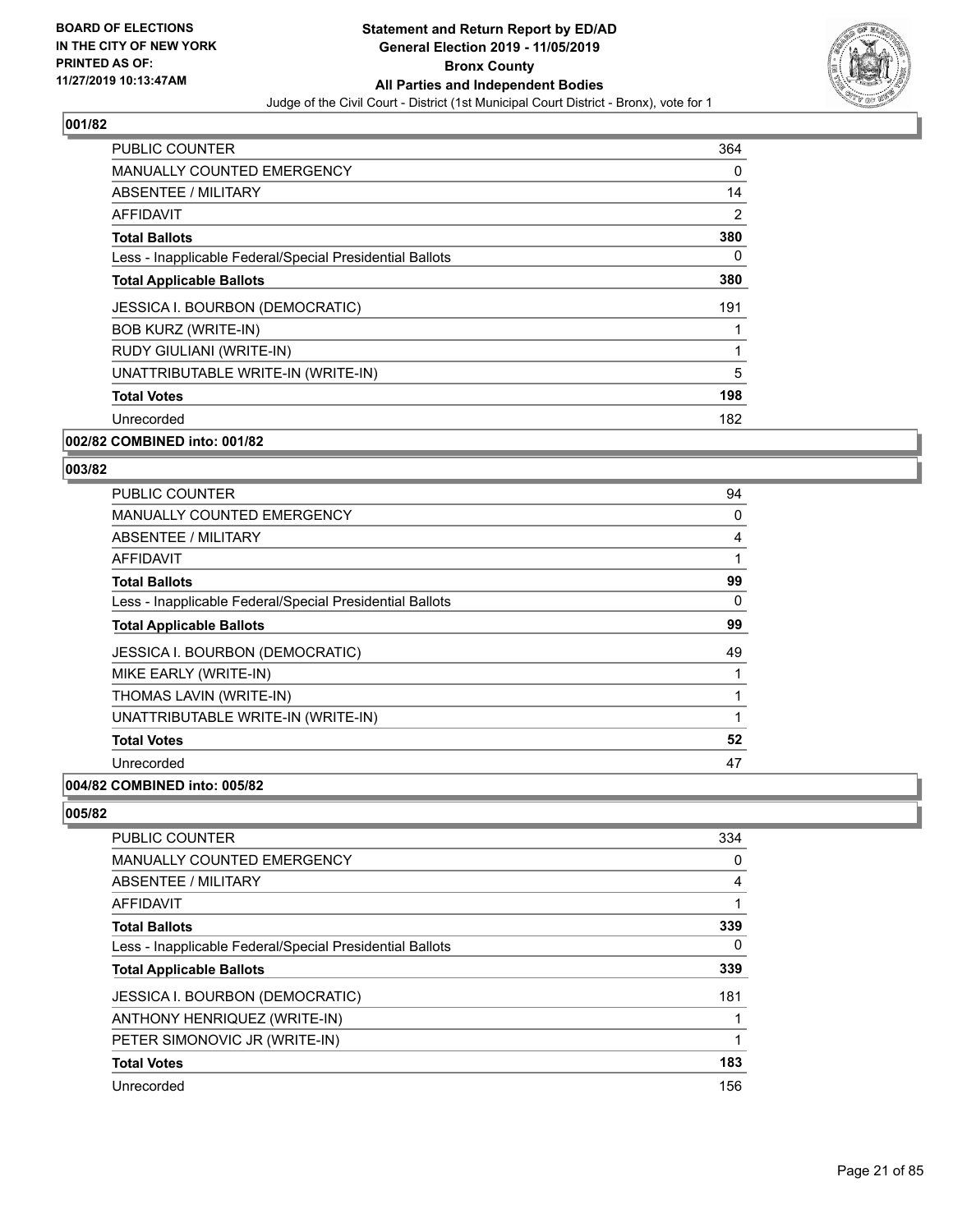**BOARD OF ELECTIONS IN THE CITY OF NEW YORK PRINTED AS OF: 11/27/2019 10:13:47AM**

## Statement and Return Report by ED/AD
## General Election 2019 - 11/05/2019
## Bronx County
## All Parties and Independent Bodies

Judge of the Civil Court - District (1st Municipal Court District - Bronx), vote for 1

### 001/82

| | |
|---|---|
| PUBLIC COUNTER | 364 |
| MANUALLY COUNTED EMERGENCY | 0 |
| ABSENTEE / MILITARY | 14 |
| AFFIDAVIT | 2 |
| **Total Ballots** | **380** |
| Less - Inapplicable Federal/Special Presidential Ballots | 0 |
| **Total Applicable Ballots** | **380** |
| JESSICA I. BOURBON (DEMOCRATIC) | 191 |
| BOB KURZ (WRITE-IN) | 1 |
| RUDY GIULIANI (WRITE-IN) | 1 |
| UNATTRIBUTABLE WRITE-IN (WRITE-IN) | 5 |
| **Total Votes** | **198** |
| Unrecorded | 182 |

### 002/82 COMBINED into: 001/82

### 003/82

| | |
|---|---|
| PUBLIC COUNTER | 94 |
| MANUALLY COUNTED EMERGENCY | 0 |
| ABSENTEE / MILITARY | 4 |
| AFFIDAVIT | 1 |
| **Total Ballots** | **99** |
| Less - Inapplicable Federal/Special Presidential Ballots | 0 |
| **Total Applicable Ballots** | **99** |
| JESSICA I. BOURBON (DEMOCRATIC) | 49 |
| MIKE EARLY (WRITE-IN) | 1 |
| THOMAS LAVIN (WRITE-IN) | 1 |
| UNATTRIBUTABLE WRITE-IN (WRITE-IN) | 1 |
| **Total Votes** | **52** |
| Unrecorded | 47 |

### 004/82 COMBINED into: 005/82

### 005/82

| | |
|---|---|
| PUBLIC COUNTER | 334 |
| MANUALLY COUNTED EMERGENCY | 0 |
| ABSENTEE / MILITARY | 4 |
| AFFIDAVIT | 1 |
| **Total Ballots** | **339** |
| Less - Inapplicable Federal/Special Presidential Ballots | 0 |
| **Total Applicable Ballots** | **339** |
| JESSICA I. BOURBON (DEMOCRATIC) | 181 |
| ANTHONY HENRIQUEZ (WRITE-IN) | 1 |
| PETER SIMONOVIC JR (WRITE-IN) | 1 |
| **Total Votes** | **183** |
| Unrecorded | 156 |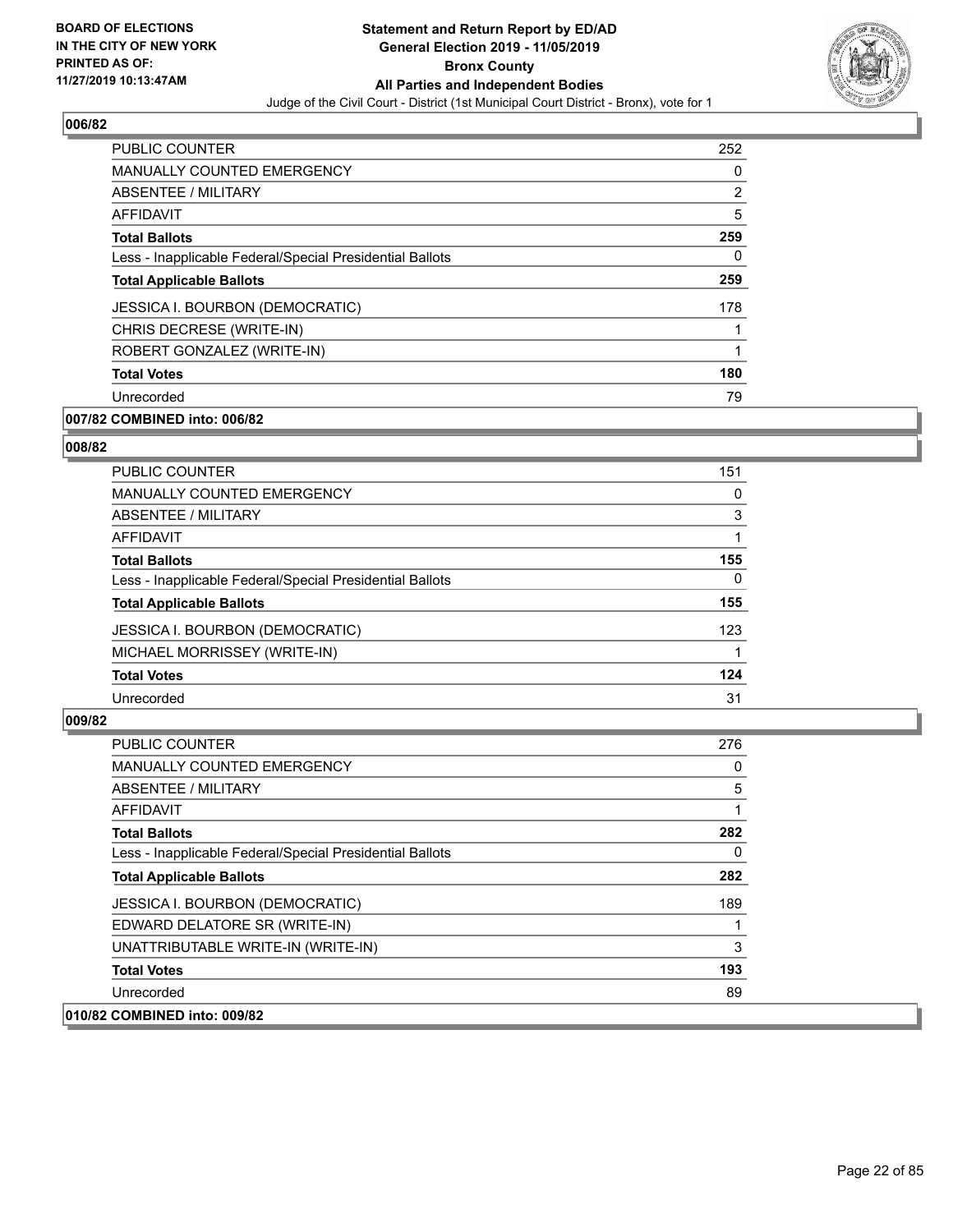## 006/82

| | |
|---|---|
| PUBLIC COUNTER | 252 |
| MANUALLY COUNTED EMERGENCY | 0 |
| ABSENTEE / MILITARY | 2 |
| AFFIDAVIT | 5 |
| **Total Ballots** | **259** |
| Less - Inapplicable Federal/Special Presidential Ballots | 0 |
| **Total Applicable Ballots** | **259** |
| JESSICA I. BOURBON (DEMOCRATIC) | 178 |
| CHRIS DECRESE (WRITE-IN) | 1 |
| ROBERT GONZALEZ (WRITE-IN) | 1 |
| **Total Votes** | **180** |
| Unrecorded | 79 |

**007/82 COMBINED into: 006/82**

## 008/82

| | |
|---|---|
| PUBLIC COUNTER | 151 |
| MANUALLY COUNTED EMERGENCY | 0 |
| ABSENTEE / MILITARY | 3 |
| AFFIDAVIT | 1 |
| **Total Ballots** | **155** |
| Less - Inapplicable Federal/Special Presidential Ballots | 0 |
| **Total Applicable Ballots** | **155** |
| JESSICA I. BOURBON (DEMOCRATIC) | 123 |
| MICHAEL MORRISSEY (WRITE-IN) | 1 |
| **Total Votes** | **124** |
| Unrecorded | 31 |

## 009/82

| | |
|---|---|
| PUBLIC COUNTER | 276 |
| MANUALLY COUNTED EMERGENCY | 0 |
| ABSENTEE / MILITARY | 5 |
| AFFIDAVIT | 1 |
| **Total Ballots** | **282** |
| Less - Inapplicable Federal/Special Presidential Ballots | 0 |
| **Total Applicable Ballots** | **282** |
| JESSICA I. BOURBON (DEMOCRATIC) | 189 |
| EDWARD DELATORE SR (WRITE-IN) | 1 |
| UNATTRIBUTABLE WRITE-IN (WRITE-IN) | 3 |
| **Total Votes** | **193** |
| Unrecorded | 89 |

**010/82 COMBINED into: 009/82**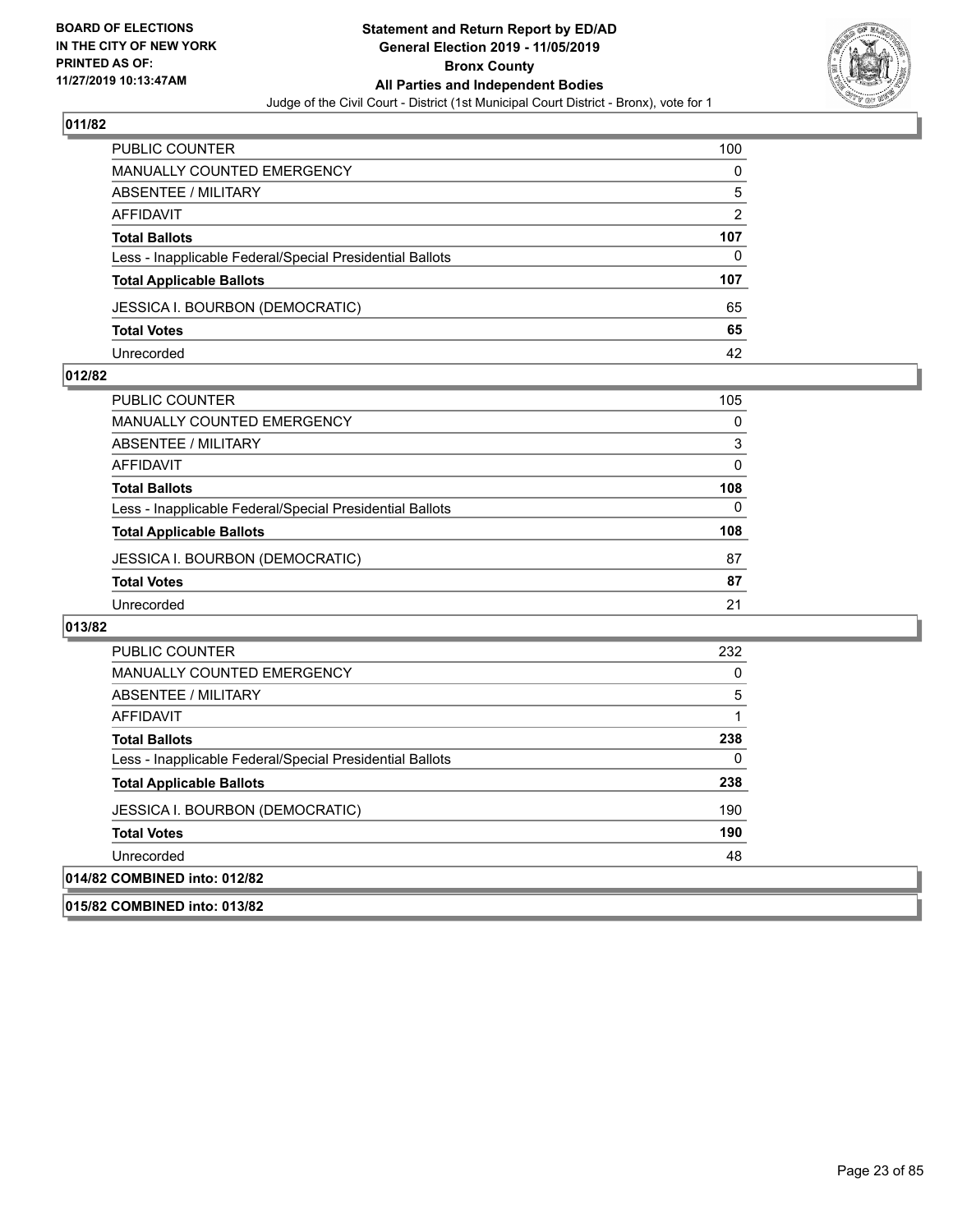## 011/82

| | |
|---|---|
| PUBLIC COUNTER | 100 |
| MANUALLY COUNTED EMERGENCY | 0 |
| ABSENTEE / MILITARY | 5 |
| AFFIDAVIT | 2 |
| **Total Ballots** | **107** |
| Less - Inapplicable Federal/Special Presidential Ballots | 0 |
| **Total Applicable Ballots** | **107** |
| JESSICA I. BOURBON (DEMOCRATIC) | 65 |
| **Total Votes** | **65** |
| Unrecorded | 42 |

## 012/82

| | |
|---|---|
| PUBLIC COUNTER | 105 |
| MANUALLY COUNTED EMERGENCY | 0 |
| ABSENTEE / MILITARY | 3 |
| AFFIDAVIT | 0 |
| **Total Ballots** | **108** |
| Less - Inapplicable Federal/Special Presidential Ballots | 0 |
| **Total Applicable Ballots** | **108** |
| JESSICA I. BOURBON (DEMOCRATIC) | 87 |
| **Total Votes** | **87** |
| Unrecorded | 21 |

## 013/82

| | |
|---|---|
| PUBLIC COUNTER | 232 |
| MANUALLY COUNTED EMERGENCY | 0 |
| ABSENTEE / MILITARY | 5 |
| AFFIDAVIT | 1 |
| **Total Ballots** | **238** |
| Less - Inapplicable Federal/Special Presidential Ballots | 0 |
| **Total Applicable Ballots** | **238** |
| JESSICA I. BOURBON (DEMOCRATIC) | 190 |
| **Total Votes** | **190** |
| Unrecorded | 48 |

## 014/82 COMBINED into: 012/82

## 015/82 COMBINED into: 013/82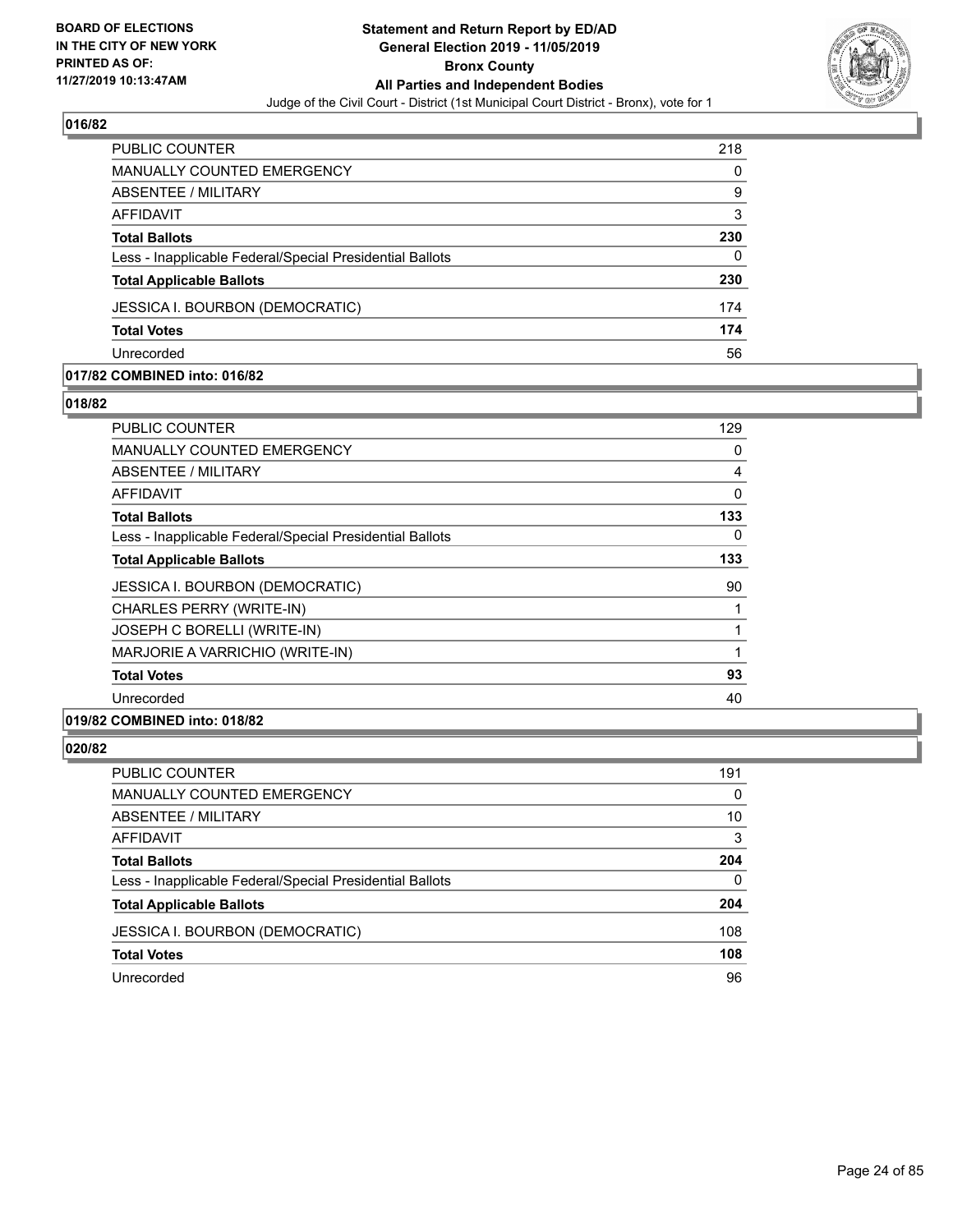## 016/82

| | |
|---|---|
| PUBLIC COUNTER | 218 |
| MANUALLY COUNTED EMERGENCY | 0 |
| ABSENTEE / MILITARY | 9 |
| AFFIDAVIT | 3 |
| **Total Ballots** | **230** |
| Less - Inapplicable Federal/Special Presidential Ballots | 0 |
| **Total Applicable Ballots** | **230** |
| JESSICA I. BOURBON (DEMOCRATIC) | 174 |
| **Total Votes** | **174** |
| Unrecorded | 56 |

## 017/82 COMBINED into: 016/82

## 018/82

| | |
|---|---|
| PUBLIC COUNTER | 129 |
| MANUALLY COUNTED EMERGENCY | 0 |
| ABSENTEE / MILITARY | 4 |
| AFFIDAVIT | 0 |
| **Total Ballots** | **133** |
| Less - Inapplicable Federal/Special Presidential Ballots | 0 |
| **Total Applicable Ballots** | **133** |
| JESSICA I. BOURBON (DEMOCRATIC) | 90 |
| CHARLES PERRY (WRITE-IN) | 1 |
| JOSEPH C BORELLI (WRITE-IN) | 1 |
| MARJORIE A VARRICHIO (WRITE-IN) | 1 |
| **Total Votes** | **93** |
| Unrecorded | 40 |

## 019/82 COMBINED into: 018/82

## 020/82

| | |
|---|---|
| PUBLIC COUNTER | 191 |
| MANUALLY COUNTED EMERGENCY | 0 |
| ABSENTEE / MILITARY | 10 |
| AFFIDAVIT | 3 |
| **Total Ballots** | **204** |
| Less - Inapplicable Federal/Special Presidential Ballots | 0 |
| **Total Applicable Ballots** | **204** |
| JESSICA I. BOURBON (DEMOCRATIC) | 108 |
| **Total Votes** | **108** |
| Unrecorded | 96 |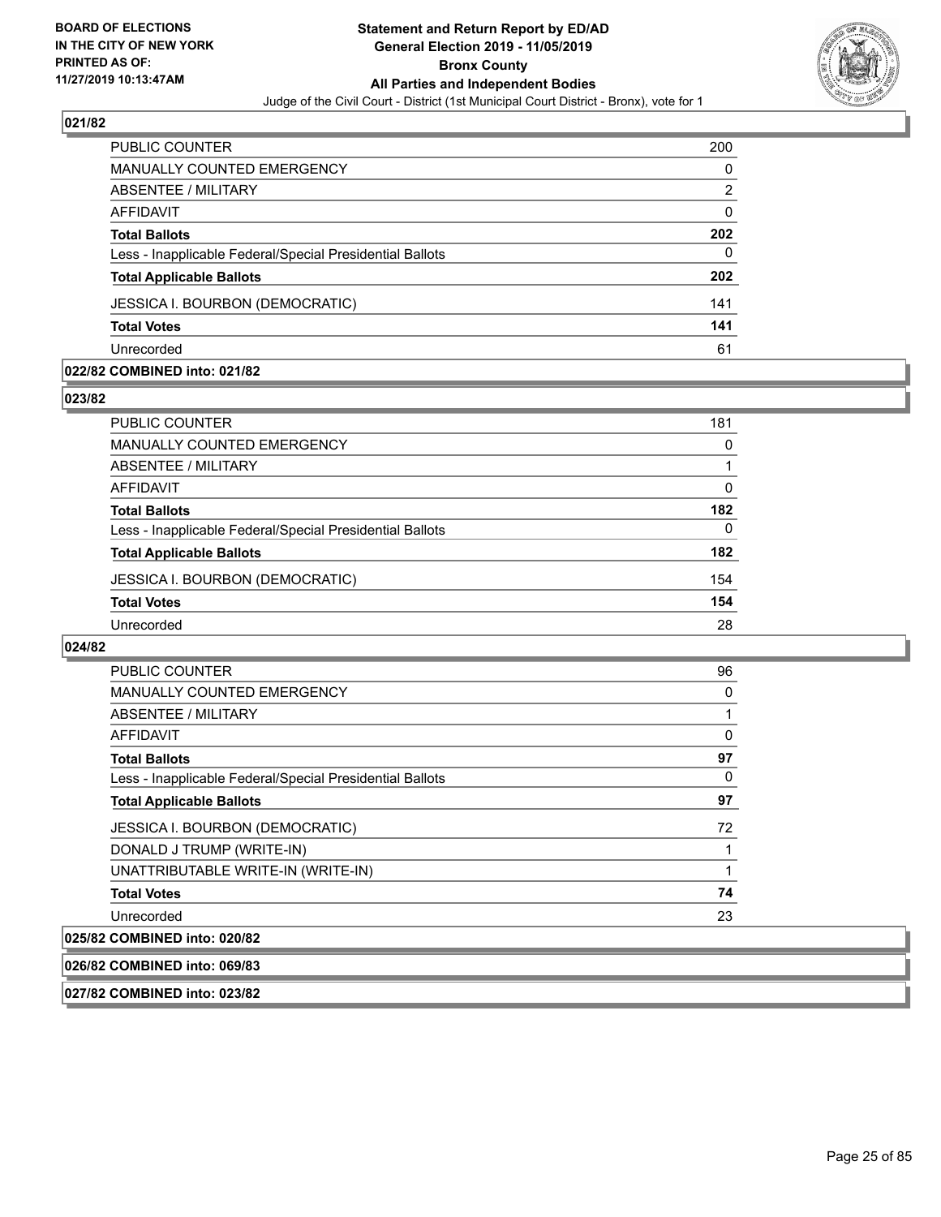**BOARD OF ELECTIONS IN THE CITY OF NEW YORK PRINTED AS OF: 11/27/2019 10:13:47AM**

**Statement and Return Report by ED/AD General Election 2019 - 11/05/2019 Bronx County All Parties and Independent Bodies**

Judge of the Civil Court - District (1st Municipal Court District - Bronx), vote for 1

### 021/82

| | |
|---|---|
| PUBLIC COUNTER | 200 |
| MANUALLY COUNTED EMERGENCY | 0 |
| ABSENTEE / MILITARY | 2 |
| AFFIDAVIT | 0 |
| **Total Ballots** | **202** |
| Less - Inapplicable Federal/Special Presidential Ballots | 0 |
| **Total Applicable Ballots** | **202** |
| JESSICA I. BOURBON (DEMOCRATIC) | 141 |
| **Total Votes** | **141** |
| Unrecorded | 61 |

### 022/82 COMBINED into: 021/82

### 023/82

| | |
|---|---|
| PUBLIC COUNTER | 181 |
| MANUALLY COUNTED EMERGENCY | 0 |
| ABSENTEE / MILITARY | 1 |
| AFFIDAVIT | 0 |
| **Total Ballots** | **182** |
| Less - Inapplicable Federal/Special Presidential Ballots | 0 |
| **Total Applicable Ballots** | **182** |
| JESSICA I. BOURBON (DEMOCRATIC) | 154 |
| **Total Votes** | **154** |
| Unrecorded | 28 |

### 024/82

| | |
|---|---|
| PUBLIC COUNTER | 96 |
| MANUALLY COUNTED EMERGENCY | 0 |
| ABSENTEE / MILITARY | 1 |
| AFFIDAVIT | 0 |
| **Total Ballots** | **97** |
| Less - Inapplicable Federal/Special Presidential Ballots | 0 |
| **Total Applicable Ballots** | **97** |
| JESSICA I. BOURBON (DEMOCRATIC) | 72 |
| DONALD J TRUMP (WRITE-IN) | 1 |
| UNATTRIBUTABLE WRITE-IN (WRITE-IN) | 1 |
| **Total Votes** | **74** |
| Unrecorded | 23 |

### 025/82 COMBINED into: 020/82

### 026/82 COMBINED into: 069/83

### 027/82 COMBINED into: 023/82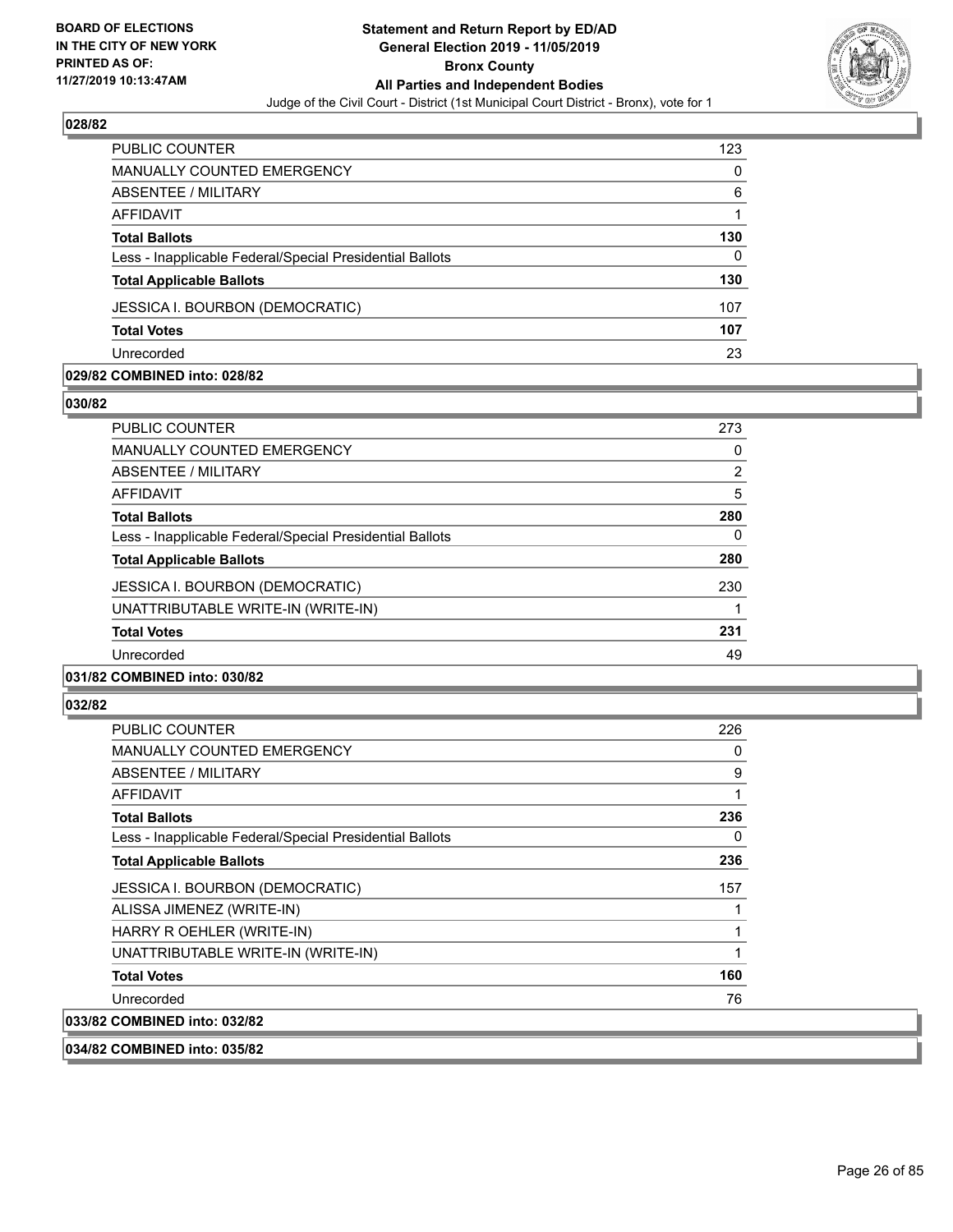**028/82**

| | |
|---|---|
| PUBLIC COUNTER | 123 |
| MANUALLY COUNTED EMERGENCY | 0 |
| ABSENTEE / MILITARY | 6 |
| AFFIDAVIT | 1 |
| **Total Ballots** | **130** |
| Less - Inapplicable Federal/Special Presidential Ballots | 0 |
| **Total Applicable Ballots** | **130** |
| JESSICA I. BOURBON (DEMOCRATIC) | 107 |
| **Total Votes** | **107** |
| Unrecorded | 23 |

**029/82 COMBINED into: 028/82**

**030/82**

| | |
|---|---|
| PUBLIC COUNTER | 273 |
| MANUALLY COUNTED EMERGENCY | 0 |
| ABSENTEE / MILITARY | 2 |
| AFFIDAVIT | 5 |
| **Total Ballots** | **280** |
| Less - Inapplicable Federal/Special Presidential Ballots | 0 |
| **Total Applicable Ballots** | **280** |
| JESSICA I. BOURBON (DEMOCRATIC) | 230 |
| UNATTRIBUTABLE WRITE-IN (WRITE-IN) | 1 |
| **Total Votes** | **231** |
| Unrecorded | 49 |

**031/82 COMBINED into: 030/82**

**032/82**

| | |
|---|---|
| PUBLIC COUNTER | 226 |
| MANUALLY COUNTED EMERGENCY | 0 |
| ABSENTEE / MILITARY | 9 |
| AFFIDAVIT | 1 |
| **Total Ballots** | **236** |
| Less - Inapplicable Federal/Special Presidential Ballots | 0 |
| **Total Applicable Ballots** | **236** |
| JESSICA I. BOURBON (DEMOCRATIC) | 157 |
| ALISSA JIMENEZ (WRITE-IN) | 1 |
| HARRY R OEHLER (WRITE-IN) | 1 |
| UNATTRIBUTABLE WRITE-IN (WRITE-IN) | 1 |
| **Total Votes** | **160** |
| Unrecorded | 76 |

**033/82 COMBINED into: 032/82**

**034/82 COMBINED into: 035/82**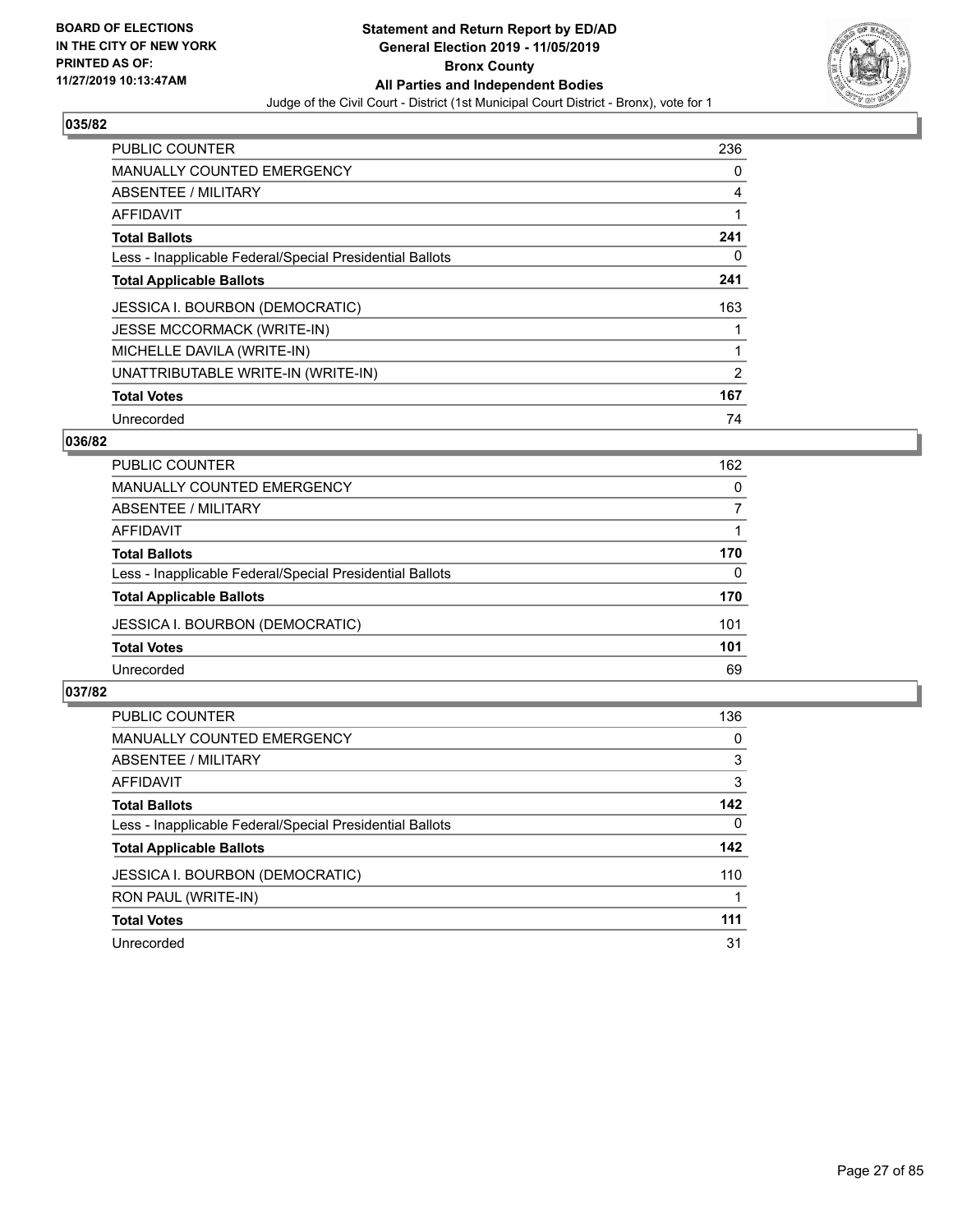**BOARD OF ELECTIONS IN THE CITY OF NEW YORK PRINTED AS OF: 11/27/2019 10:13:47AM**

# Statement and Return Report by ED/AD
## General Election 2019 - 11/05/2019
## Bronx County
## All Parties and Independent Bodies
Judge of the Civil Court - District (1st Municipal Court District - Bronx), vote for 1

### 035/82

| | |
|---|---|
| PUBLIC COUNTER | 236 |
| MANUALLY COUNTED EMERGENCY | 0 |
| ABSENTEE / MILITARY | 4 |
| AFFIDAVIT | 1 |
| **Total Ballots** | **241** |
| Less - Inapplicable Federal/Special Presidential Ballots | 0 |
| **Total Applicable Ballots** | **241** |
| JESSICA I. BOURBON (DEMOCRATIC) | 163 |
| JESSE MCCORMACK (WRITE-IN) | 1 |
| MICHELLE DAVILA (WRITE-IN) | 1 |
| UNATTRIBUTABLE WRITE-IN (WRITE-IN) | 2 |
| **Total Votes** | **167** |
| Unrecorded | 74 |

### 036/82

| | |
|---|---|
| PUBLIC COUNTER | 162 |
| MANUALLY COUNTED EMERGENCY | 0 |
| ABSENTEE / MILITARY | 7 |
| AFFIDAVIT | 1 |
| **Total Ballots** | **170** |
| Less - Inapplicable Federal/Special Presidential Ballots | 0 |
| **Total Applicable Ballots** | **170** |
| JESSICA I. BOURBON (DEMOCRATIC) | 101 |
| **Total Votes** | **101** |
| Unrecorded | 69 |

### 037/82

| | |
|---|---|
| PUBLIC COUNTER | 136 |
| MANUALLY COUNTED EMERGENCY | 0 |
| ABSENTEE / MILITARY | 3 |
| AFFIDAVIT | 3 |
| **Total Ballots** | **142** |
| Less - Inapplicable Federal/Special Presidential Ballots | 0 |
| **Total Applicable Ballots** | **142** |
| JESSICA I. BOURBON (DEMOCRATIC) | 110 |
| RON PAUL (WRITE-IN) | 1 |
| **Total Votes** | **111** |
| Unrecorded | 31 |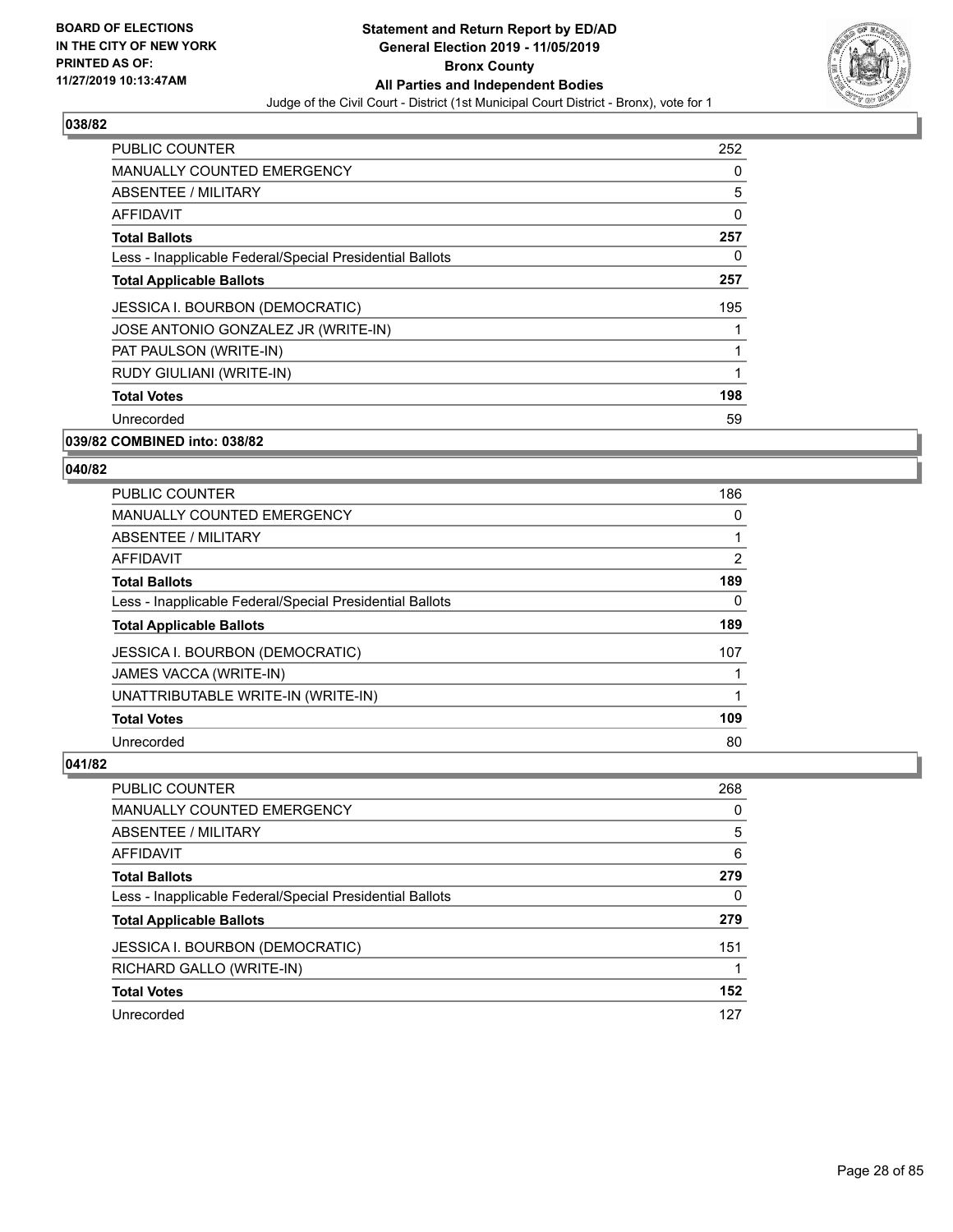**BOARD OF ELECTIONS IN THE CITY OF NEW YORK PRINTED AS OF: 11/27/2019 10:13:47AM**

**Statement and Return Report by ED/AD General Election 2019 - 11/05/2019 Bronx County All Parties and Independent Bodies**

Judge of the Civil Court - District (1st Municipal Court District - Bronx), vote for 1

## 038/82

| | |
|---|---|
| PUBLIC COUNTER | 252 |
| MANUALLY COUNTED EMERGENCY | 0 |
| ABSENTEE / MILITARY | 5 |
| AFFIDAVIT | 0 |
| **Total Ballots** | **257** |
| Less - Inapplicable Federal/Special Presidential Ballots | 0 |
| **Total Applicable Ballots** | **257** |
| JESSICA I. BOURBON (DEMOCRATIC) | 195 |
| JOSE ANTONIO GONZALEZ JR (WRITE-IN) | 1 |
| PAT PAULSON (WRITE-IN) | 1 |
| RUDY GIULIANI (WRITE-IN) | 1 |
| **Total Votes** | **198** |
| Unrecorded | 59 |

## 039/82 COMBINED into: 038/82

## 040/82

| | |
|---|---|
| PUBLIC COUNTER | 186 |
| MANUALLY COUNTED EMERGENCY | 0 |
| ABSENTEE / MILITARY | 1 |
| AFFIDAVIT | 2 |
| **Total Ballots** | **189** |
| Less - Inapplicable Federal/Special Presidential Ballots | 0 |
| **Total Applicable Ballots** | **189** |
| JESSICA I. BOURBON (DEMOCRATIC) | 107 |
| JAMES VACCA (WRITE-IN) | 1 |
| UNATTRIBUTABLE WRITE-IN (WRITE-IN) | 1 |
| **Total Votes** | **109** |
| Unrecorded | 80 |

## 041/82

| | |
|---|---|
| PUBLIC COUNTER | 268 |
| MANUALLY COUNTED EMERGENCY | 0 |
| ABSENTEE / MILITARY | 5 |
| AFFIDAVIT | 6 |
| **Total Ballots** | **279** |
| Less - Inapplicable Federal/Special Presidential Ballots | 0 |
| **Total Applicable Ballots** | **279** |
| JESSICA I. BOURBON (DEMOCRATIC) | 151 |
| RICHARD GALLO (WRITE-IN) | 1 |
| **Total Votes** | **152** |
| Unrecorded | 127 |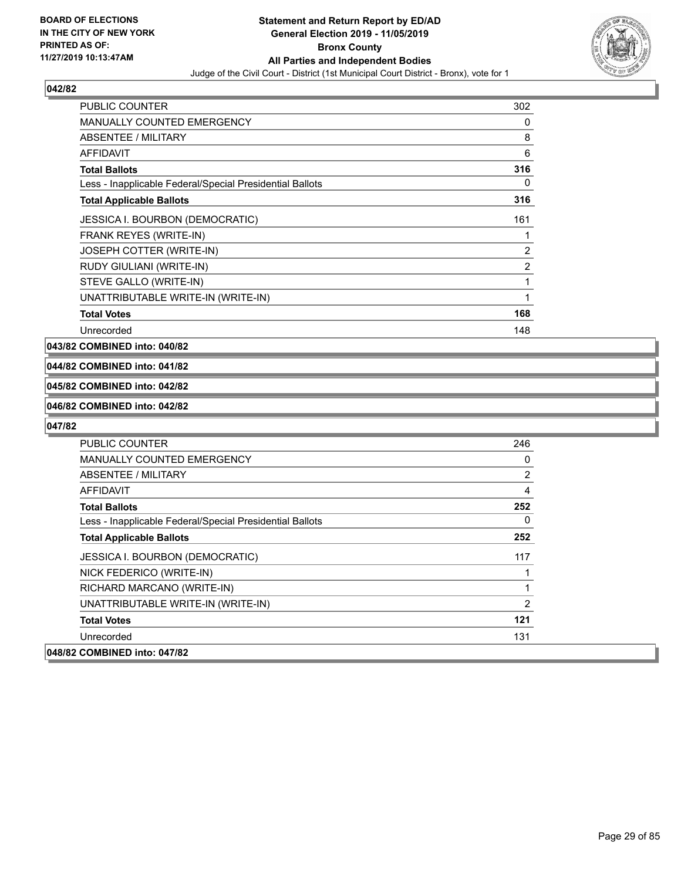### 042/82

| | |
|---|---|
| PUBLIC COUNTER | 302 |
| MANUALLY COUNTED EMERGENCY | 0 |
| ABSENTEE / MILITARY | 8 |
| AFFIDAVIT | 6 |
| **Total Ballots** | **316** |
| Less - Inapplicable Federal/Special Presidential Ballots | 0 |
| **Total Applicable Ballots** | **316** |
| JESSICA I. BOURBON (DEMOCRATIC) | 161 |
| FRANK REYES (WRITE-IN) | 1 |
| JOSEPH COTTER (WRITE-IN) | 2 |
| RUDY GIULIANI (WRITE-IN) | 2 |
| STEVE GALLO (WRITE-IN) | 1 |
| UNATTRIBUTABLE WRITE-IN (WRITE-IN) | 1 |
| **Total Votes** | **168** |
| Unrecorded | 148 |

**043/82 COMBINED into: 040/82**

**044/82 COMBINED into: 041/82**

**045/82 COMBINED into: 042/82**

**046/82 COMBINED into: 042/82**

### 047/82

| | |
|---|---|
| PUBLIC COUNTER | 246 |
| MANUALLY COUNTED EMERGENCY | 0 |
| ABSENTEE / MILITARY | 2 |
| AFFIDAVIT | 4 |
| **Total Ballots** | **252** |
| Less - Inapplicable Federal/Special Presidential Ballots | 0 |
| **Total Applicable Ballots** | **252** |
| JESSICA I. BOURBON (DEMOCRATIC) | 117 |
| NICK FEDERICO (WRITE-IN) | 1 |
| RICHARD MARCANO (WRITE-IN) | 1 |
| UNATTRIBUTABLE WRITE-IN (WRITE-IN) | 2 |
| **Total Votes** | **121** |
| Unrecorded | 131 |

**048/82 COMBINED into: 047/82**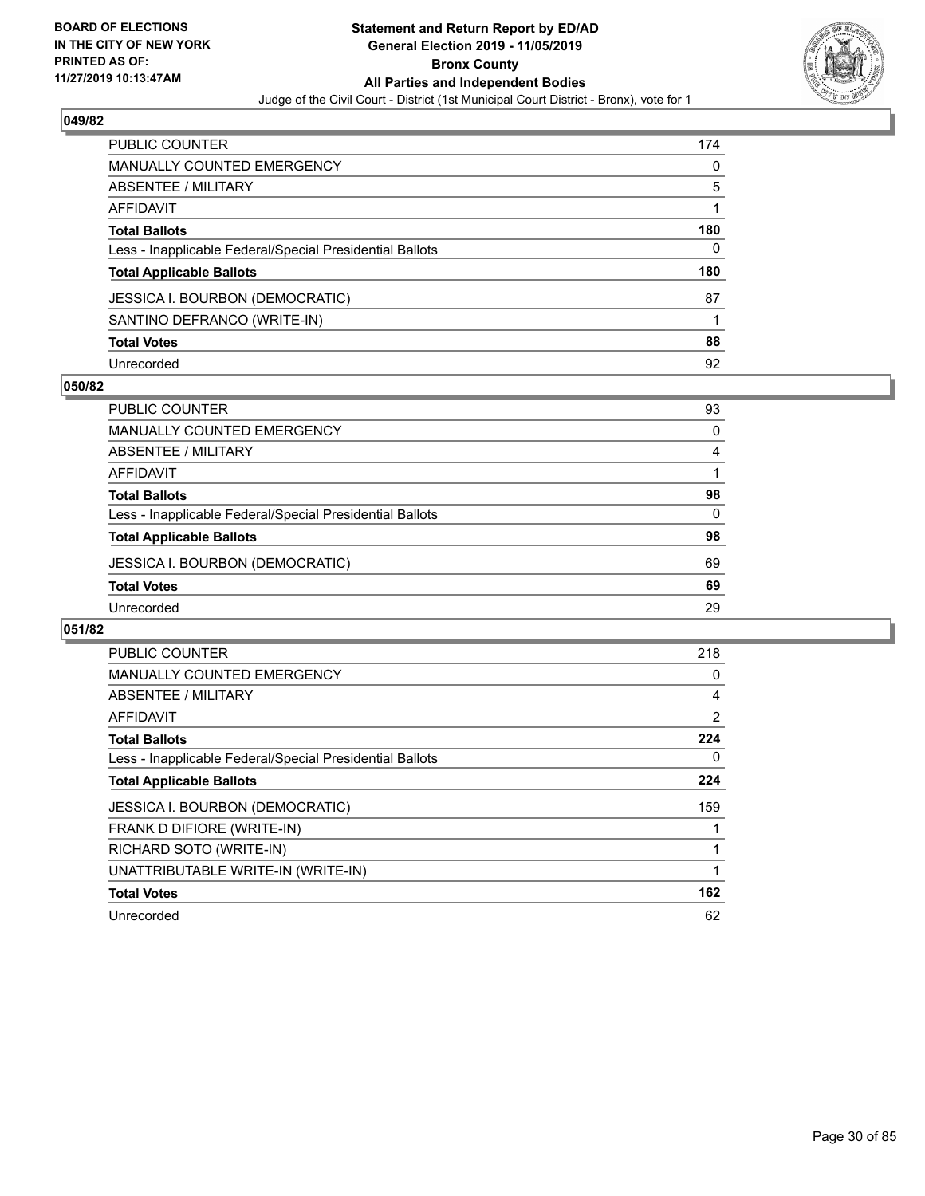# Statement and Return Report by ED/AD
## General Election 2019 - 11/05/2019
## Bronx County
## All Parties and Independent Bodies
Judge of the Civil Court - District (1st Municipal Court District - Bronx), vote for 1

BOARD OF ELECTIONS IN THE CITY OF NEW YORK PRINTED AS OF: 11/27/2019 10:13:47AM

### 049/82

| | |
|---|---|
| PUBLIC COUNTER | 174 |
| MANUALLY COUNTED EMERGENCY | 0 |
| ABSENTEE / MILITARY | 5 |
| AFFIDAVIT | 1 |
| **Total Ballots** | **180** |
| Less - Inapplicable Federal/Special Presidential Ballots | 0 |
| **Total Applicable Ballots** | **180** |
| JESSICA I. BOURBON (DEMOCRATIC) | 87 |
| SANTINO DEFRANCO (WRITE-IN) | 1 |
| **Total Votes** | **88** |
| Unrecorded | 92 |

### 050/82

| | |
|---|---|
| PUBLIC COUNTER | 93 |
| MANUALLY COUNTED EMERGENCY | 0 |
| ABSENTEE / MILITARY | 4 |
| AFFIDAVIT | 1 |
| **Total Ballots** | **98** |
| Less - Inapplicable Federal/Special Presidential Ballots | 0 |
| **Total Applicable Ballots** | **98** |
| JESSICA I. BOURBON (DEMOCRATIC) | 69 |
| **Total Votes** | **69** |
| Unrecorded | 29 |

### 051/82

| | |
|---|---|
| PUBLIC COUNTER | 218 |
| MANUALLY COUNTED EMERGENCY | 0 |
| ABSENTEE / MILITARY | 4 |
| AFFIDAVIT | 2 |
| **Total Ballots** | **224** |
| Less - Inapplicable Federal/Special Presidential Ballots | 0 |
| **Total Applicable Ballots** | **224** |
| JESSICA I. BOURBON (DEMOCRATIC) | 159 |
| FRANK D DIFIORE (WRITE-IN) | 1 |
| RICHARD SOTO (WRITE-IN) | 1 |
| UNATTRIBUTABLE WRITE-IN (WRITE-IN) | 1 |
| **Total Votes** | **162** |
| Unrecorded | 62 |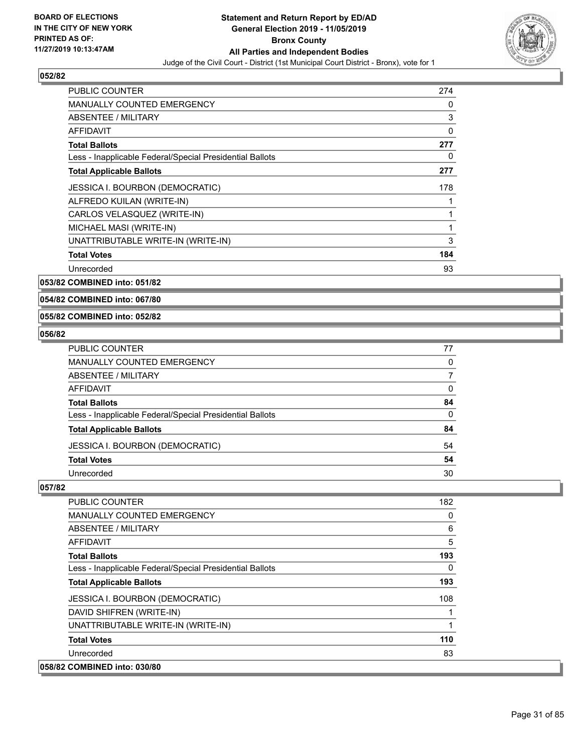## 052/82

| | |
|---|---|
| PUBLIC COUNTER | 274 |
| MANUALLY COUNTED EMERGENCY | 0 |
| ABSENTEE / MILITARY | 3 |
| AFFIDAVIT | 0 |
| **Total Ballots** | **277** |
| Less - Inapplicable Federal/Special Presidential Ballots | 0 |
| **Total Applicable Ballots** | **277** |
| JESSICA I. BOURBON (DEMOCRATIC) | 178 |
| ALFREDO KUILAN (WRITE-IN) | 1 |
| CARLOS VELASQUEZ (WRITE-IN) | 1 |
| MICHAEL MASI (WRITE-IN) | 1 |
| UNATTRIBUTABLE WRITE-IN (WRITE-IN) | 3 |
| **Total Votes** | **184** |
| Unrecorded | 93 |

## 053/82 COMBINED into: 051/82

## 054/82 COMBINED into: 067/80

## 055/82 COMBINED into: 052/82

## 056/82

| | |
|---|---|
| PUBLIC COUNTER | 77 |
| MANUALLY COUNTED EMERGENCY | 0 |
| ABSENTEE / MILITARY | 7 |
| AFFIDAVIT | 0 |
| **Total Ballots** | **84** |
| Less - Inapplicable Federal/Special Presidential Ballots | 0 |
| **Total Applicable Ballots** | **84** |
| JESSICA I. BOURBON (DEMOCRATIC) | 54 |
| **Total Votes** | **54** |
| Unrecorded | 30 |

## 057/82

| | |
|---|---|
| PUBLIC COUNTER | 182 |
| MANUALLY COUNTED EMERGENCY | 0 |
| ABSENTEE / MILITARY | 6 |
| AFFIDAVIT | 5 |
| **Total Ballots** | **193** |
| Less - Inapplicable Federal/Special Presidential Ballots | 0 |
| **Total Applicable Ballots** | **193** |
| JESSICA I. BOURBON (DEMOCRATIC) | 108 |
| DAVID SHIFREN (WRITE-IN) | 1 |
| UNATTRIBUTABLE WRITE-IN (WRITE-IN) | 1 |
| **Total Votes** | **110** |
| Unrecorded | 83 |

## 058/82 COMBINED into: 030/80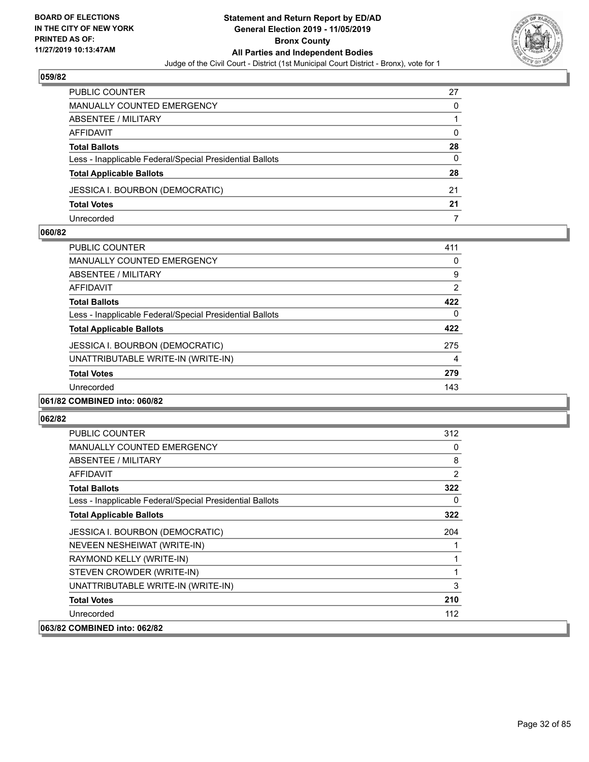**BOARD OF ELECTIONS IN THE CITY OF NEW YORK PRINTED AS OF: 11/27/2019 10:13:47AM**

**Statement and Return Report by ED/AD General Election 2019 - 11/05/2019 Bronx County All Parties and Independent Bodies**

Judge of the Civil Court - District (1st Municipal Court District - Bronx), vote for 1

### 059/82

| | |
|---|---|
| PUBLIC COUNTER | 27 |
| MANUALLY COUNTED EMERGENCY | 0 |
| ABSENTEE / MILITARY | 1 |
| AFFIDAVIT | 0 |
| **Total Ballots** | **28** |
| Less - Inapplicable Federal/Special Presidential Ballots | 0 |
| **Total Applicable Ballots** | **28** |
| JESSICA I. BOURBON (DEMOCRATIC) | 21 |
| **Total Votes** | **21** |
| Unrecorded | 7 |

### 060/82

| | |
|---|---|
| PUBLIC COUNTER | 411 |
| MANUALLY COUNTED EMERGENCY | 0 |
| ABSENTEE / MILITARY | 9 |
| AFFIDAVIT | 2 |
| **Total Ballots** | **422** |
| Less - Inapplicable Federal/Special Presidential Ballots | 0 |
| **Total Applicable Ballots** | **422** |
| JESSICA I. BOURBON (DEMOCRATIC) | 275 |
| UNATTRIBUTABLE WRITE-IN (WRITE-IN) | 4 |
| **Total Votes** | **279** |
| Unrecorded | 143 |

### 061/82 COMBINED into: 060/82

### 062/82

| | |
|---|---|
| PUBLIC COUNTER | 312 |
| MANUALLY COUNTED EMERGENCY | 0 |
| ABSENTEE / MILITARY | 8 |
| AFFIDAVIT | 2 |
| **Total Ballots** | **322** |
| Less - Inapplicable Federal/Special Presidential Ballots | 0 |
| **Total Applicable Ballots** | **322** |
| JESSICA I. BOURBON (DEMOCRATIC) | 204 |
| NEVEEN NESHEIWAT (WRITE-IN) | 1 |
| RAYMOND KELLY (WRITE-IN) | 1 |
| STEVEN CROWDER (WRITE-IN) | 1 |
| UNATTRIBUTABLE WRITE-IN (WRITE-IN) | 3 |
| **Total Votes** | **210** |
| Unrecorded | 112 |

### 063/82 COMBINED into: 062/82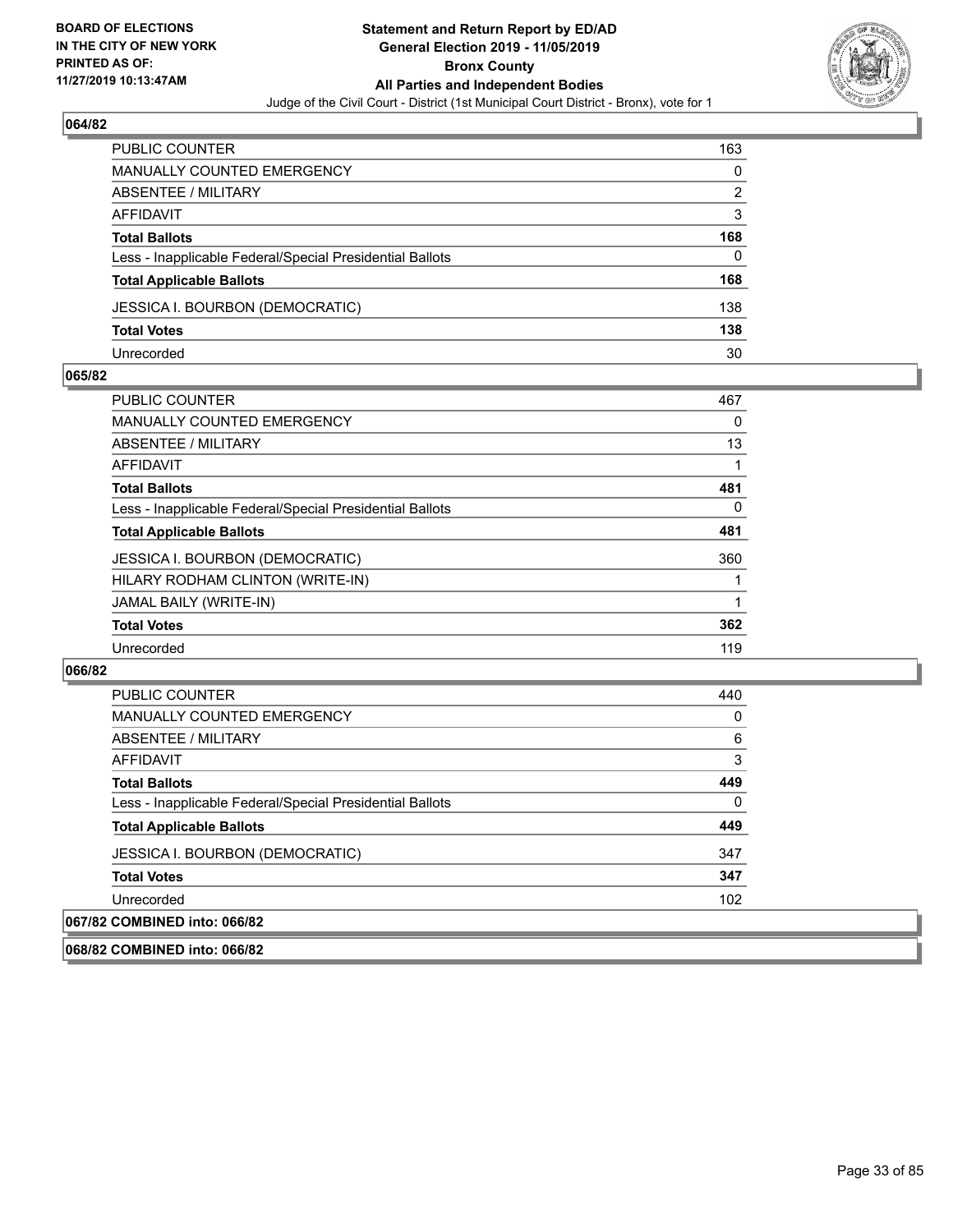**Statement and Return Report by ED/AD**
**General Election 2019 - 11/05/2019**
**Bronx County**
**All Parties and Independent Bodies**
Judge of the Civil Court - District (1st Municipal Court District - Bronx), vote for 1

BOARD OF ELECTIONS
IN THE CITY OF NEW YORK
PRINTED AS OF:
11/27/2019 10:13:47AM

### 064/82

| | |
|---|---|
| PUBLIC COUNTER | 163 |
| MANUALLY COUNTED EMERGENCY | 0 |
| ABSENTEE / MILITARY | 2 |
| AFFIDAVIT | 3 |
| **Total Ballots** | **168** |
| Less - Inapplicable Federal/Special Presidential Ballots | 0 |
| **Total Applicable Ballots** | **168** |
| JESSICA I. BOURBON (DEMOCRATIC) | 138 |
| **Total Votes** | **138** |
| Unrecorded | 30 |

### 065/82

| | |
|---|---|
| PUBLIC COUNTER | 467 |
| MANUALLY COUNTED EMERGENCY | 0 |
| ABSENTEE / MILITARY | 13 |
| AFFIDAVIT | 1 |
| **Total Ballots** | **481** |
| Less - Inapplicable Federal/Special Presidential Ballots | 0 |
| **Total Applicable Ballots** | **481** |
| JESSICA I. BOURBON (DEMOCRATIC) | 360 |
| HILARY RODHAM CLINTON (WRITE-IN) | 1 |
| JAMAL BAILY (WRITE-IN) | 1 |
| **Total Votes** | **362** |
| Unrecorded | 119 |

### 066/82

| | |
|---|---|
| PUBLIC COUNTER | 440 |
| MANUALLY COUNTED EMERGENCY | 0 |
| ABSENTEE / MILITARY | 6 |
| AFFIDAVIT | 3 |
| **Total Ballots** | **449** |
| Less - Inapplicable Federal/Special Presidential Ballots | 0 |
| **Total Applicable Ballots** | **449** |
| JESSICA I. BOURBON (DEMOCRATIC) | 347 |
| **Total Votes** | **347** |
| Unrecorded | 102 |

### 067/82 COMBINED into: 066/82

### 068/82 COMBINED into: 066/82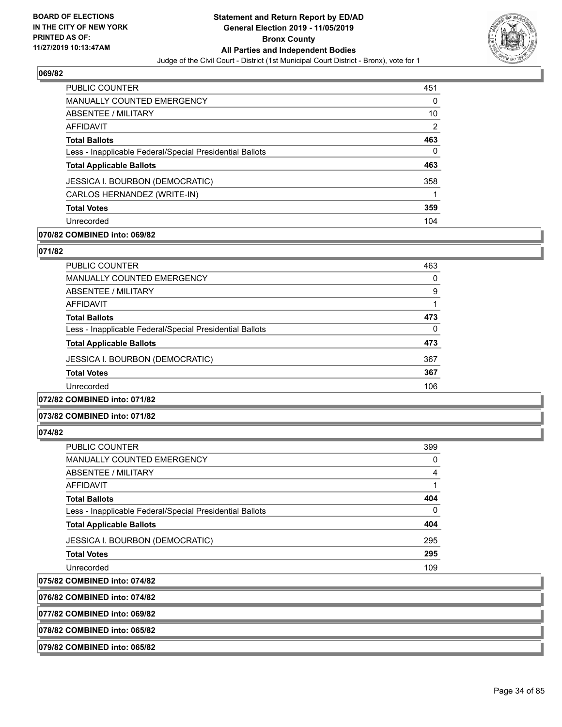## 069/82

| | |
|---|---|
| PUBLIC COUNTER | 451 |
| MANUALLY COUNTED EMERGENCY | 0 |
| ABSENTEE / MILITARY | 10 |
| AFFIDAVIT | 2 |
| **Total Ballots** | **463** |
| Less - Inapplicable Federal/Special Presidential Ballots | 0 |
| **Total Applicable Ballots** | **463** |
| JESSICA I. BOURBON (DEMOCRATIC) | 358 |
| CARLOS HERNANDEZ (WRITE-IN) | 1 |
| **Total Votes** | **359** |
| Unrecorded | 104 |

**070/82 COMBINED into: 069/82**

## 071/82

| | |
|---|---|
| PUBLIC COUNTER | 463 |
| MANUALLY COUNTED EMERGENCY | 0 |
| ABSENTEE / MILITARY | 9 |
| AFFIDAVIT | 1 |
| **Total Ballots** | **473** |
| Less - Inapplicable Federal/Special Presidential Ballots | 0 |
| **Total Applicable Ballots** | **473** |
| JESSICA I. BOURBON (DEMOCRATIC) | 367 |
| **Total Votes** | **367** |
| Unrecorded | 106 |

**072/82 COMBINED into: 071/82**

**073/82 COMBINED into: 071/82**

## 074/82

| | |
|---|---|
| PUBLIC COUNTER | 399 |
| MANUALLY COUNTED EMERGENCY | 0 |
| ABSENTEE / MILITARY | 4 |
| AFFIDAVIT | 1 |
| **Total Ballots** | **404** |
| Less - Inapplicable Federal/Special Presidential Ballots | 0 |
| **Total Applicable Ballots** | **404** |
| JESSICA I. BOURBON (DEMOCRATIC) | 295 |
| **Total Votes** | **295** |
| Unrecorded | 109 |

**075/82 COMBINED into: 074/82**

**076/82 COMBINED into: 074/82**

**077/82 COMBINED into: 069/82**

**078/82 COMBINED into: 065/82**

**079/82 COMBINED into: 065/82**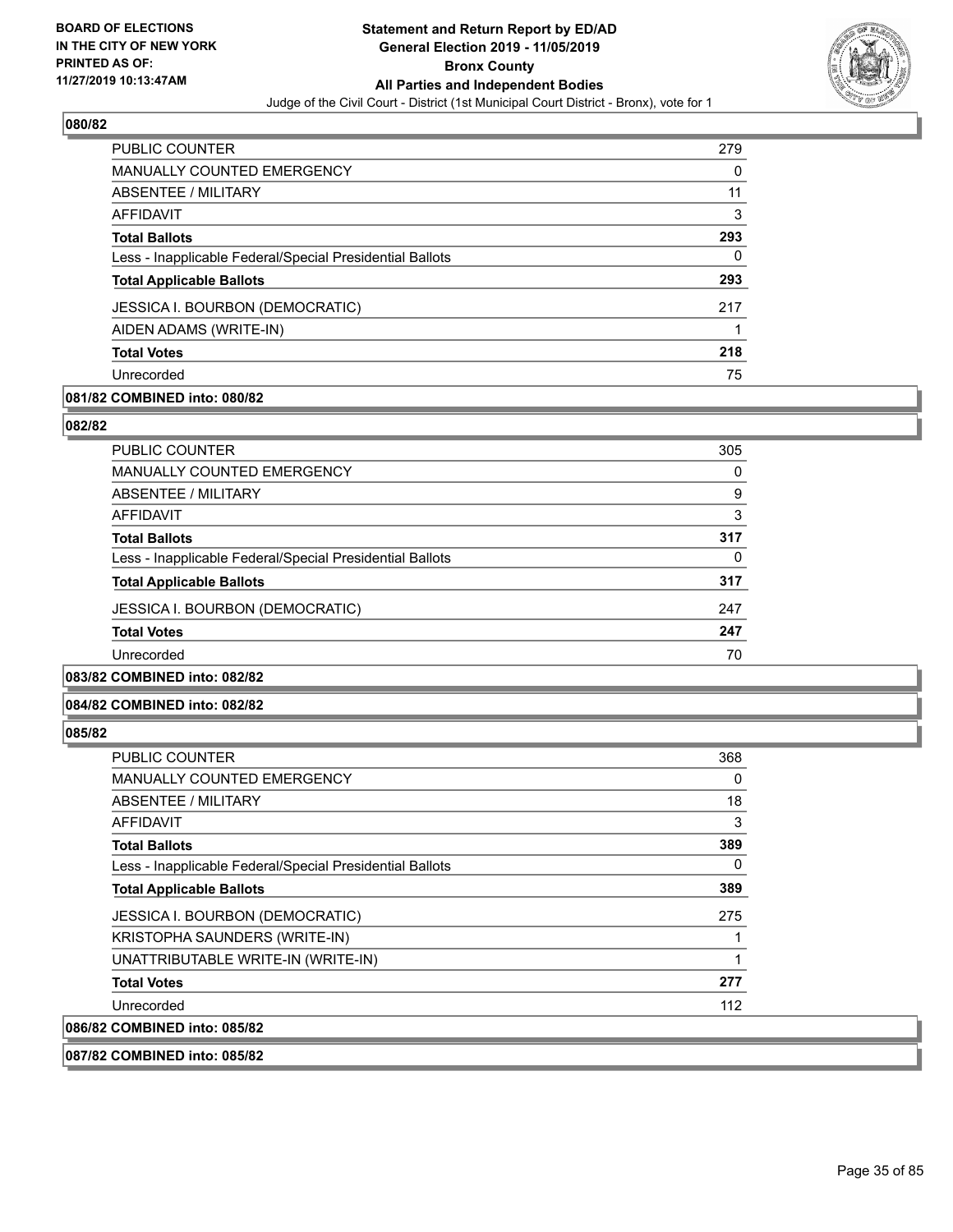**BOARD OF ELECTIONS IN THE CITY OF NEW YORK PRINTED AS OF: 11/27/2019 10:13:47AM**

# Statement and Return Report by ED/AD
## General Election 2019 - 11/05/2019
## Bronx County
## All Parties and Independent Bodies
### Judge of the Civil Court - District (1st Municipal Court District - Bronx), vote for 1

### 080/82

| | |
|---|---|
| PUBLIC COUNTER | 279 |
| MANUALLY COUNTED EMERGENCY | 0 |
| ABSENTEE / MILITARY | 11 |
| AFFIDAVIT | 3 |
| **Total Ballots** | **293** |
| Less - Inapplicable Federal/Special Presidential Ballots | 0 |
| **Total Applicable Ballots** | **293** |
| JESSICA I. BOURBON (DEMOCRATIC) | 217 |
| AIDEN ADAMS (WRITE-IN) | 1 |
| **Total Votes** | **218** |
| Unrecorded | 75 |

**081/82 COMBINED into: 080/82**

### 082/82

| | |
|---|---|
| PUBLIC COUNTER | 305 |
| MANUALLY COUNTED EMERGENCY | 0 |
| ABSENTEE / MILITARY | 9 |
| AFFIDAVIT | 3 |
| **Total Ballots** | **317** |
| Less - Inapplicable Federal/Special Presidential Ballots | 0 |
| **Total Applicable Ballots** | **317** |
| JESSICA I. BOURBON (DEMOCRATIC) | 247 |
| **Total Votes** | **247** |
| Unrecorded | 70 |

**083/82 COMBINED into: 082/82**

**084/82 COMBINED into: 082/82**

### 085/82

| | |
|---|---|
| PUBLIC COUNTER | 368 |
| MANUALLY COUNTED EMERGENCY | 0 |
| ABSENTEE / MILITARY | 18 |
| AFFIDAVIT | 3 |
| **Total Ballots** | **389** |
| Less - Inapplicable Federal/Special Presidential Ballots | 0 |
| **Total Applicable Ballots** | **389** |
| JESSICA I. BOURBON (DEMOCRATIC) | 275 |
| KRISTOPHA SAUNDERS (WRITE-IN) | 1 |
| UNATTRIBUTABLE WRITE-IN (WRITE-IN) | 1 |
| **Total Votes** | **277** |
| Unrecorded | 112 |

**086/82 COMBINED into: 085/82**

**087/82 COMBINED into: 085/82**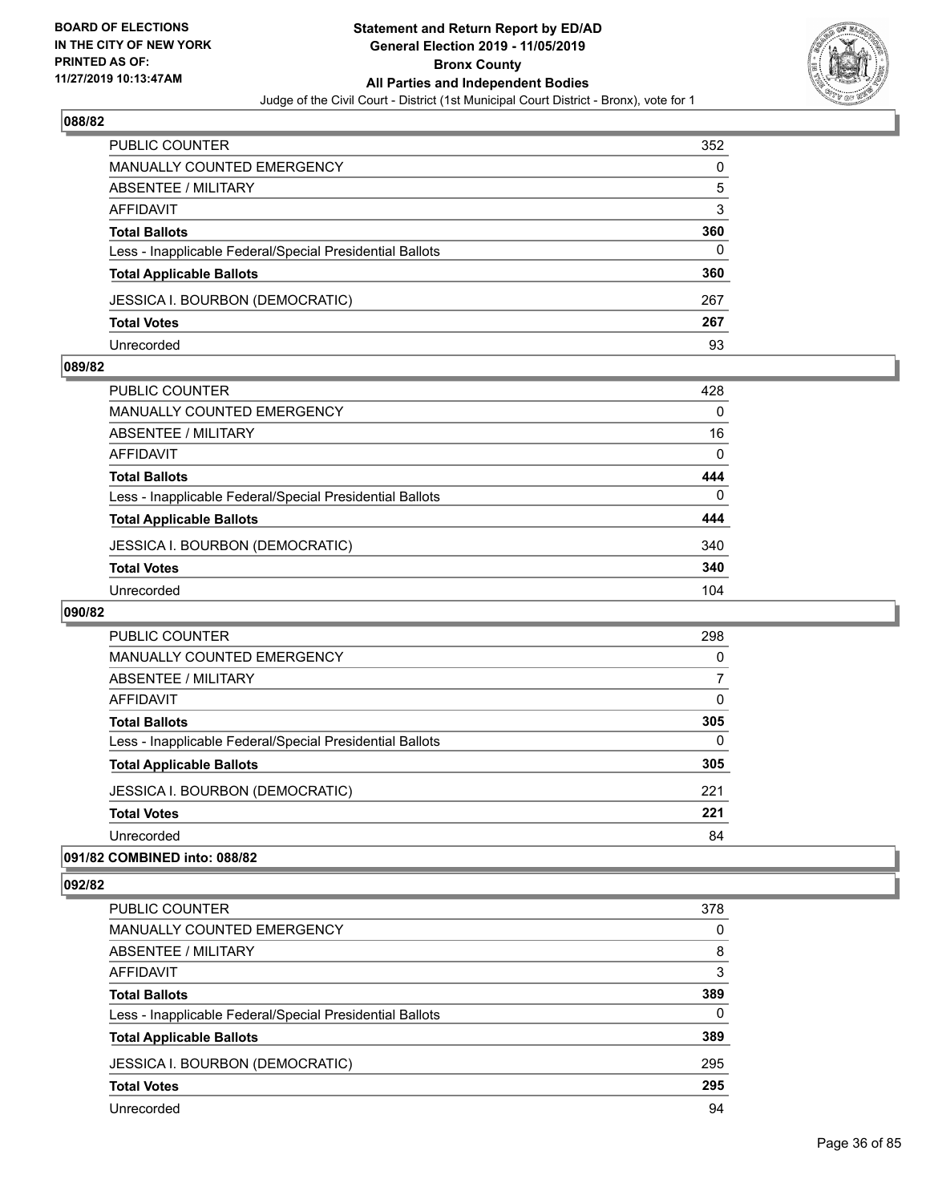## 088/82

| | |
|---|---|
| PUBLIC COUNTER | 352 |
| MANUALLY COUNTED EMERGENCY | 0 |
| ABSENTEE / MILITARY | 5 |
| AFFIDAVIT | 3 |
| **Total Ballots** | **360** |
| Less - Inapplicable Federal/Special Presidential Ballots | 0 |
| **Total Applicable Ballots** | **360** |
| JESSICA I. BOURBON (DEMOCRATIC) | 267 |
| **Total Votes** | **267** |
| Unrecorded | 93 |

## 089/82

| | |
|---|---|
| PUBLIC COUNTER | 428 |
| MANUALLY COUNTED EMERGENCY | 0 |
| ABSENTEE / MILITARY | 16 |
| AFFIDAVIT | 0 |
| **Total Ballots** | **444** |
| Less - Inapplicable Federal/Special Presidential Ballots | 0 |
| **Total Applicable Ballots** | **444** |
| JESSICA I. BOURBON (DEMOCRATIC) | 340 |
| **Total Votes** | **340** |
| Unrecorded | 104 |

## 090/82

| | |
|---|---|
| PUBLIC COUNTER | 298 |
| MANUALLY COUNTED EMERGENCY | 0 |
| ABSENTEE / MILITARY | 7 |
| AFFIDAVIT | 0 |
| **Total Ballots** | **305** |
| Less - Inapplicable Federal/Special Presidential Ballots | 0 |
| **Total Applicable Ballots** | **305** |
| JESSICA I. BOURBON (DEMOCRATIC) | 221 |
| **Total Votes** | **221** |
| Unrecorded | 84 |

## 091/82 COMBINED into: 088/82

## 092/82

| | |
|---|---|
| PUBLIC COUNTER | 378 |
| MANUALLY COUNTED EMERGENCY | 0 |
| ABSENTEE / MILITARY | 8 |
| AFFIDAVIT | 3 |
| **Total Ballots** | **389** |
| Less - Inapplicable Federal/Special Presidential Ballots | 0 |
| **Total Applicable Ballots** | **389** |
| JESSICA I. BOURBON (DEMOCRATIC) | 295 |
| **Total Votes** | **295** |
| Unrecorded | 94 |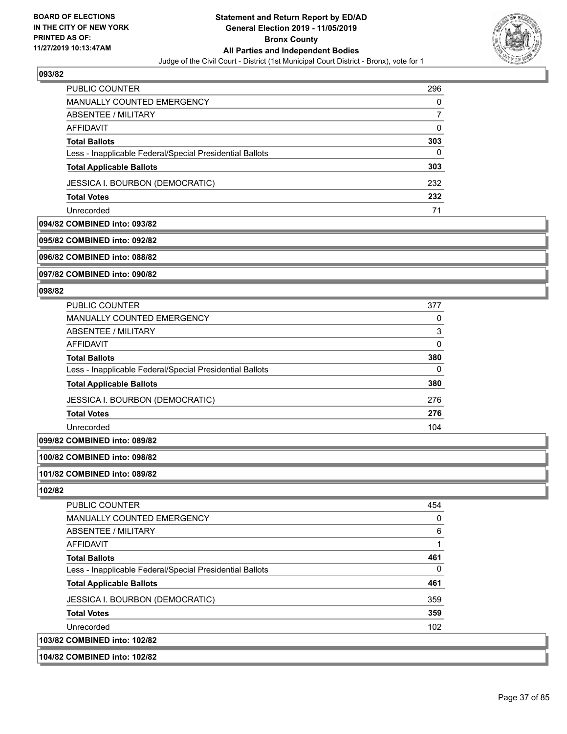**093/82**

| | |
|---|---|
| PUBLIC COUNTER | 296 |
| MANUALLY COUNTED EMERGENCY | 0 |
| ABSENTEE / MILITARY | 7 |
| AFFIDAVIT | 0 |
| **Total Ballots** | **303** |
| Less - Inapplicable Federal/Special Presidential Ballots | 0 |
| **Total Applicable Ballots** | **303** |
| JESSICA I. BOURBON (DEMOCRATIC) | 232 |
| **Total Votes** | **232** |
| Unrecorded | 71 |

**094/82 COMBINED into: 093/82**

**095/82 COMBINED into: 092/82**

**096/82 COMBINED into: 088/82**

**097/82 COMBINED into: 090/82**

**098/82**

| | |
|---|---|
| PUBLIC COUNTER | 377 |
| MANUALLY COUNTED EMERGENCY | 0 |
| ABSENTEE / MILITARY | 3 |
| AFFIDAVIT | 0 |
| **Total Ballots** | **380** |
| Less - Inapplicable Federal/Special Presidential Ballots | 0 |
| **Total Applicable Ballots** | **380** |
| JESSICA I. BOURBON (DEMOCRATIC) | 276 |
| **Total Votes** | **276** |
| Unrecorded | 104 |

**099/82 COMBINED into: 089/82**

**100/82 COMBINED into: 098/82**

**101/82 COMBINED into: 089/82**

**102/82**

| | |
|---|---|
| PUBLIC COUNTER | 454 |
| MANUALLY COUNTED EMERGENCY | 0 |
| ABSENTEE / MILITARY | 6 |
| AFFIDAVIT | 1 |
| **Total Ballots** | **461** |
| Less - Inapplicable Federal/Special Presidential Ballots | 0 |
| **Total Applicable Ballots** | **461** |
| JESSICA I. BOURBON (DEMOCRATIC) | 359 |
| **Total Votes** | **359** |
| Unrecorded | 102 |

**103/82 COMBINED into: 102/82**

**104/82 COMBINED into: 102/82**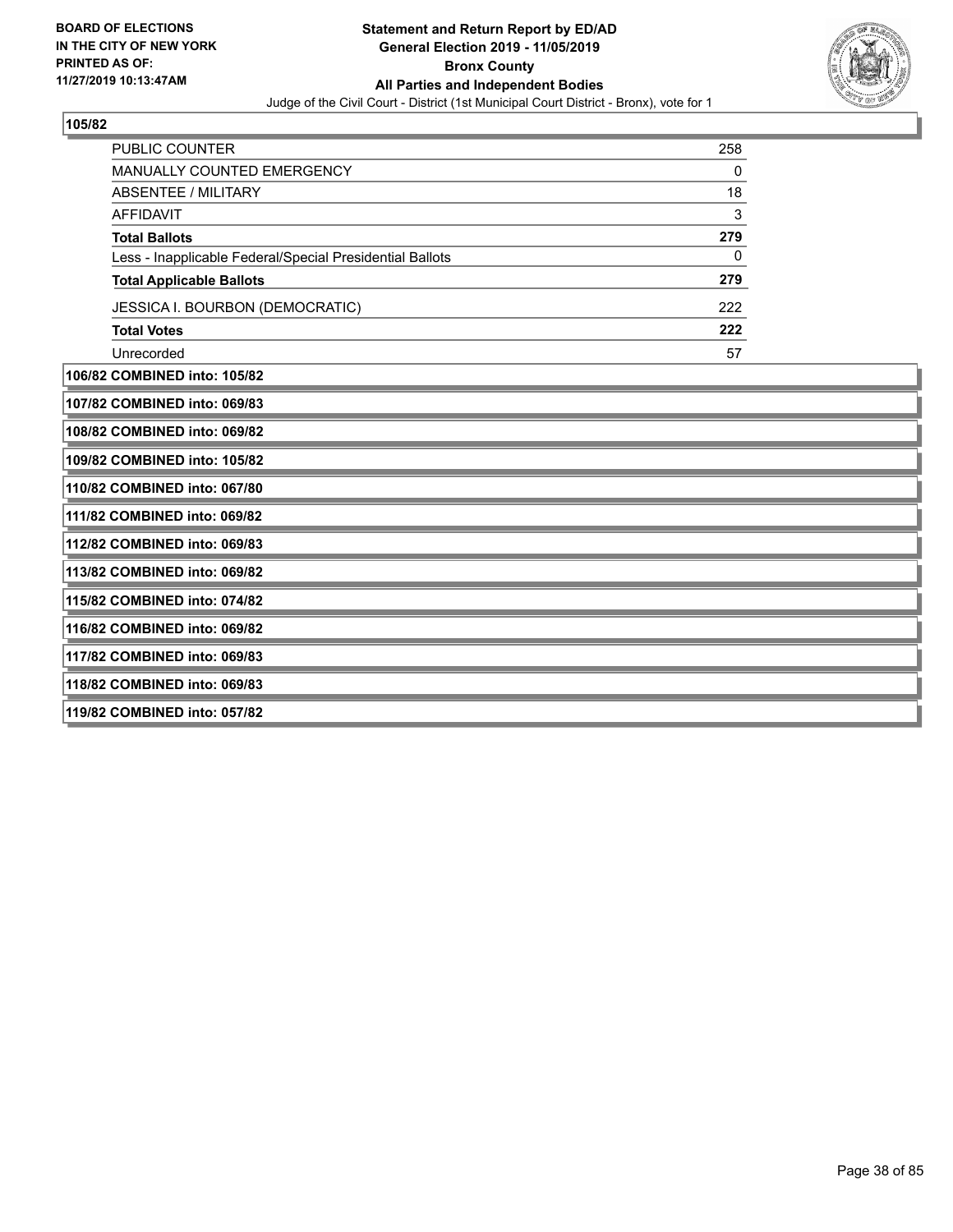**BOARD OF ELECTIONS IN THE CITY OF NEW YORK PRINTED AS OF: 11/27/2019 10:13:47AM**

**Statement and Return Report by ED/AD**
**General Election 2019 - 11/05/2019**
**Bronx County**
**All Parties and Independent Bodies**
Judge of the Civil Court - District (1st Municipal Court District - Bronx), vote for 1

**105/82**

| | |
|---|---|
| PUBLIC COUNTER | 258 |
| MANUALLY COUNTED EMERGENCY | 0 |
| ABSENTEE / MILITARY | 18 |
| AFFIDAVIT | 3 |
| **Total Ballots** | **279** |
| Less - Inapplicable Federal/Special Presidential Ballots | 0 |
| **Total Applicable Ballots** | **279** |
| JESSICA I. BOURBON (DEMOCRATIC) | 222 |
| **Total Votes** | **222** |
| Unrecorded | 57 |

**106/82 COMBINED into: 105/82**

**107/82 COMBINED into: 069/83**

**108/82 COMBINED into: 069/82**

**109/82 COMBINED into: 105/82**

**110/82 COMBINED into: 067/80**

**111/82 COMBINED into: 069/82**

**112/82 COMBINED into: 069/83**

**113/82 COMBINED into: 069/82**

**115/82 COMBINED into: 074/82**

**116/82 COMBINED into: 069/82**

**117/82 COMBINED into: 069/83**

**118/82 COMBINED into: 069/83**

**119/82 COMBINED into: 057/82**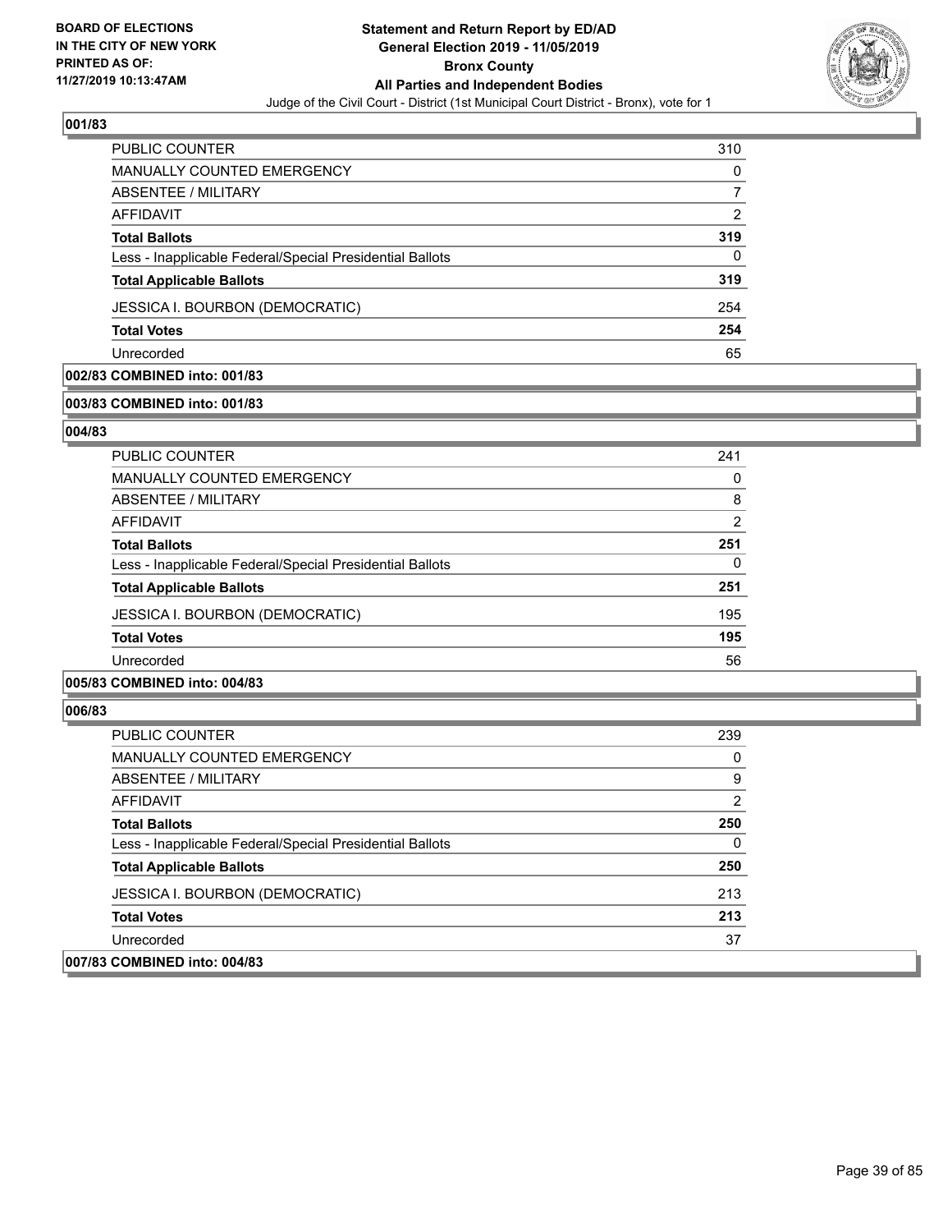**BOARD OF ELECTIONS IN THE CITY OF NEW YORK PRINTED AS OF: 11/27/2019 10:13:47AM**

# Statement and Return Report by ED/AD
## General Election 2019 - 11/05/2019
## Bronx County
## All Parties and Independent Bodies
Judge of the Civil Court - District (1st Municipal Court District - Bronx), vote for 1

### 001/83

| | |
|---|---|
| PUBLIC COUNTER | 310 |
| MANUALLY COUNTED EMERGENCY | 0 |
| ABSENTEE / MILITARY | 7 |
| AFFIDAVIT | 2 |
| **Total Ballots** | **319** |
| Less - Inapplicable Federal/Special Presidential Ballots | 0 |
| **Total Applicable Ballots** | **319** |
| JESSICA I. BOURBON (DEMOCRATIC) | 254 |
| **Total Votes** | **254** |
| Unrecorded | 65 |

### 002/83 COMBINED into: 001/83

### 003/83 COMBINED into: 001/83

### 004/83

| | |
|---|---|
| PUBLIC COUNTER | 241 |
| MANUALLY COUNTED EMERGENCY | 0 |
| ABSENTEE / MILITARY | 8 |
| AFFIDAVIT | 2 |
| **Total Ballots** | **251** |
| Less - Inapplicable Federal/Special Presidential Ballots | 0 |
| **Total Applicable Ballots** | **251** |
| JESSICA I. BOURBON (DEMOCRATIC) | 195 |
| **Total Votes** | **195** |
| Unrecorded | 56 |

### 005/83 COMBINED into: 004/83

### 006/83

| | |
|---|---|
| PUBLIC COUNTER | 239 |
| MANUALLY COUNTED EMERGENCY | 0 |
| ABSENTEE / MILITARY | 9 |
| AFFIDAVIT | 2 |
| **Total Ballots** | **250** |
| Less - Inapplicable Federal/Special Presidential Ballots | 0 |
| **Total Applicable Ballots** | **250** |
| JESSICA I. BOURBON (DEMOCRATIC) | 213 |
| **Total Votes** | **213** |
| Unrecorded | 37 |

### 007/83 COMBINED into: 004/83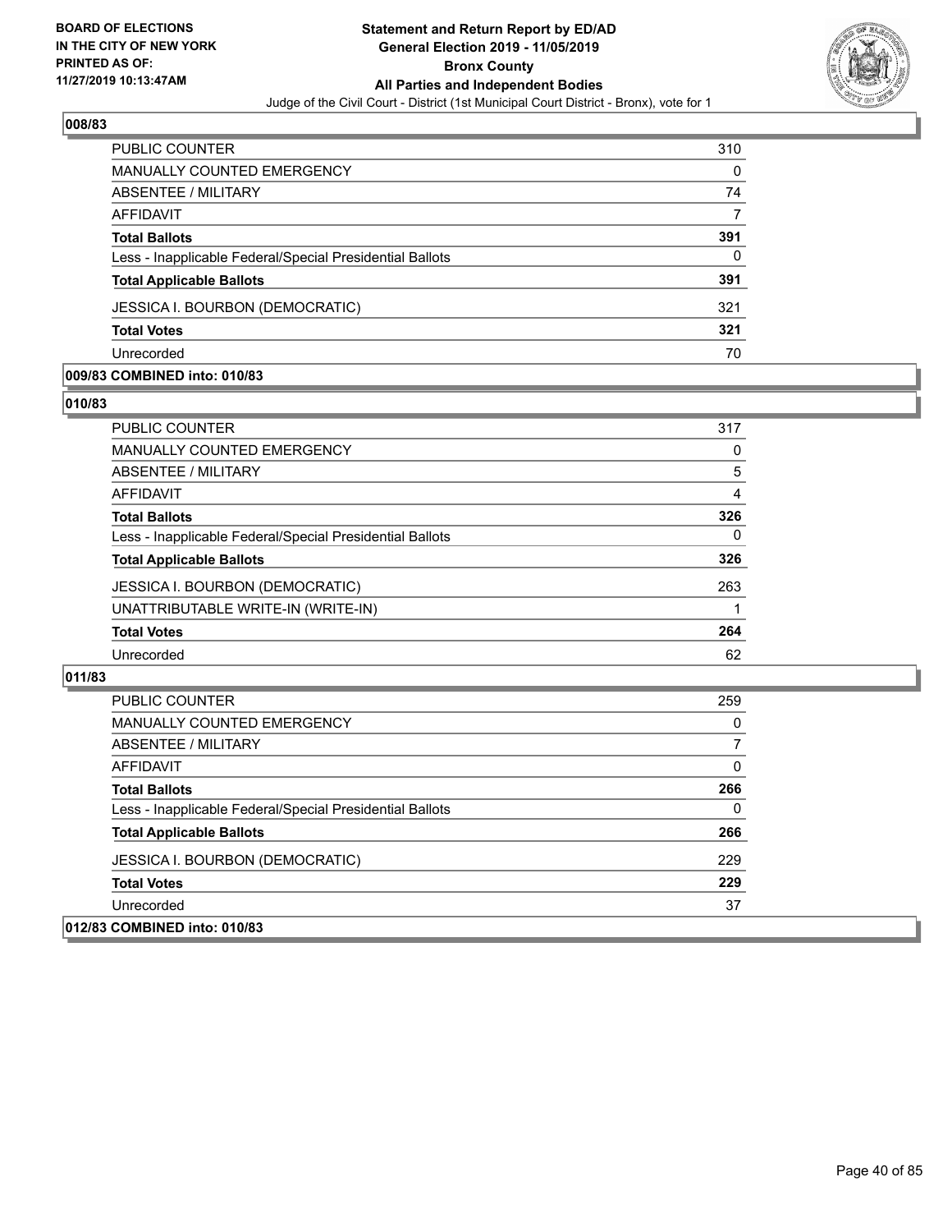**Statement and Return Report by ED/AD**
**General Election 2019 - 11/05/2019**
**Bronx County**
**All Parties and Independent Bodies**
Judge of the Civil Court - District (1st Municipal Court District - Bronx), vote for 1

BOARD OF ELECTIONS
IN THE CITY OF NEW YORK
PRINTED AS OF:
11/27/2019 10:13:47AM

### 008/83

| | |
|---|---|
| PUBLIC COUNTER | 310 |
| MANUALLY COUNTED EMERGENCY | 0 |
| ABSENTEE / MILITARY | 74 |
| AFFIDAVIT | 7 |
| **Total Ballots** | **391** |
| Less - Inapplicable Federal/Special Presidential Ballots | 0 |
| **Total Applicable Ballots** | **391** |
| JESSICA I. BOURBON (DEMOCRATIC) | 321 |
| **Total Votes** | **321** |
| Unrecorded | 70 |

### 009/83 COMBINED into: 010/83

### 010/83

| | |
|---|---|
| PUBLIC COUNTER | 317 |
| MANUALLY COUNTED EMERGENCY | 0 |
| ABSENTEE / MILITARY | 5 |
| AFFIDAVIT | 4 |
| **Total Ballots** | **326** |
| Less - Inapplicable Federal/Special Presidential Ballots | 0 |
| **Total Applicable Ballots** | **326** |
| JESSICA I. BOURBON (DEMOCRATIC) | 263 |
| UNATTRIBUTABLE WRITE-IN (WRITE-IN) | 1 |
| **Total Votes** | **264** |
| Unrecorded | 62 |

### 011/83

| | |
|---|---|
| PUBLIC COUNTER | 259 |
| MANUALLY COUNTED EMERGENCY | 0 |
| ABSENTEE / MILITARY | 7 |
| AFFIDAVIT | 0 |
| **Total Ballots** | **266** |
| Less - Inapplicable Federal/Special Presidential Ballots | 0 |
| **Total Applicable Ballots** | **266** |
| JESSICA I. BOURBON (DEMOCRATIC) | 229 |
| **Total Votes** | **229** |
| Unrecorded | 37 |

### 012/83 COMBINED into: 010/83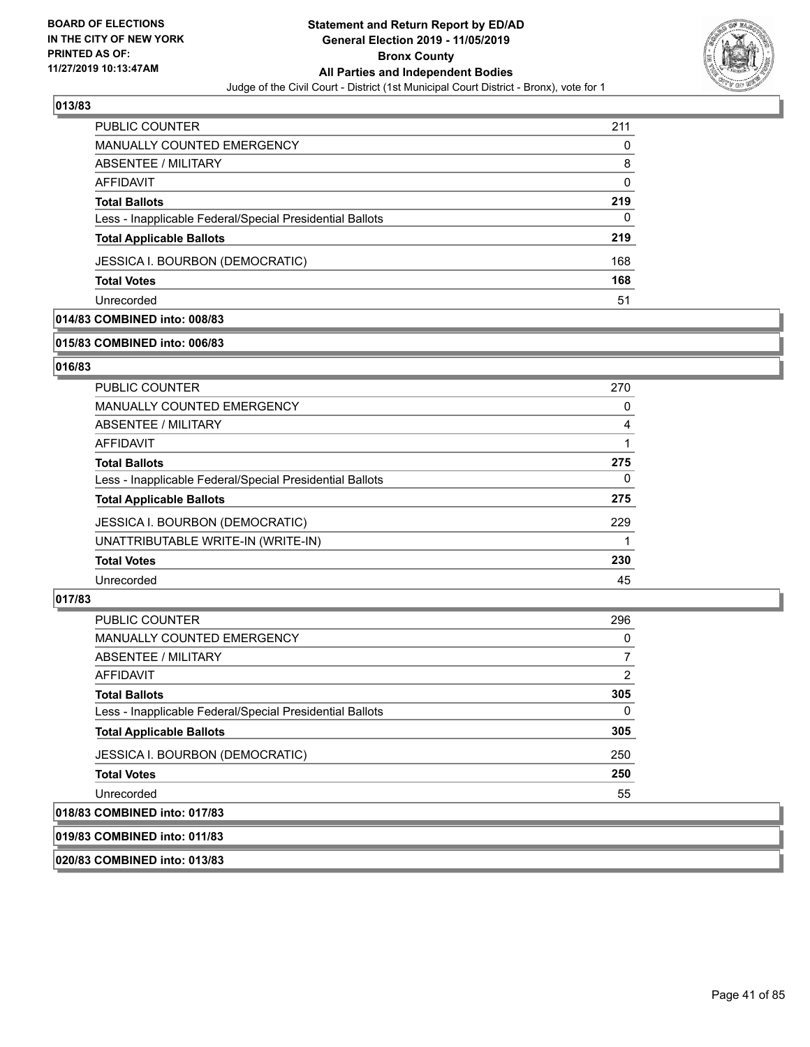## 013/83

| | |
|---|---|
| PUBLIC COUNTER | 211 |
| MANUALLY COUNTED EMERGENCY | 0 |
| ABSENTEE / MILITARY | 8 |
| AFFIDAVIT | 0 |
| **Total Ballots** | **219** |
| Less - Inapplicable Federal/Special Presidential Ballots | 0 |
| **Total Applicable Ballots** | **219** |
| JESSICA I. BOURBON (DEMOCRATIC) | 168 |
| **Total Votes** | **168** |
| Unrecorded | 51 |

## 014/83 COMBINED into: 008/83

## 015/83 COMBINED into: 006/83

## 016/83

| | |
|---|---|
| PUBLIC COUNTER | 270 |
| MANUALLY COUNTED EMERGENCY | 0 |
| ABSENTEE / MILITARY | 4 |
| AFFIDAVIT | 1 |
| **Total Ballots** | **275** |
| Less - Inapplicable Federal/Special Presidential Ballots | 0 |
| **Total Applicable Ballots** | **275** |
| JESSICA I. BOURBON (DEMOCRATIC) | 229 |
| UNATTRIBUTABLE WRITE-IN (WRITE-IN) | 1 |
| **Total Votes** | **230** |
| Unrecorded | 45 |

## 017/83

| | |
|---|---|
| PUBLIC COUNTER | 296 |
| MANUALLY COUNTED EMERGENCY | 0 |
| ABSENTEE / MILITARY | 7 |
| AFFIDAVIT | 2 |
| **Total Ballots** | **305** |
| Less - Inapplicable Federal/Special Presidential Ballots | 0 |
| **Total Applicable Ballots** | **305** |
| JESSICA I. BOURBON (DEMOCRATIC) | 250 |
| **Total Votes** | **250** |
| Unrecorded | 55 |

## 018/83 COMBINED into: 017/83

## 019/83 COMBINED into: 011/83

## 020/83 COMBINED into: 013/83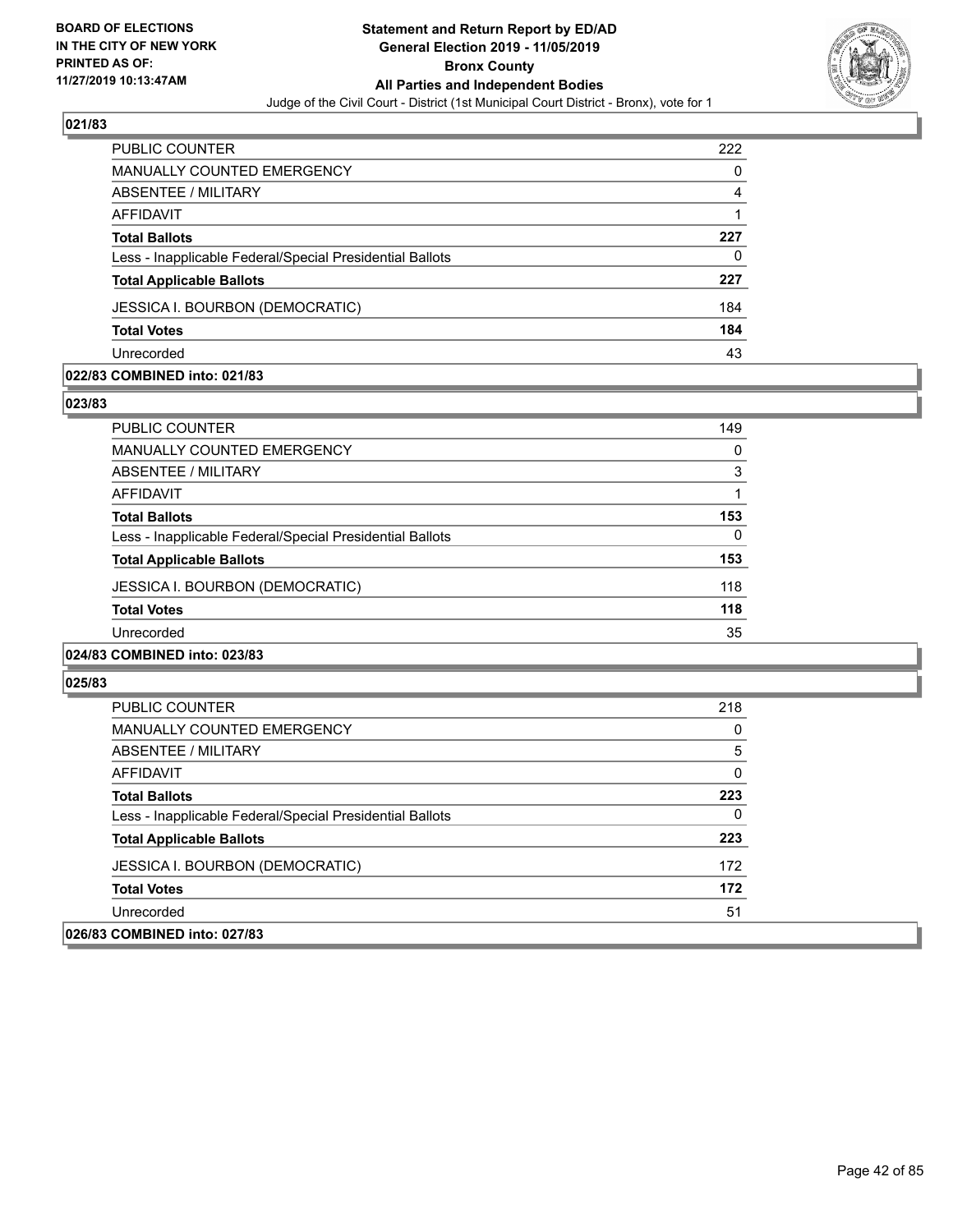**BOARD OF ELECTIONS IN THE CITY OF NEW YORK PRINTED AS OF: 11/27/2019 10:13:47AM**

**Statement and Return Report by ED/AD General Election 2019 - 11/05/2019 Bronx County All Parties and Independent Bodies**

Judge of the Civil Court - District (1st Municipal Court District - Bronx), vote for 1

## 021/83

| | |
|---|---|
| PUBLIC COUNTER | 222 |
| MANUALLY COUNTED EMERGENCY | 0 |
| ABSENTEE / MILITARY | 4 |
| AFFIDAVIT | 1 |
| **Total Ballots** | **227** |
| Less - Inapplicable Federal/Special Presidential Ballots | 0 |
| **Total Applicable Ballots** | **227** |
| JESSICA I. BOURBON (DEMOCRATIC) | 184 |
| **Total Votes** | **184** |
| Unrecorded | 43 |

## 022/83 COMBINED into: 021/83

## 023/83

| | |
|---|---|
| PUBLIC COUNTER | 149 |
| MANUALLY COUNTED EMERGENCY | 0 |
| ABSENTEE / MILITARY | 3 |
| AFFIDAVIT | 1 |
| **Total Ballots** | **153** |
| Less - Inapplicable Federal/Special Presidential Ballots | 0 |
| **Total Applicable Ballots** | **153** |
| JESSICA I. BOURBON (DEMOCRATIC) | 118 |
| **Total Votes** | **118** |
| Unrecorded | 35 |

## 024/83 COMBINED into: 023/83

## 025/83

| | |
|---|---|
| PUBLIC COUNTER | 218 |
| MANUALLY COUNTED EMERGENCY | 0 |
| ABSENTEE / MILITARY | 5 |
| AFFIDAVIT | 0 |
| **Total Ballots** | **223** |
| Less - Inapplicable Federal/Special Presidential Ballots | 0 |
| **Total Applicable Ballots** | **223** |
| JESSICA I. BOURBON (DEMOCRATIC) | 172 |
| **Total Votes** | **172** |
| Unrecorded | 51 |

## 026/83 COMBINED into: 027/83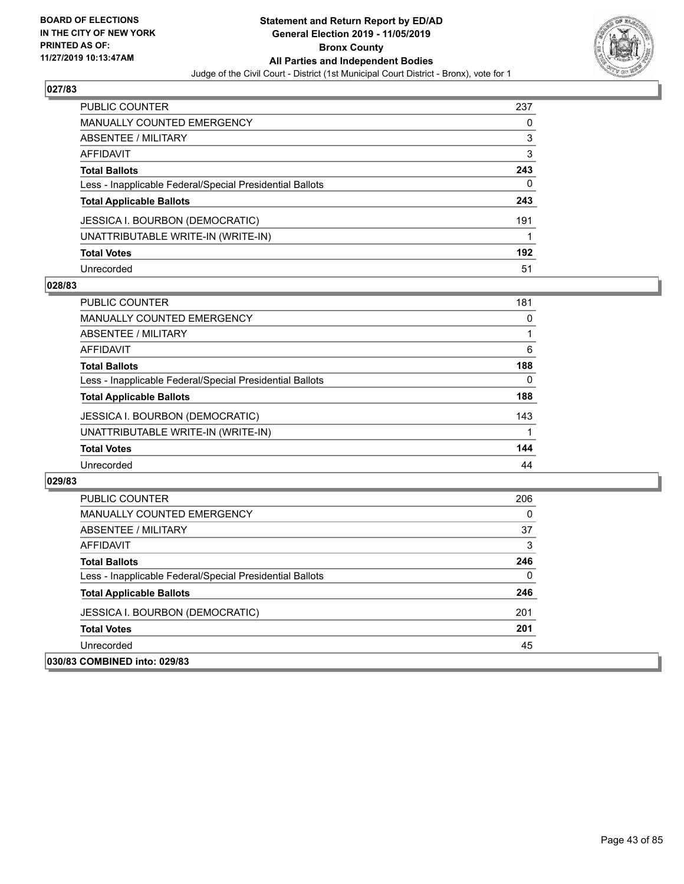## 027/83

| | |
|---|---|
| PUBLIC COUNTER | 237 |
| MANUALLY COUNTED EMERGENCY | 0 |
| ABSENTEE / MILITARY | 3 |
| AFFIDAVIT | 3 |
| **Total Ballots** | **243** |
| Less - Inapplicable Federal/Special Presidential Ballots | 0 |
| **Total Applicable Ballots** | **243** |
| JESSICA I. BOURBON (DEMOCRATIC) | 191 |
| UNATTRIBUTABLE WRITE-IN (WRITE-IN) | 1 |
| **Total Votes** | **192** |
| Unrecorded | 51 |

## 028/83

| | |
|---|---|
| PUBLIC COUNTER | 181 |
| MANUALLY COUNTED EMERGENCY | 0 |
| ABSENTEE / MILITARY | 1 |
| AFFIDAVIT | 6 |
| **Total Ballots** | **188** |
| Less - Inapplicable Federal/Special Presidential Ballots | 0 |
| **Total Applicable Ballots** | **188** |
| JESSICA I. BOURBON (DEMOCRATIC) | 143 |
| UNATTRIBUTABLE WRITE-IN (WRITE-IN) | 1 |
| **Total Votes** | **144** |
| Unrecorded | 44 |

## 029/83

| | |
|---|---|
| PUBLIC COUNTER | 206 |
| MANUALLY COUNTED EMERGENCY | 0 |
| ABSENTEE / MILITARY | 37 |
| AFFIDAVIT | 3 |
| **Total Ballots** | **246** |
| Less - Inapplicable Federal/Special Presidential Ballots | 0 |
| **Total Applicable Ballots** | **246** |
| JESSICA I. BOURBON (DEMOCRATIC) | 201 |
| **Total Votes** | **201** |
| Unrecorded | 45 |

## 030/83 COMBINED into: 029/83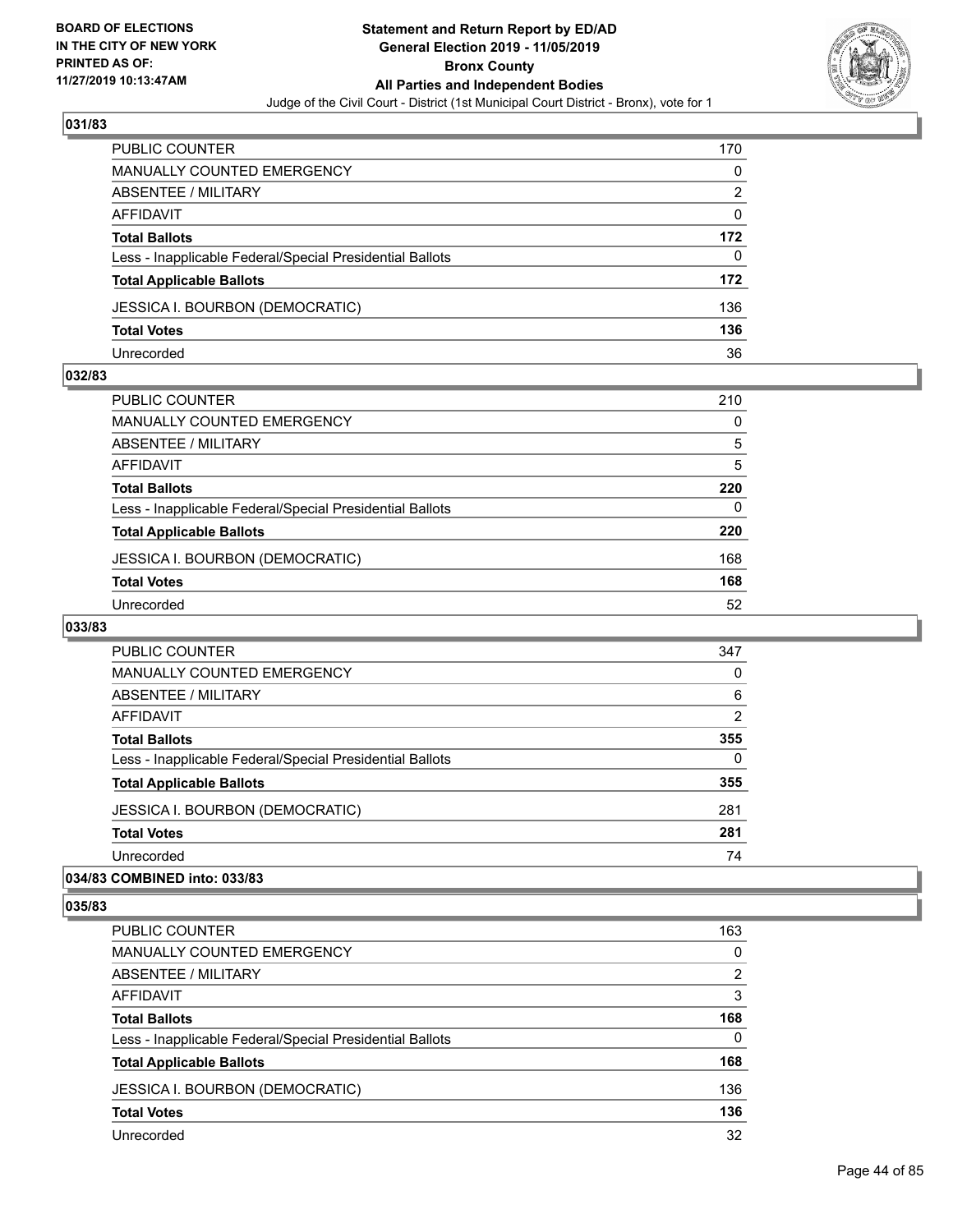## 031/83

| | |
|---|---|
| PUBLIC COUNTER | 170 |
| MANUALLY COUNTED EMERGENCY | 0 |
| ABSENTEE / MILITARY | 2 |
| AFFIDAVIT | 0 |
| **Total Ballots** | **172** |
| Less - Inapplicable Federal/Special Presidential Ballots | 0 |
| **Total Applicable Ballots** | **172** |
| JESSICA I. BOURBON (DEMOCRATIC) | 136 |
| **Total Votes** | **136** |
| Unrecorded | 36 |

## 032/83

| | |
|---|---|
| PUBLIC COUNTER | 210 |
| MANUALLY COUNTED EMERGENCY | 0 |
| ABSENTEE / MILITARY | 5 |
| AFFIDAVIT | 5 |
| **Total Ballots** | **220** |
| Less - Inapplicable Federal/Special Presidential Ballots | 0 |
| **Total Applicable Ballots** | **220** |
| JESSICA I. BOURBON (DEMOCRATIC) | 168 |
| **Total Votes** | **168** |
| Unrecorded | 52 |

## 033/83

| | |
|---|---|
| PUBLIC COUNTER | 347 |
| MANUALLY COUNTED EMERGENCY | 0 |
| ABSENTEE / MILITARY | 6 |
| AFFIDAVIT | 2 |
| **Total Ballots** | **355** |
| Less - Inapplicable Federal/Special Presidential Ballots | 0 |
| **Total Applicable Ballots** | **355** |
| JESSICA I. BOURBON (DEMOCRATIC) | 281 |
| **Total Votes** | **281** |
| Unrecorded | 74 |

## 034/83 COMBINED into: 033/83

## 035/83

| | |
|---|---|
| PUBLIC COUNTER | 163 |
| MANUALLY COUNTED EMERGENCY | 0 |
| ABSENTEE / MILITARY | 2 |
| AFFIDAVIT | 3 |
| **Total Ballots** | **168** |
| Less - Inapplicable Federal/Special Presidential Ballots | 0 |
| **Total Applicable Ballots** | **168** |
| JESSICA I. BOURBON (DEMOCRATIC) | 136 |
| **Total Votes** | **136** |
| Unrecorded | 32 |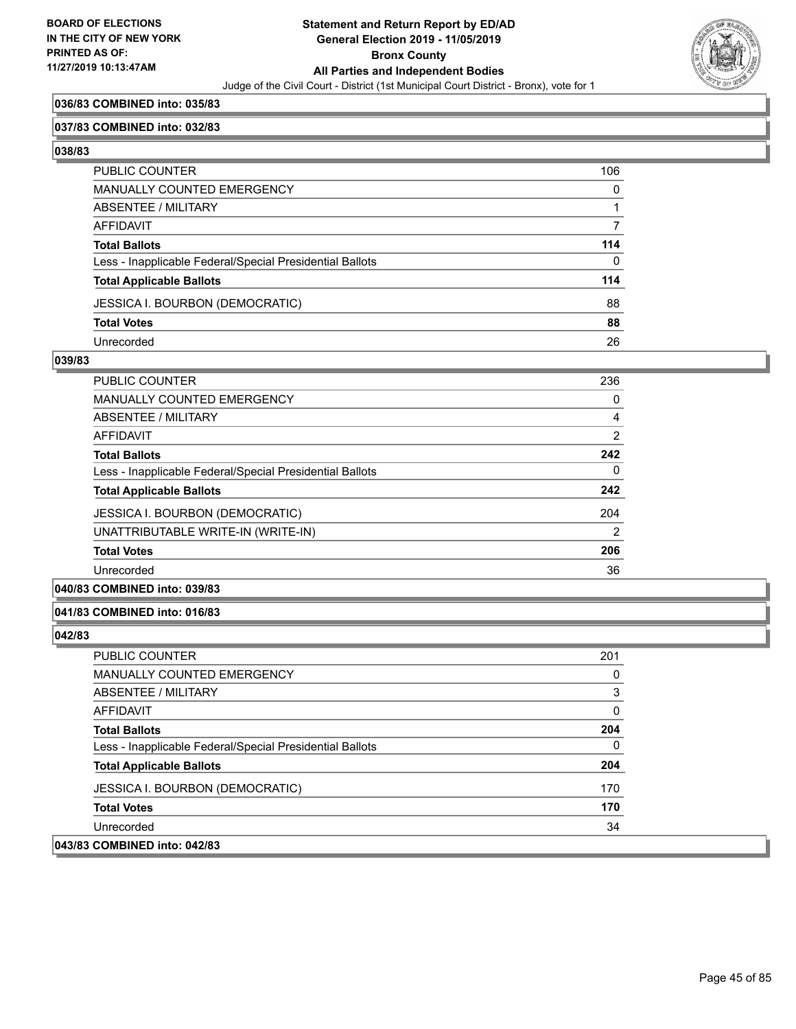**036/83 COMBINED into: 035/83**

**037/83 COMBINED into: 032/83**

**038/83**

| | |
|---|---|
| PUBLIC COUNTER | 106 |
| MANUALLY COUNTED EMERGENCY | 0 |
| ABSENTEE / MILITARY | 1 |
| AFFIDAVIT | 7 |
| **Total Ballots** | **114** |
| Less - Inapplicable Federal/Special Presidential Ballots | 0 |
| **Total Applicable Ballots** | **114** |
| JESSICA I. BOURBON (DEMOCRATIC) | 88 |
| **Total Votes** | **88** |
| Unrecorded | 26 |

**039/83**

| | |
|---|---|
| PUBLIC COUNTER | 236 |
| MANUALLY COUNTED EMERGENCY | 0 |
| ABSENTEE / MILITARY | 4 |
| AFFIDAVIT | 2 |
| **Total Ballots** | **242** |
| Less - Inapplicable Federal/Special Presidential Ballots | 0 |
| **Total Applicable Ballots** | **242** |
| JESSICA I. BOURBON (DEMOCRATIC) | 204 |
| UNATTRIBUTABLE WRITE-IN (WRITE-IN) | 2 |
| **Total Votes** | **206** |
| Unrecorded | 36 |

**040/83 COMBINED into: 039/83**

**041/83 COMBINED into: 016/83**

**042/83**

| | |
|---|---|
| PUBLIC COUNTER | 201 |
| MANUALLY COUNTED EMERGENCY | 0 |
| ABSENTEE / MILITARY | 3 |
| AFFIDAVIT | 0 |
| **Total Ballots** | **204** |
| Less - Inapplicable Federal/Special Presidential Ballots | 0 |
| **Total Applicable Ballots** | **204** |
| JESSICA I. BOURBON (DEMOCRATIC) | 170 |
| **Total Votes** | **170** |
| Unrecorded | 34 |

**043/83 COMBINED into: 042/83**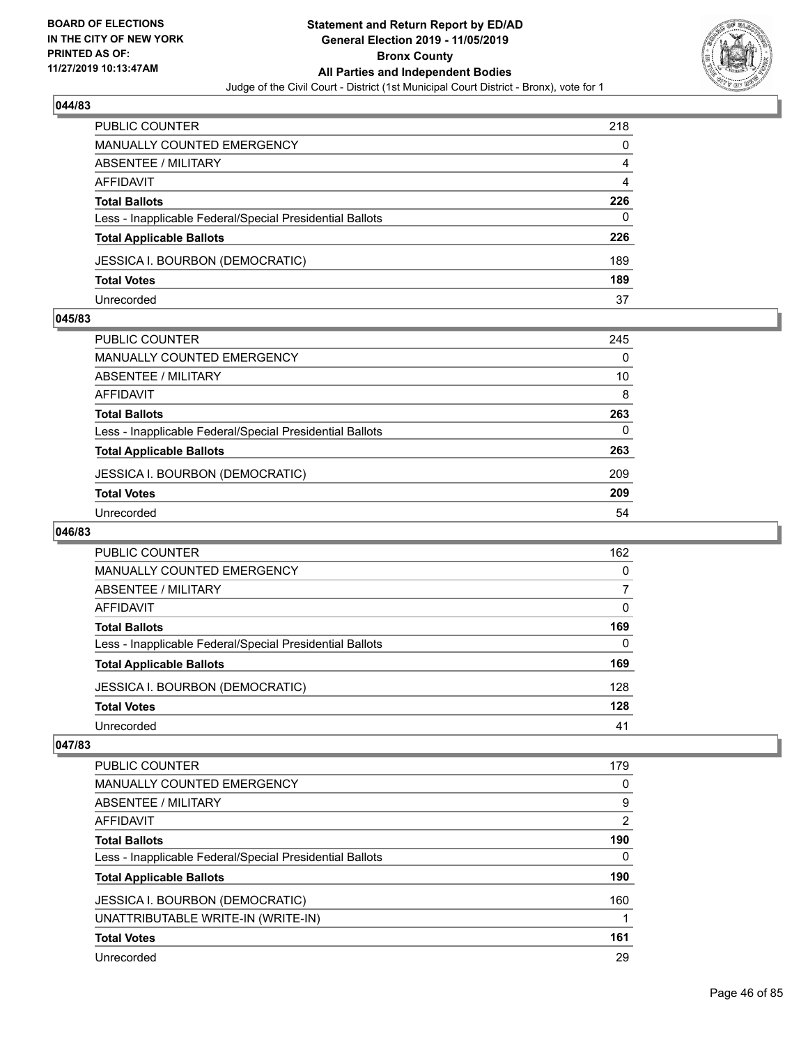**Statement and Return Report by ED/AD**
**General Election 2019 - 11/05/2019**
**Bronx County**
**All Parties and Independent Bodies**
Judge of the Civil Court - District (1st Municipal Court District - Bronx), vote for 1

BOARD OF ELECTIONS IN THE CITY OF NEW YORK PRINTED AS OF: 11/27/2019 10:13:47AM

### 044/83

| | |
|---|---|
| PUBLIC COUNTER | 218 |
| MANUALLY COUNTED EMERGENCY | 0 |
| ABSENTEE / MILITARY | 4 |
| AFFIDAVIT | 4 |
| **Total Ballots** | **226** |
| Less - Inapplicable Federal/Special Presidential Ballots | 0 |
| **Total Applicable Ballots** | **226** |
| JESSICA I. BOURBON (DEMOCRATIC) | 189 |
| **Total Votes** | **189** |
| Unrecorded | 37 |

### 045/83

| | |
|---|---|
| PUBLIC COUNTER | 245 |
| MANUALLY COUNTED EMERGENCY | 0 |
| ABSENTEE / MILITARY | 10 |
| AFFIDAVIT | 8 |
| **Total Ballots** | **263** |
| Less - Inapplicable Federal/Special Presidential Ballots | 0 |
| **Total Applicable Ballots** | **263** |
| JESSICA I. BOURBON (DEMOCRATIC) | 209 |
| **Total Votes** | **209** |
| Unrecorded | 54 |

### 046/83

| | |
|---|---|
| PUBLIC COUNTER | 162 |
| MANUALLY COUNTED EMERGENCY | 0 |
| ABSENTEE / MILITARY | 7 |
| AFFIDAVIT | 0 |
| **Total Ballots** | **169** |
| Less - Inapplicable Federal/Special Presidential Ballots | 0 |
| **Total Applicable Ballots** | **169** |
| JESSICA I. BOURBON (DEMOCRATIC) | 128 |
| **Total Votes** | **128** |
| Unrecorded | 41 |

### 047/83

| | |
|---|---|
| PUBLIC COUNTER | 179 |
| MANUALLY COUNTED EMERGENCY | 0 |
| ABSENTEE / MILITARY | 9 |
| AFFIDAVIT | 2 |
| **Total Ballots** | **190** |
| Less - Inapplicable Federal/Special Presidential Ballots | 0 |
| **Total Applicable Ballots** | **190** |
| JESSICA I. BOURBON (DEMOCRATIC) | 160 |
| UNATTRIBUTABLE WRITE-IN (WRITE-IN) | 1 |
| **Total Votes** | **161** |
| Unrecorded | 29 |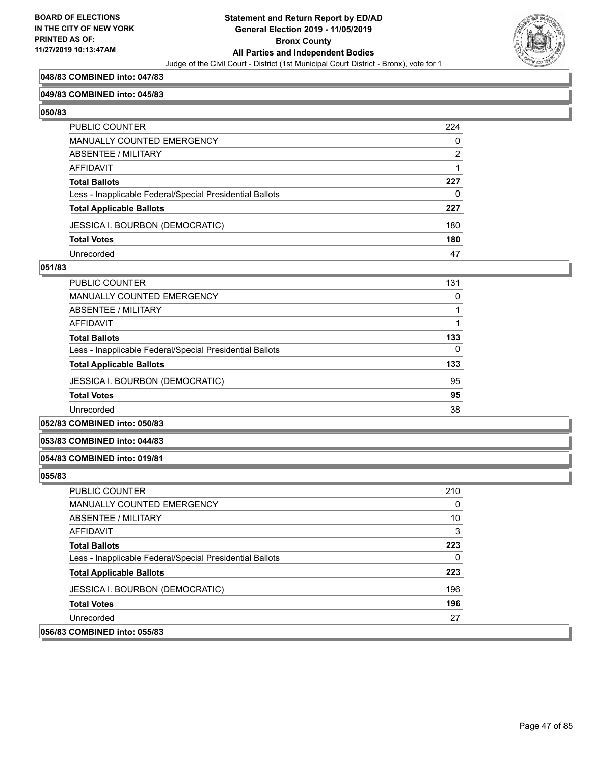**048/83 COMBINED into: 047/83**

**049/83 COMBINED into: 045/83**

**050/83**

| | |
|---|---|
| PUBLIC COUNTER | 224 |
| MANUALLY COUNTED EMERGENCY | 0 |
| ABSENTEE / MILITARY | 2 |
| AFFIDAVIT | 1 |
| **Total Ballots** | **227** |
| Less - Inapplicable Federal/Special Presidential Ballots | 0 |
| **Total Applicable Ballots** | **227** |
| JESSICA I. BOURBON (DEMOCRATIC) | 180 |
| **Total Votes** | **180** |
| Unrecorded | 47 |

**051/83**

| | |
|---|---|
| PUBLIC COUNTER | 131 |
| MANUALLY COUNTED EMERGENCY | 0 |
| ABSENTEE / MILITARY | 1 |
| AFFIDAVIT | 1 |
| **Total Ballots** | **133** |
| Less - Inapplicable Federal/Special Presidential Ballots | 0 |
| **Total Applicable Ballots** | **133** |
| JESSICA I. BOURBON (DEMOCRATIC) | 95 |
| **Total Votes** | **95** |
| Unrecorded | 38 |

**052/83 COMBINED into: 050/83**

**053/83 COMBINED into: 044/83**

**054/83 COMBINED into: 019/81**

**055/83**

| | |
|---|---|
| PUBLIC COUNTER | 210 |
| MANUALLY COUNTED EMERGENCY | 0 |
| ABSENTEE / MILITARY | 10 |
| AFFIDAVIT | 3 |
| **Total Ballots** | **223** |
| Less - Inapplicable Federal/Special Presidential Ballots | 0 |
| **Total Applicable Ballots** | **223** |
| JESSICA I. BOURBON (DEMOCRATIC) | 196 |
| **Total Votes** | **196** |
| Unrecorded | 27 |

**056/83 COMBINED into: 055/83**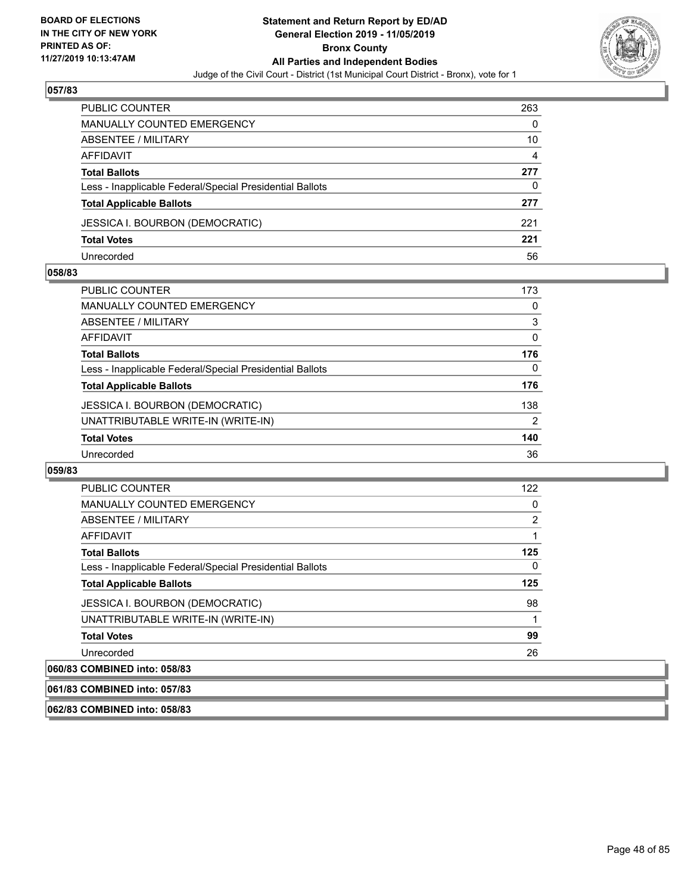## 057/83

| | |
|---|---|
| PUBLIC COUNTER | 263 |
| MANUALLY COUNTED EMERGENCY | 0 |
| ABSENTEE / MILITARY | 10 |
| AFFIDAVIT | 4 |
| **Total Ballots** | **277** |
| Less - Inapplicable Federal/Special Presidential Ballots | 0 |
| **Total Applicable Ballots** | **277** |
| JESSICA I. BOURBON (DEMOCRATIC) | 221 |
| **Total Votes** | **221** |
| Unrecorded | 56 |

## 058/83

| | |
|---|---|
| PUBLIC COUNTER | 173 |
| MANUALLY COUNTED EMERGENCY | 0 |
| ABSENTEE / MILITARY | 3 |
| AFFIDAVIT | 0 |
| **Total Ballots** | **176** |
| Less - Inapplicable Federal/Special Presidential Ballots | 0 |
| **Total Applicable Ballots** | **176** |
| JESSICA I. BOURBON (DEMOCRATIC) | 138 |
| UNATTRIBUTABLE WRITE-IN (WRITE-IN) | 2 |
| **Total Votes** | **140** |
| Unrecorded | 36 |

## 059/83

| | |
|---|---|
| PUBLIC COUNTER | 122 |
| MANUALLY COUNTED EMERGENCY | 0 |
| ABSENTEE / MILITARY | 2 |
| AFFIDAVIT | 1 |
| **Total Ballots** | **125** |
| Less - Inapplicable Federal/Special Presidential Ballots | 0 |
| **Total Applicable Ballots** | **125** |
| JESSICA I. BOURBON (DEMOCRATIC) | 98 |
| UNATTRIBUTABLE WRITE-IN (WRITE-IN) | 1 |
| **Total Votes** | **99** |
| Unrecorded | 26 |

## 060/83 COMBINED into: 058/83

## 061/83 COMBINED into: 057/83

## 062/83 COMBINED into: 058/83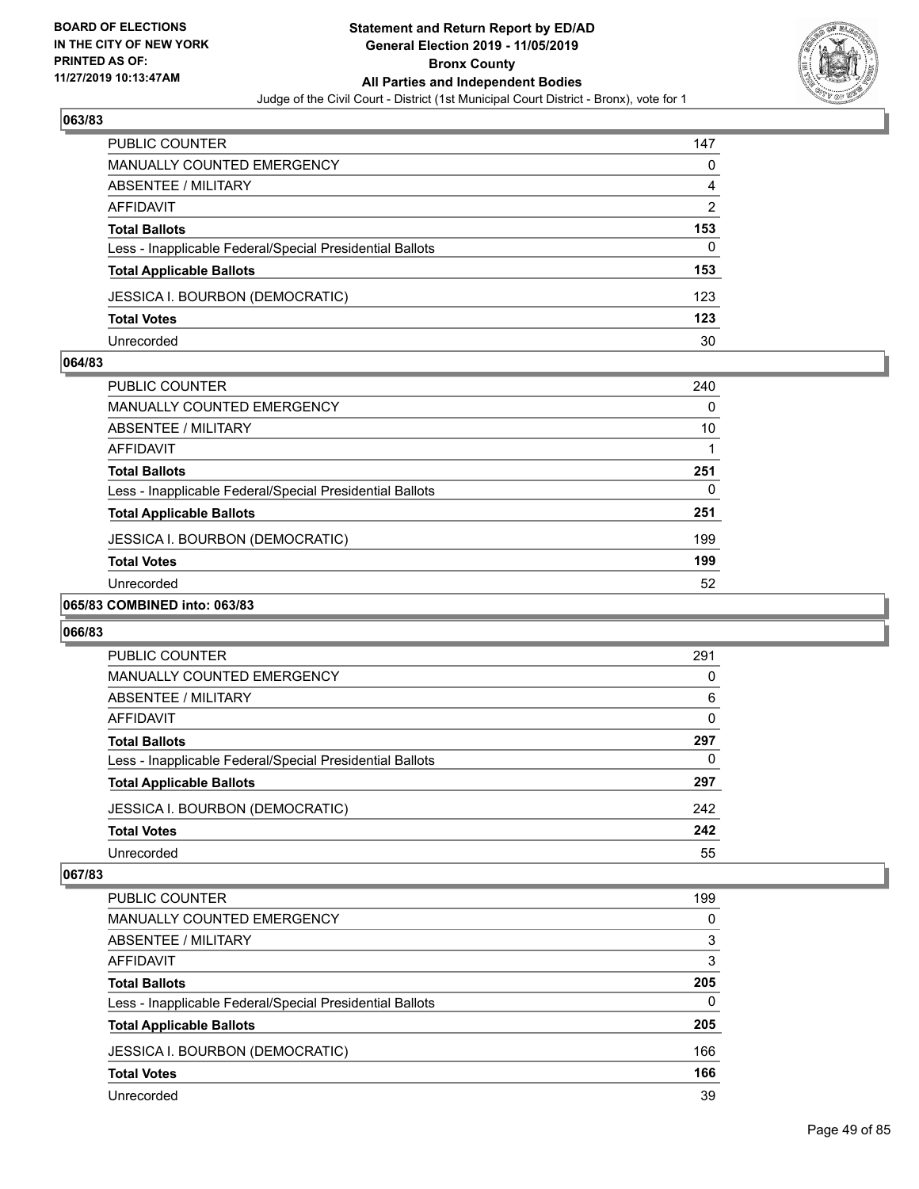## 063/83

| | |
|---|---|
| PUBLIC COUNTER | 147 |
| MANUALLY COUNTED EMERGENCY | 0 |
| ABSENTEE / MILITARY | 4 |
| AFFIDAVIT | 2 |
| **Total Ballots** | **153** |
| Less - Inapplicable Federal/Special Presidential Ballots | 0 |
| **Total Applicable Ballots** | **153** |
| JESSICA I. BOURBON (DEMOCRATIC) | 123 |
| **Total Votes** | **123** |
| Unrecorded | 30 |

## 064/83

| | |
|---|---|
| PUBLIC COUNTER | 240 |
| MANUALLY COUNTED EMERGENCY | 0 |
| ABSENTEE / MILITARY | 10 |
| AFFIDAVIT | 1 |
| **Total Ballots** | **251** |
| Less - Inapplicable Federal/Special Presidential Ballots | 0 |
| **Total Applicable Ballots** | **251** |
| JESSICA I. BOURBON (DEMOCRATIC) | 199 |
| **Total Votes** | **199** |
| Unrecorded | 52 |

## 065/83 COMBINED into: 063/83

## 066/83

| | |
|---|---|
| PUBLIC COUNTER | 291 |
| MANUALLY COUNTED EMERGENCY | 0 |
| ABSENTEE / MILITARY | 6 |
| AFFIDAVIT | 0 |
| **Total Ballots** | **297** |
| Less - Inapplicable Federal/Special Presidential Ballots | 0 |
| **Total Applicable Ballots** | **297** |
| JESSICA I. BOURBON (DEMOCRATIC) | 242 |
| **Total Votes** | **242** |
| Unrecorded | 55 |

## 067/83

| | |
|---|---|
| PUBLIC COUNTER | 199 |
| MANUALLY COUNTED EMERGENCY | 0 |
| ABSENTEE / MILITARY | 3 |
| AFFIDAVIT | 3 |
| **Total Ballots** | **205** |
| Less - Inapplicable Federal/Special Presidential Ballots | 0 |
| **Total Applicable Ballots** | **205** |
| JESSICA I. BOURBON (DEMOCRATIC) | 166 |
| **Total Votes** | **166** |
| Unrecorded | 39 |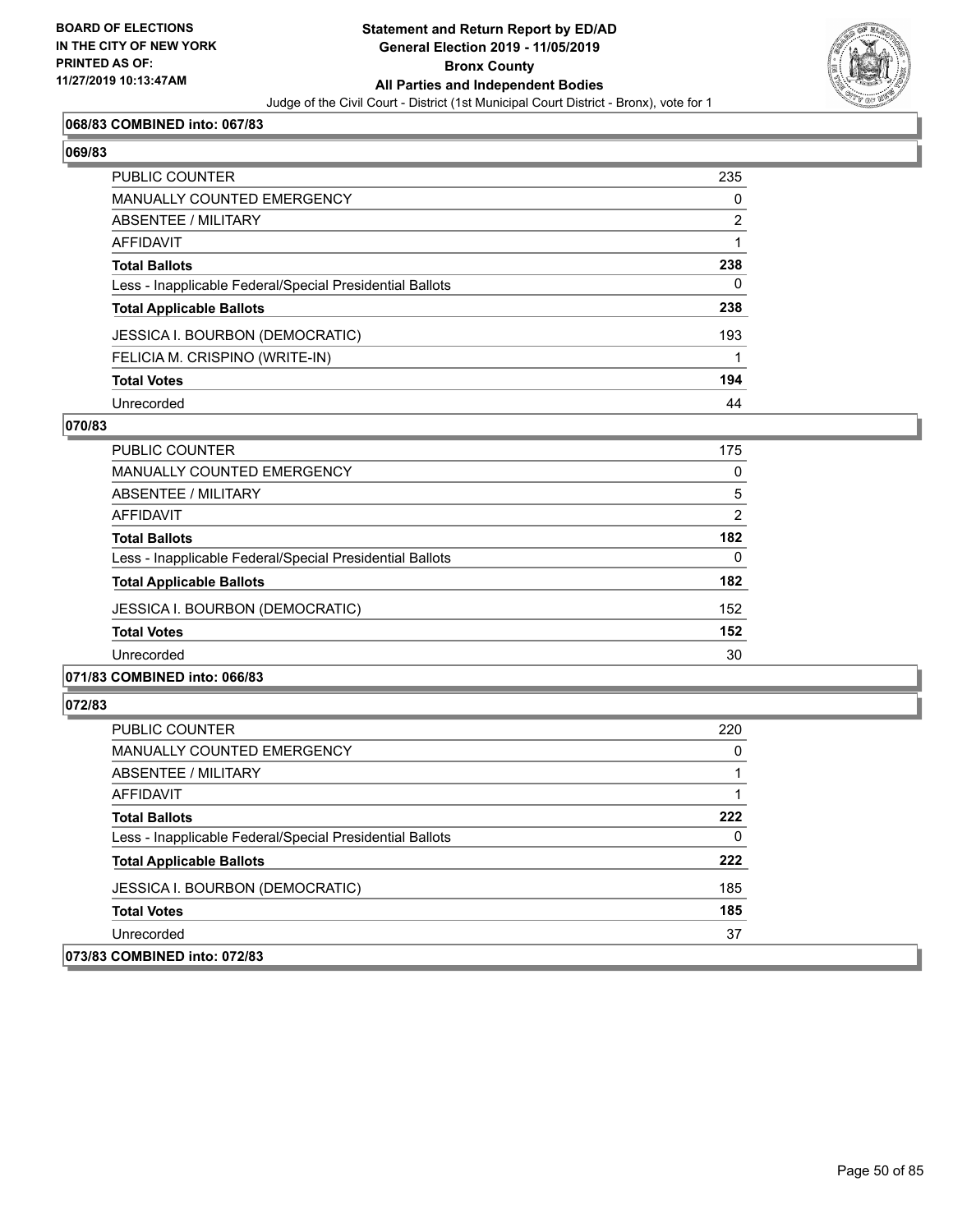**068/83 COMBINED into: 067/83**

**069/83**

| | |
|---|---|
| PUBLIC COUNTER | 235 |
| MANUALLY COUNTED EMERGENCY | 0 |
| ABSENTEE / MILITARY | 2 |
| AFFIDAVIT | 1 |
| **Total Ballots** | **238** |
| Less - Inapplicable Federal/Special Presidential Ballots | 0 |
| **Total Applicable Ballots** | **238** |
| JESSICA I. BOURBON (DEMOCRATIC) | 193 |
| FELICIA M. CRISPINO (WRITE-IN) | 1 |
| **Total Votes** | **194** |
| Unrecorded | 44 |

**070/83**

| | |
|---|---|
| PUBLIC COUNTER | 175 |
| MANUALLY COUNTED EMERGENCY | 0 |
| ABSENTEE / MILITARY | 5 |
| AFFIDAVIT | 2 |
| **Total Ballots** | **182** |
| Less - Inapplicable Federal/Special Presidential Ballots | 0 |
| **Total Applicable Ballots** | **182** |
| JESSICA I. BOURBON (DEMOCRATIC) | 152 |
| **Total Votes** | **152** |
| Unrecorded | 30 |

**071/83 COMBINED into: 066/83**

**072/83**

| | |
|---|---|
| PUBLIC COUNTER | 220 |
| MANUALLY COUNTED EMERGENCY | 0 |
| ABSENTEE / MILITARY | 1 |
| AFFIDAVIT | 1 |
| **Total Ballots** | **222** |
| Less - Inapplicable Federal/Special Presidential Ballots | 0 |
| **Total Applicable Ballots** | **222** |
| JESSICA I. BOURBON (DEMOCRATIC) | 185 |
| **Total Votes** | **185** |
| Unrecorded | 37 |

**073/83 COMBINED into: 072/83**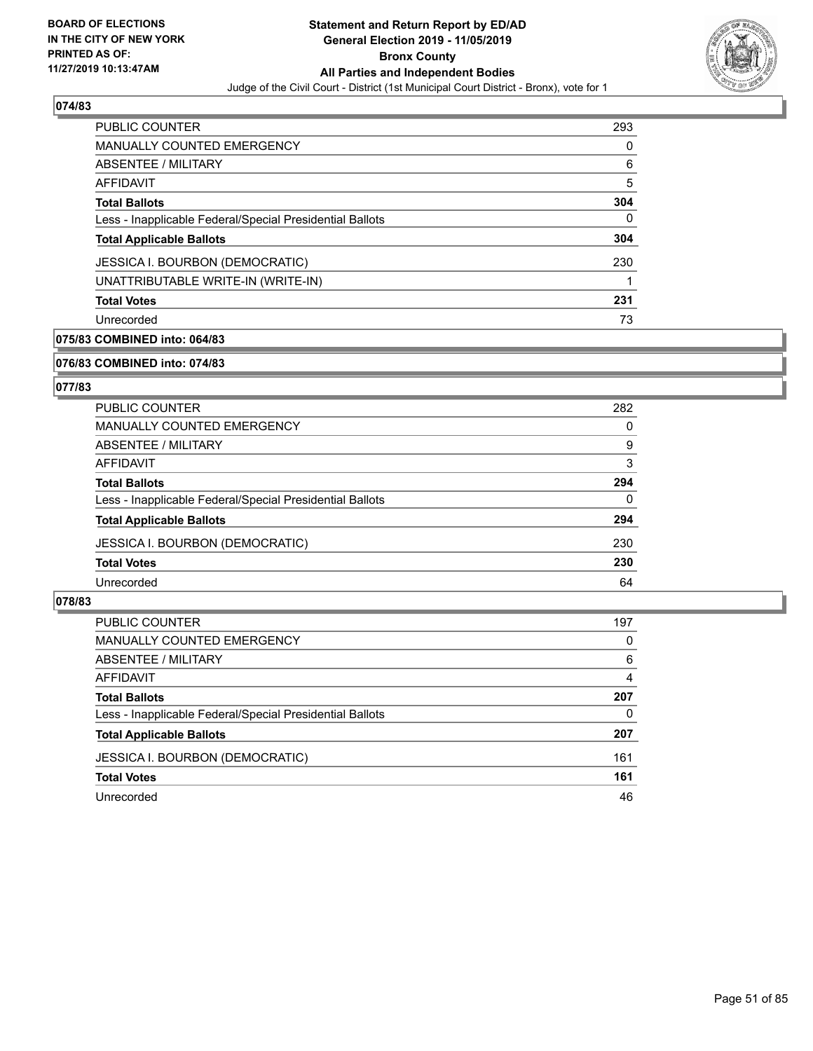## 074/83

| | |
|---|---|
| PUBLIC COUNTER | 293 |
| MANUALLY COUNTED EMERGENCY | 0 |
| ABSENTEE / MILITARY | 6 |
| AFFIDAVIT | 5 |
| **Total Ballots** | **304** |
| Less - Inapplicable Federal/Special Presidential Ballots | 0 |
| **Total Applicable Ballots** | **304** |
| JESSICA I. BOURBON (DEMOCRATIC) | 230 |
| UNATTRIBUTABLE WRITE-IN (WRITE-IN) | 1 |
| **Total Votes** | **231** |
| Unrecorded | 73 |

## 075/83 COMBINED into: 064/83

## 076/83 COMBINED into: 074/83

## 077/83

| | |
|---|---|
| PUBLIC COUNTER | 282 |
| MANUALLY COUNTED EMERGENCY | 0 |
| ABSENTEE / MILITARY | 9 |
| AFFIDAVIT | 3 |
| **Total Ballots** | **294** |
| Less - Inapplicable Federal/Special Presidential Ballots | 0 |
| **Total Applicable Ballots** | **294** |
| JESSICA I. BOURBON (DEMOCRATIC) | 230 |
| **Total Votes** | **230** |
| Unrecorded | 64 |

## 078/83

| | |
|---|---|
| PUBLIC COUNTER | 197 |
| MANUALLY COUNTED EMERGENCY | 0 |
| ABSENTEE / MILITARY | 6 |
| AFFIDAVIT | 4 |
| **Total Ballots** | **207** |
| Less - Inapplicable Federal/Special Presidential Ballots | 0 |
| **Total Applicable Ballots** | **207** |
| JESSICA I. BOURBON (DEMOCRATIC) | 161 |
| **Total Votes** | **161** |
| Unrecorded | 46 |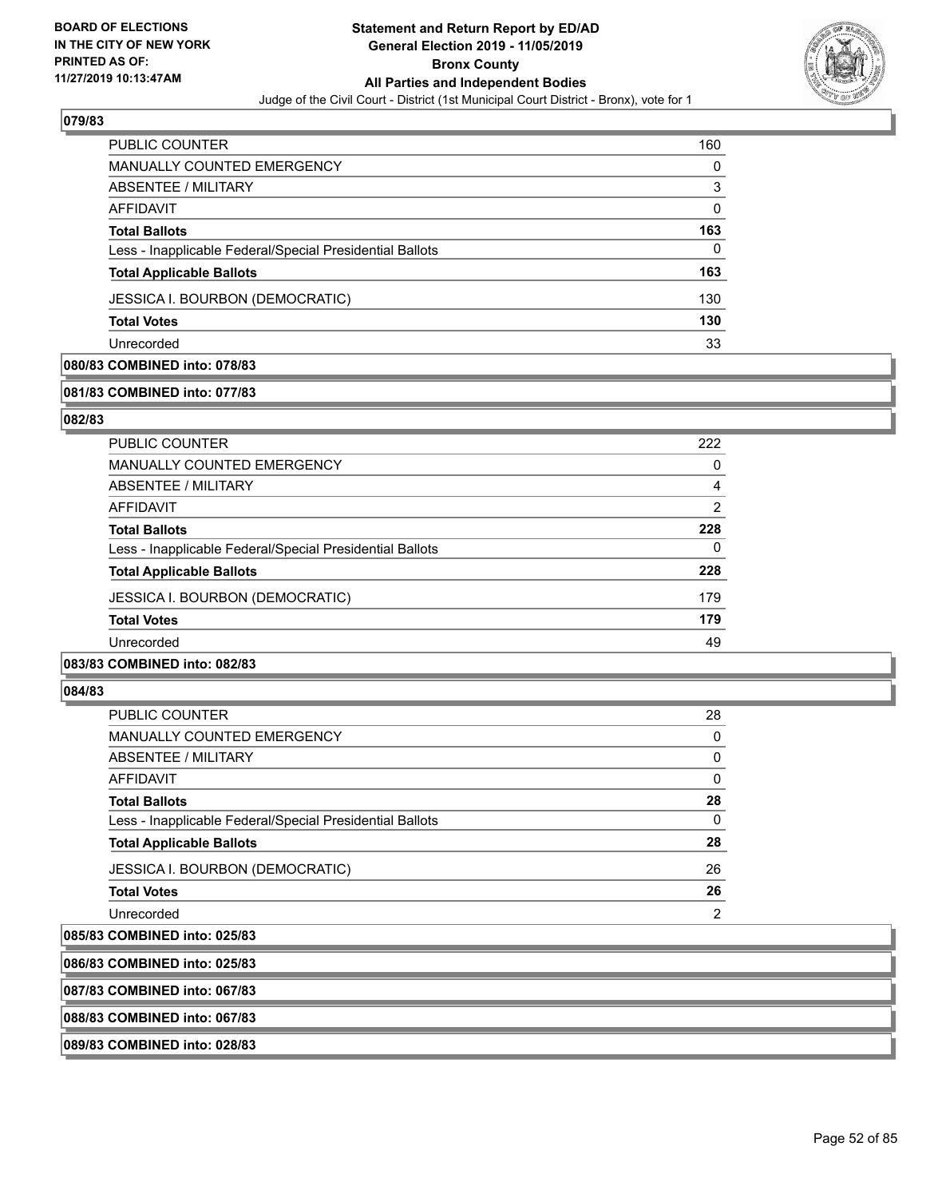**BOARD OF ELECTIONS IN THE CITY OF NEW YORK PRINTED AS OF: 11/27/2019 10:13:47AM**

# Statement and Return Report by ED/AD
## General Election 2019 - 11/05/2019
## Bronx County
## All Parties and Independent Bodies
### Judge of the Civil Court - District (1st Municipal Court District - Bronx), vote for 1

**079/83**

| | |
|---|---|
| PUBLIC COUNTER | 160 |
| MANUALLY COUNTED EMERGENCY | 0 |
| ABSENTEE / MILITARY | 3 |
| AFFIDAVIT | 0 |
| **Total Ballots** | **163** |
| Less - Inapplicable Federal/Special Presidential Ballots | 0 |
| **Total Applicable Ballots** | **163** |
| JESSICA I. BOURBON (DEMOCRATIC) | 130 |
| **Total Votes** | **130** |
| Unrecorded | 33 |

**080/83 COMBINED into: 078/83**

**081/83 COMBINED into: 077/83**

**082/83**

| | |
|---|---|
| PUBLIC COUNTER | 222 |
| MANUALLY COUNTED EMERGENCY | 0 |
| ABSENTEE / MILITARY | 4 |
| AFFIDAVIT | 2 |
| **Total Ballots** | **228** |
| Less - Inapplicable Federal/Special Presidential Ballots | 0 |
| **Total Applicable Ballots** | **228** |
| JESSICA I. BOURBON (DEMOCRATIC) | 179 |
| **Total Votes** | **179** |
| Unrecorded | 49 |

**083/83 COMBINED into: 082/83**

**084/83**

| | |
|---|---|
| PUBLIC COUNTER | 28 |
| MANUALLY COUNTED EMERGENCY | 0 |
| ABSENTEE / MILITARY | 0 |
| AFFIDAVIT | 0 |
| **Total Ballots** | **28** |
| Less - Inapplicable Federal/Special Presidential Ballots | 0 |
| **Total Applicable Ballots** | **28** |
| JESSICA I. BOURBON (DEMOCRATIC) | 26 |
| **Total Votes** | **26** |
| Unrecorded | 2 |

**085/83 COMBINED into: 025/83**

**086/83 COMBINED into: 025/83**

**087/83 COMBINED into: 067/83**

**088/83 COMBINED into: 067/83**

**089/83 COMBINED into: 028/83**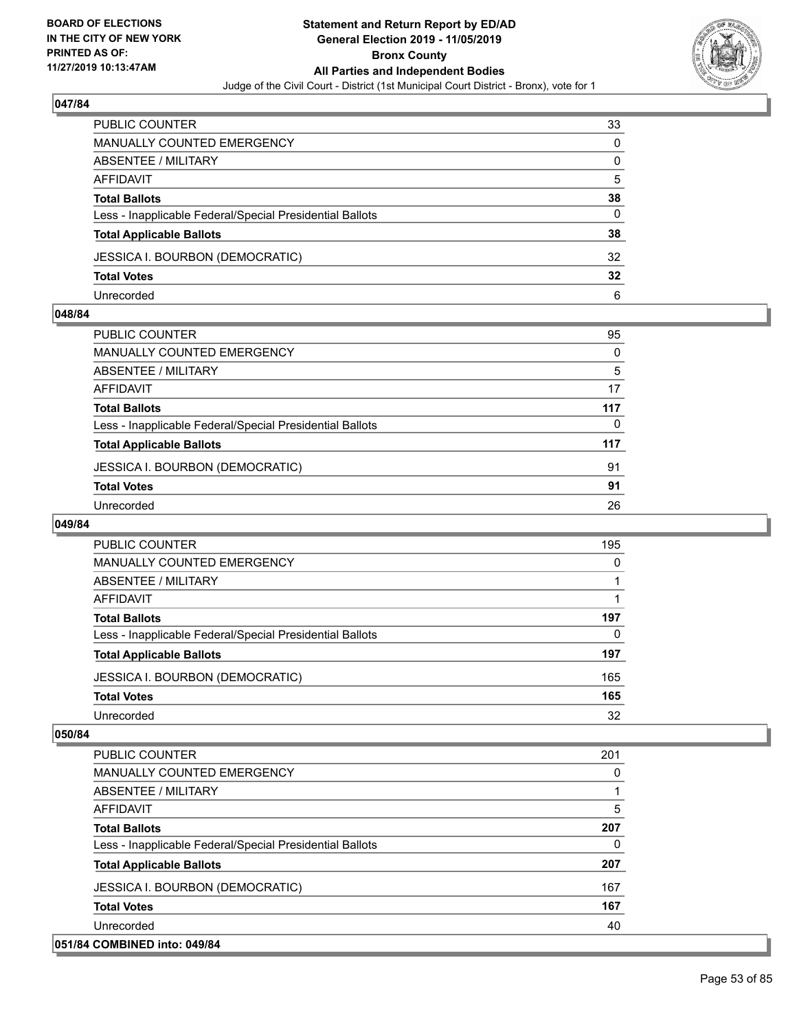### 047/84

| | |
|---|---|
| PUBLIC COUNTER | 33 |
| MANUALLY COUNTED EMERGENCY | 0 |
| ABSENTEE / MILITARY | 0 |
| AFFIDAVIT | 5 |
| **Total Ballots** | **38** |
| Less - Inapplicable Federal/Special Presidential Ballots | 0 |
| **Total Applicable Ballots** | **38** |
| JESSICA I. BOURBON (DEMOCRATIC) | 32 |
| **Total Votes** | **32** |
| Unrecorded | 6 |

### 048/84

| | |
|---|---|
| PUBLIC COUNTER | 95 |
| MANUALLY COUNTED EMERGENCY | 0 |
| ABSENTEE / MILITARY | 5 |
| AFFIDAVIT | 17 |
| **Total Ballots** | **117** |
| Less - Inapplicable Federal/Special Presidential Ballots | 0 |
| **Total Applicable Ballots** | **117** |
| JESSICA I. BOURBON (DEMOCRATIC) | 91 |
| **Total Votes** | **91** |
| Unrecorded | 26 |

### 049/84

| | |
|---|---|
| PUBLIC COUNTER | 195 |
| MANUALLY COUNTED EMERGENCY | 0 |
| ABSENTEE / MILITARY | 1 |
| AFFIDAVIT | 1 |
| **Total Ballots** | **197** |
| Less - Inapplicable Federal/Special Presidential Ballots | 0 |
| **Total Applicable Ballots** | **197** |
| JESSICA I. BOURBON (DEMOCRATIC) | 165 |
| **Total Votes** | **165** |
| Unrecorded | 32 |

### 050/84

| | |
|---|---|
| PUBLIC COUNTER | 201 |
| MANUALLY COUNTED EMERGENCY | 0 |
| ABSENTEE / MILITARY | 1 |
| AFFIDAVIT | 5 |
| **Total Ballots** | **207** |
| Less - Inapplicable Federal/Special Presidential Ballots | 0 |
| **Total Applicable Ballots** | **207** |
| JESSICA I. BOURBON (DEMOCRATIC) | 167 |
| **Total Votes** | **167** |
| Unrecorded | 40 |

### 051/84 COMBINED into: 049/84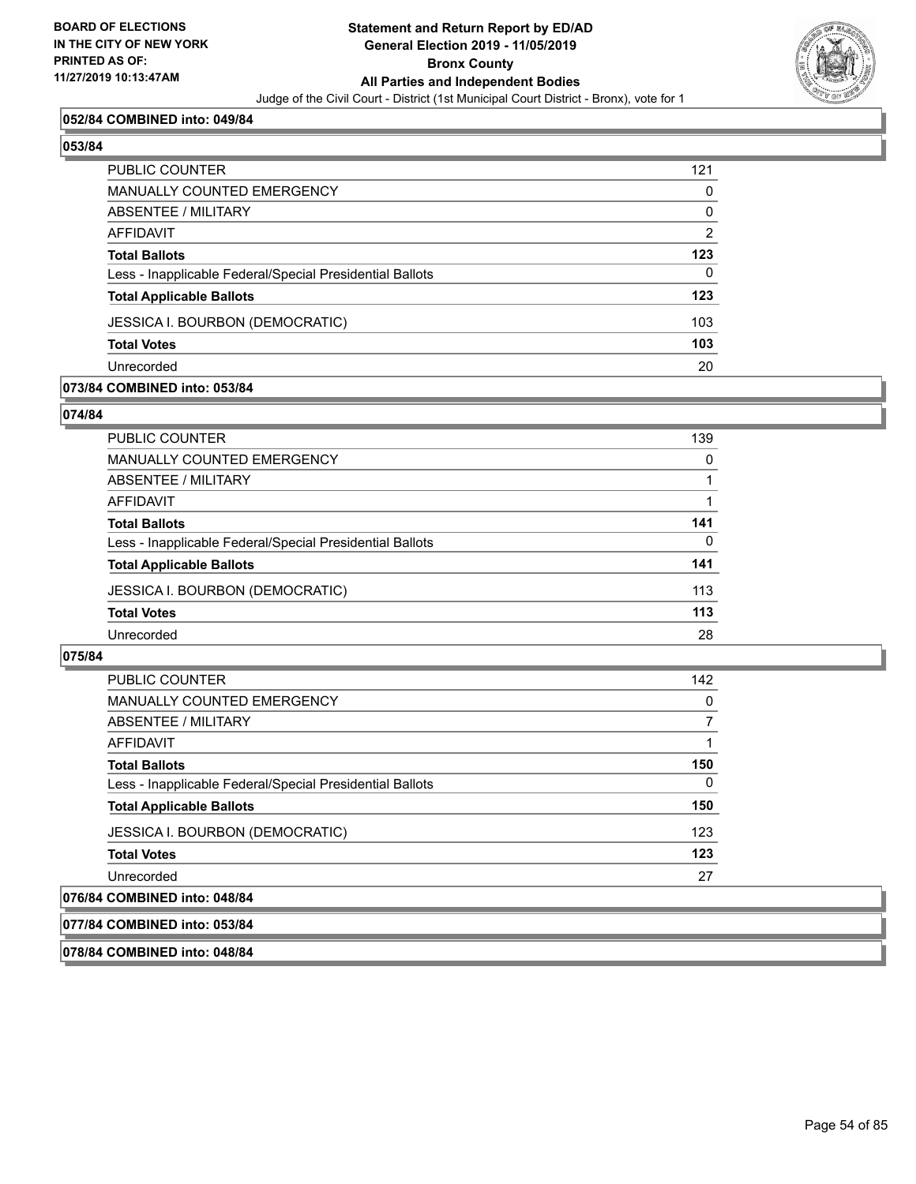**052/84 COMBINED into: 049/84**

**053/84**

| | |
|---|---|
| PUBLIC COUNTER | 121 |
| MANUALLY COUNTED EMERGENCY | 0 |
| ABSENTEE / MILITARY | 0 |
| AFFIDAVIT | 2 |
| **Total Ballots** | **123** |
| Less - Inapplicable Federal/Special Presidential Ballots | 0 |
| **Total Applicable Ballots** | **123** |
| JESSICA I. BOURBON (DEMOCRATIC) | 103 |
| **Total Votes** | **103** |
| Unrecorded | 20 |

**073/84 COMBINED into: 053/84**

**074/84**

| | |
|---|---|
| PUBLIC COUNTER | 139 |
| MANUALLY COUNTED EMERGENCY | 0 |
| ABSENTEE / MILITARY | 1 |
| AFFIDAVIT | 1 |
| **Total Ballots** | **141** |
| Less - Inapplicable Federal/Special Presidential Ballots | 0 |
| **Total Applicable Ballots** | **141** |
| JESSICA I. BOURBON (DEMOCRATIC) | 113 |
| **Total Votes** | **113** |
| Unrecorded | 28 |

**075/84**

| | |
|---|---|
| PUBLIC COUNTER | 142 |
| MANUALLY COUNTED EMERGENCY | 0 |
| ABSENTEE / MILITARY | 7 |
| AFFIDAVIT | 1 |
| **Total Ballots** | **150** |
| Less - Inapplicable Federal/Special Presidential Ballots | 0 |
| **Total Applicable Ballots** | **150** |
| JESSICA I. BOURBON (DEMOCRATIC) | 123 |
| **Total Votes** | **123** |
| Unrecorded | 27 |

**076/84 COMBINED into: 048/84**

**077/84 COMBINED into: 053/84**

**078/84 COMBINED into: 048/84**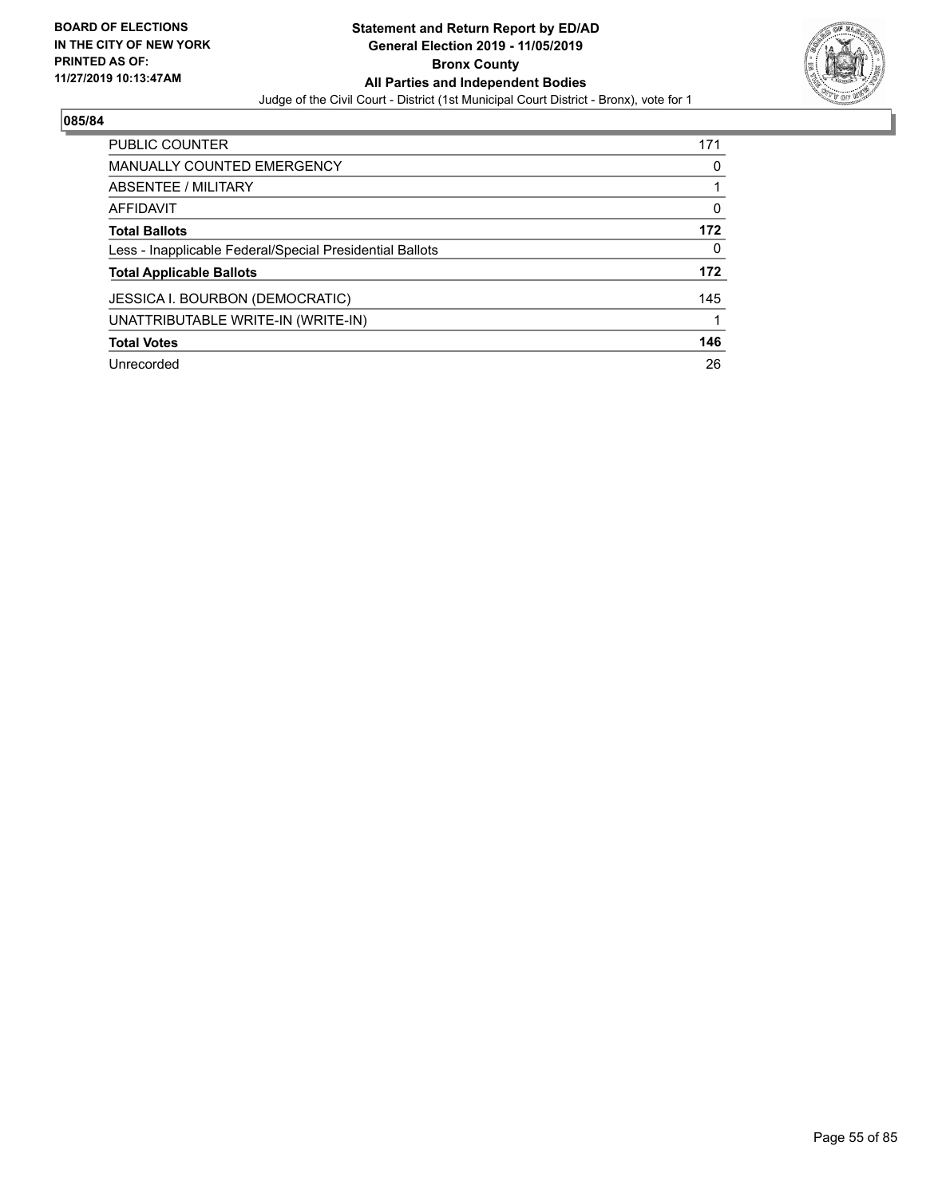BOARD OF ELECTIONS
IN THE CITY OF NEW YORK
PRINTED AS OF:
11/27/2019 10:13:47AM

**Statement and Return Report by ED/AD**
**General Election 2019 - 11/05/2019**
**Bronx County**
**All Parties and Independent Bodies**
Judge of the Civil Court - District (1st Municipal Court District - Bronx), vote for 1

## 085/84

| | |
|---|---|
| PUBLIC COUNTER | 171 |
| MANUALLY COUNTED EMERGENCY | 0 |
| ABSENTEE / MILITARY | 1 |
| AFFIDAVIT | 0 |
| **Total Ballots** | **172** |
| Less - Inapplicable Federal/Special Presidential Ballots | 0 |
| **Total Applicable Ballots** | **172** |
| JESSICA I. BOURBON (DEMOCRATIC) | 145 |
| UNATTRIBUTABLE WRITE-IN (WRITE-IN) | 1 |
| **Total Votes** | **146** |
| Unrecorded | 26 |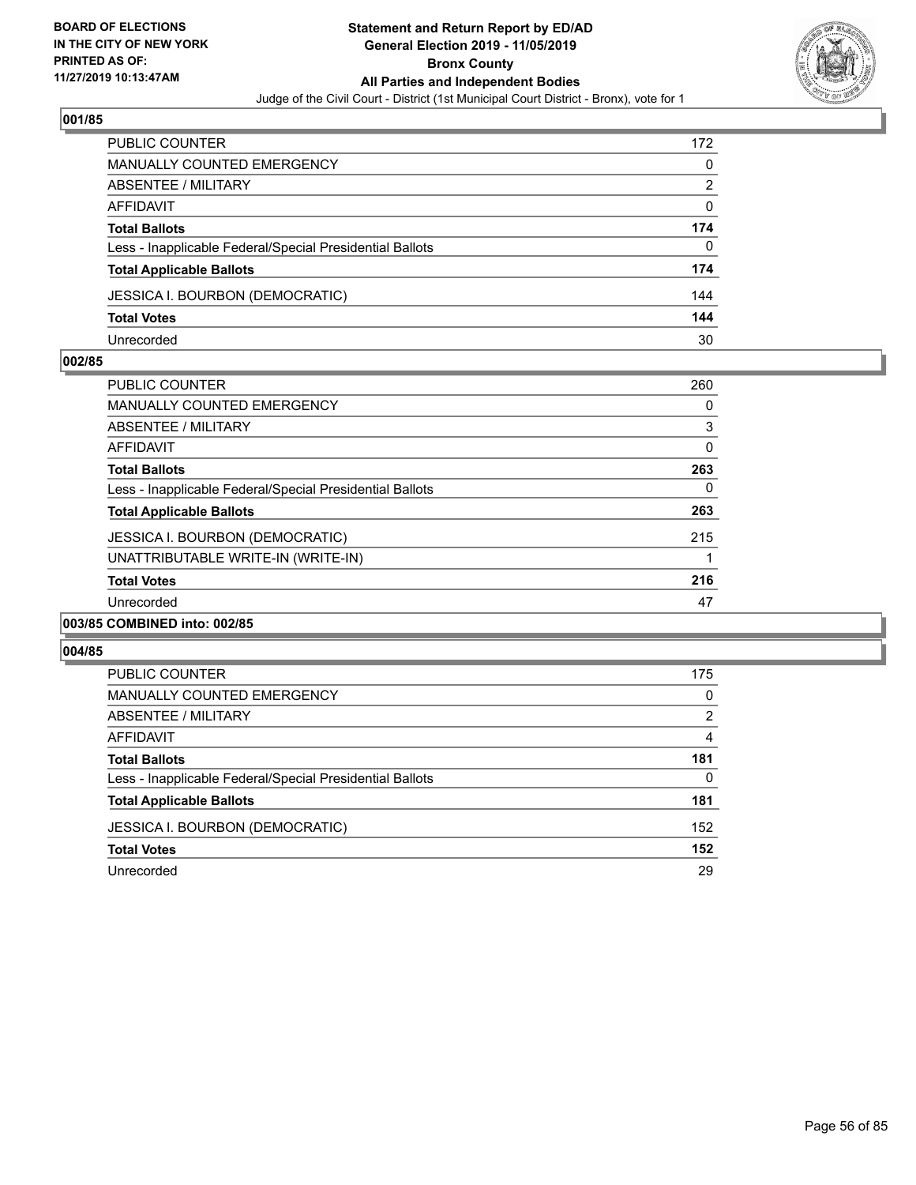**BOARD OF ELECTIONS IN THE CITY OF NEW YORK PRINTED AS OF: 11/27/2019 10:13:47AM**

**Statement and Return Report by ED/AD General Election 2019 - 11/05/2019 Bronx County All Parties and Independent Bodies**

Judge of the Civil Court - District (1st Municipal Court District - Bronx), vote for 1

## 001/85

| | |
|---|---|
| PUBLIC COUNTER | 172 |
| MANUALLY COUNTED EMERGENCY | 0 |
| ABSENTEE / MILITARY | 2 |
| AFFIDAVIT | 0 |
| **Total Ballots** | **174** |
| Less - Inapplicable Federal/Special Presidential Ballots | 0 |
| **Total Applicable Ballots** | **174** |
| JESSICA I. BOURBON (DEMOCRATIC) | 144 |
| **Total Votes** | **144** |
| Unrecorded | 30 |

## 002/85

| | |
|---|---|
| PUBLIC COUNTER | 260 |
| MANUALLY COUNTED EMERGENCY | 0 |
| ABSENTEE / MILITARY | 3 |
| AFFIDAVIT | 0 |
| **Total Ballots** | **263** |
| Less - Inapplicable Federal/Special Presidential Ballots | 0 |
| **Total Applicable Ballots** | **263** |
| JESSICA I. BOURBON (DEMOCRATIC) | 215 |
| UNATTRIBUTABLE WRITE-IN (WRITE-IN) | 1 |
| **Total Votes** | **216** |
| Unrecorded | 47 |

## 003/85 COMBINED into: 002/85

## 004/85

| | |
|---|---|
| PUBLIC COUNTER | 175 |
| MANUALLY COUNTED EMERGENCY | 0 |
| ABSENTEE / MILITARY | 2 |
| AFFIDAVIT | 4 |
| **Total Ballots** | **181** |
| Less - Inapplicable Federal/Special Presidential Ballots | 0 |
| **Total Applicable Ballots** | **181** |
| JESSICA I. BOURBON (DEMOCRATIC) | 152 |
| **Total Votes** | **152** |
| Unrecorded | 29 |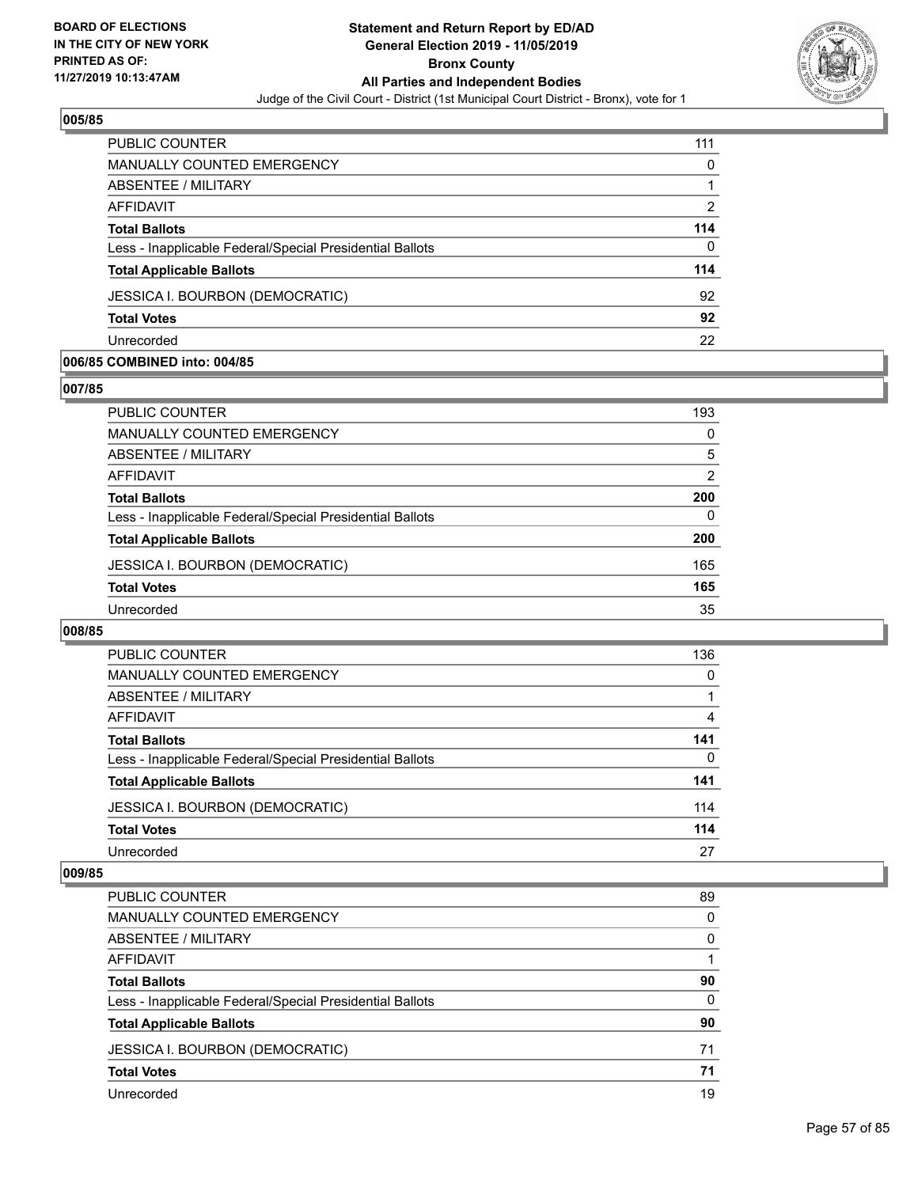### 005/85

| | |
|---|---|
| PUBLIC COUNTER | 111 |
| MANUALLY COUNTED EMERGENCY | 0 |
| ABSENTEE / MILITARY | 1 |
| AFFIDAVIT | 2 |
| **Total Ballots** | **114** |
| Less - Inapplicable Federal/Special Presidential Ballots | 0 |
| **Total Applicable Ballots** | **114** |
| JESSICA I. BOURBON (DEMOCRATIC) | 92 |
| **Total Votes** | **92** |
| Unrecorded | 22 |

### 006/85 COMBINED into: 004/85

### 007/85

| | |
|---|---|
| PUBLIC COUNTER | 193 |
| MANUALLY COUNTED EMERGENCY | 0 |
| ABSENTEE / MILITARY | 5 |
| AFFIDAVIT | 2 |
| **Total Ballots** | **200** |
| Less - Inapplicable Federal/Special Presidential Ballots | 0 |
| **Total Applicable Ballots** | **200** |
| JESSICA I. BOURBON (DEMOCRATIC) | 165 |
| **Total Votes** | **165** |
| Unrecorded | 35 |

### 008/85

| | |
|---|---|
| PUBLIC COUNTER | 136 |
| MANUALLY COUNTED EMERGENCY | 0 |
| ABSENTEE / MILITARY | 1 |
| AFFIDAVIT | 4 |
| **Total Ballots** | **141** |
| Less - Inapplicable Federal/Special Presidential Ballots | 0 |
| **Total Applicable Ballots** | **141** |
| JESSICA I. BOURBON (DEMOCRATIC) | 114 |
| **Total Votes** | **114** |
| Unrecorded | 27 |

### 009/85

| | |
|---|---|
| PUBLIC COUNTER | 89 |
| MANUALLY COUNTED EMERGENCY | 0 |
| ABSENTEE / MILITARY | 0 |
| AFFIDAVIT | 1 |
| **Total Ballots** | **90** |
| Less - Inapplicable Federal/Special Presidential Ballots | 0 |
| **Total Applicable Ballots** | **90** |
| JESSICA I. BOURBON (DEMOCRATIC) | 71 |
| **Total Votes** | **71** |
| Unrecorded | 19 |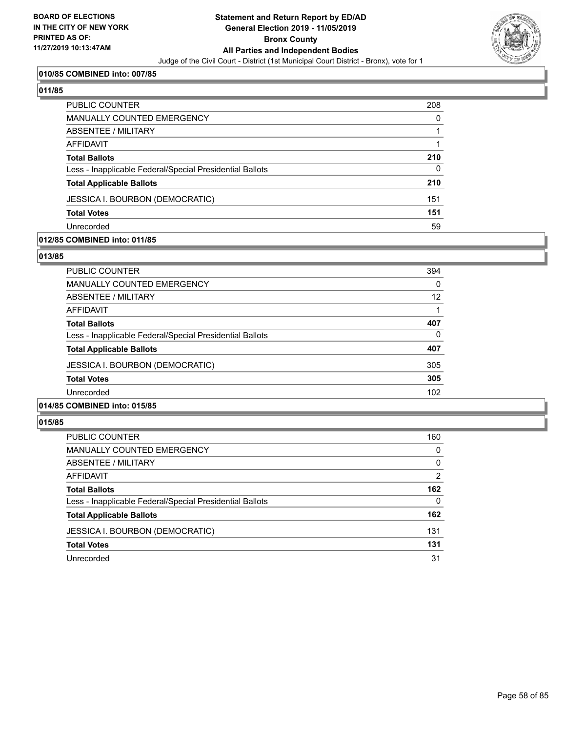**BOARD OF ELECTIONS IN THE CITY OF NEW YORK PRINTED AS OF: 11/27/2019 10:13:47AM**

**Statement and Return Report by ED/AD**
**General Election 2019 - 11/05/2019**
**Bronx County**
**All Parties and Independent Bodies**

Judge of the Civil Court - District (1st Municipal Court District - Bronx), vote for 1

**010/85 COMBINED into: 007/85**

**011/85**

| | |
|---|---|
| PUBLIC COUNTER | 208 |
| MANUALLY COUNTED EMERGENCY | 0 |
| ABSENTEE / MILITARY | 1 |
| AFFIDAVIT | 1 |
| **Total Ballots** | **210** |
| Less - Inapplicable Federal/Special Presidential Ballots | 0 |
| **Total Applicable Ballots** | **210** |
| JESSICA I. BOURBON (DEMOCRATIC) | 151 |
| **Total Votes** | **151** |
| Unrecorded | 59 |

**012/85 COMBINED into: 011/85**

**013/85**

| | |
|---|---|
| PUBLIC COUNTER | 394 |
| MANUALLY COUNTED EMERGENCY | 0 |
| ABSENTEE / MILITARY | 12 |
| AFFIDAVIT | 1 |
| **Total Ballots** | **407** |
| Less - Inapplicable Federal/Special Presidential Ballots | 0 |
| **Total Applicable Ballots** | **407** |
| JESSICA I. BOURBON (DEMOCRATIC) | 305 |
| **Total Votes** | **305** |
| Unrecorded | 102 |

**014/85 COMBINED into: 015/85**

**015/85**

| | |
|---|---|
| PUBLIC COUNTER | 160 |
| MANUALLY COUNTED EMERGENCY | 0 |
| ABSENTEE / MILITARY | 0 |
| AFFIDAVIT | 2 |
| **Total Ballots** | **162** |
| Less - Inapplicable Federal/Special Presidential Ballots | 0 |
| **Total Applicable Ballots** | **162** |
| JESSICA I. BOURBON (DEMOCRATIC) | 131 |
| **Total Votes** | **131** |
| Unrecorded | 31 |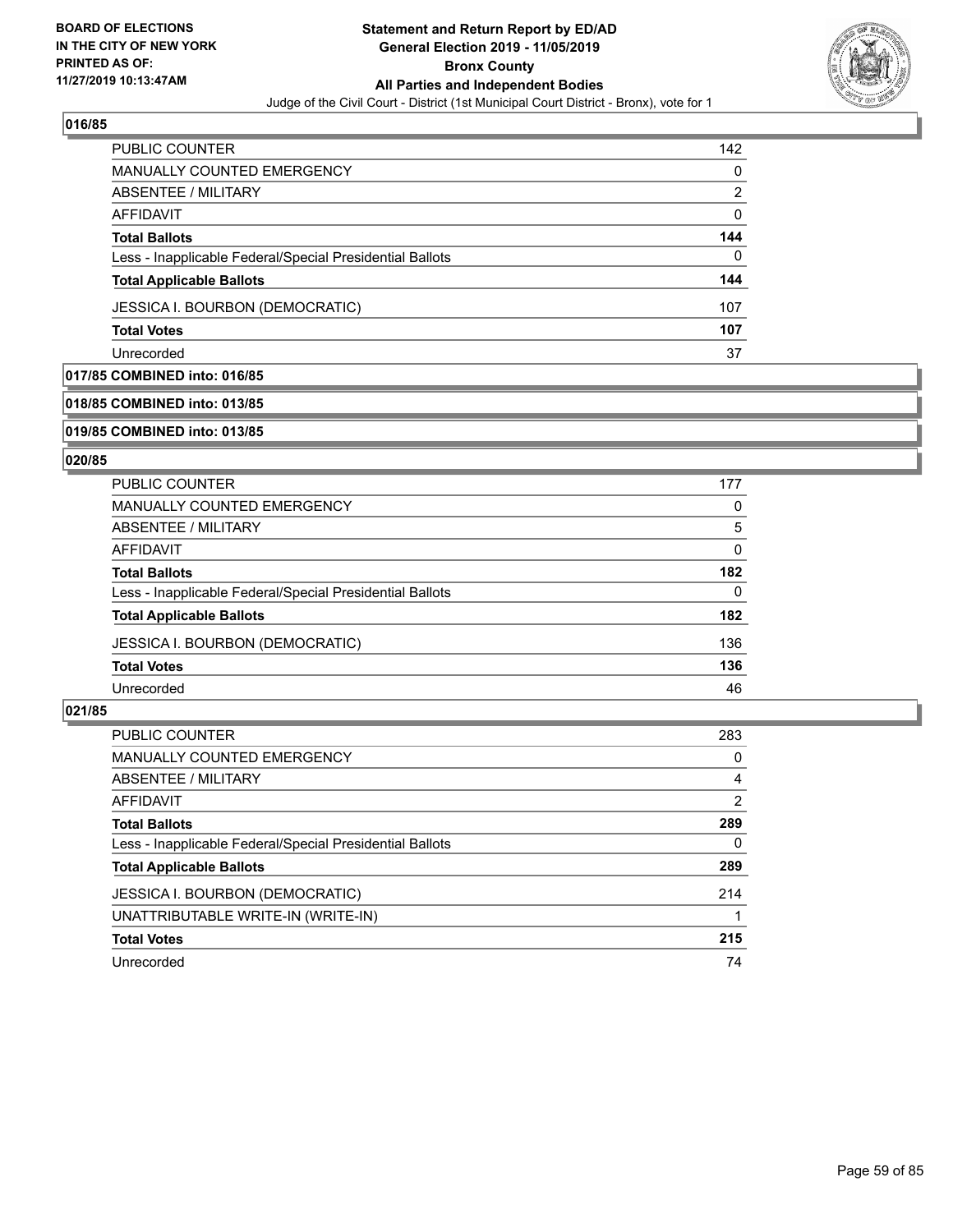### 016/85

| | |
|---|---|
| PUBLIC COUNTER | 142 |
| MANUALLY COUNTED EMERGENCY | 0 |
| ABSENTEE / MILITARY | 2 |
| AFFIDAVIT | 0 |
| **Total Ballots** | **144** |
| Less - Inapplicable Federal/Special Presidential Ballots | 0 |
| **Total Applicable Ballots** | **144** |
| JESSICA I. BOURBON (DEMOCRATIC) | 107 |
| **Total Votes** | **107** |
| Unrecorded | 37 |

### 017/85 COMBINED into: 016/85

### 018/85 COMBINED into: 013/85

### 019/85 COMBINED into: 013/85

### 020/85

| | |
|---|---|
| PUBLIC COUNTER | 177 |
| MANUALLY COUNTED EMERGENCY | 0 |
| ABSENTEE / MILITARY | 5 |
| AFFIDAVIT | 0 |
| **Total Ballots** | **182** |
| Less - Inapplicable Federal/Special Presidential Ballots | 0 |
| **Total Applicable Ballots** | **182** |
| JESSICA I. BOURBON (DEMOCRATIC) | 136 |
| **Total Votes** | **136** |
| Unrecorded | 46 |

### 021/85

| | |
|---|---|
| PUBLIC COUNTER | 283 |
| MANUALLY COUNTED EMERGENCY | 0 |
| ABSENTEE / MILITARY | 4 |
| AFFIDAVIT | 2 |
| **Total Ballots** | **289** |
| Less - Inapplicable Federal/Special Presidential Ballots | 0 |
| **Total Applicable Ballots** | **289** |
| JESSICA I. BOURBON (DEMOCRATIC) | 214 |
| UNATTRIBUTABLE WRITE-IN (WRITE-IN) | 1 |
| **Total Votes** | **215** |
| Unrecorded | 74 |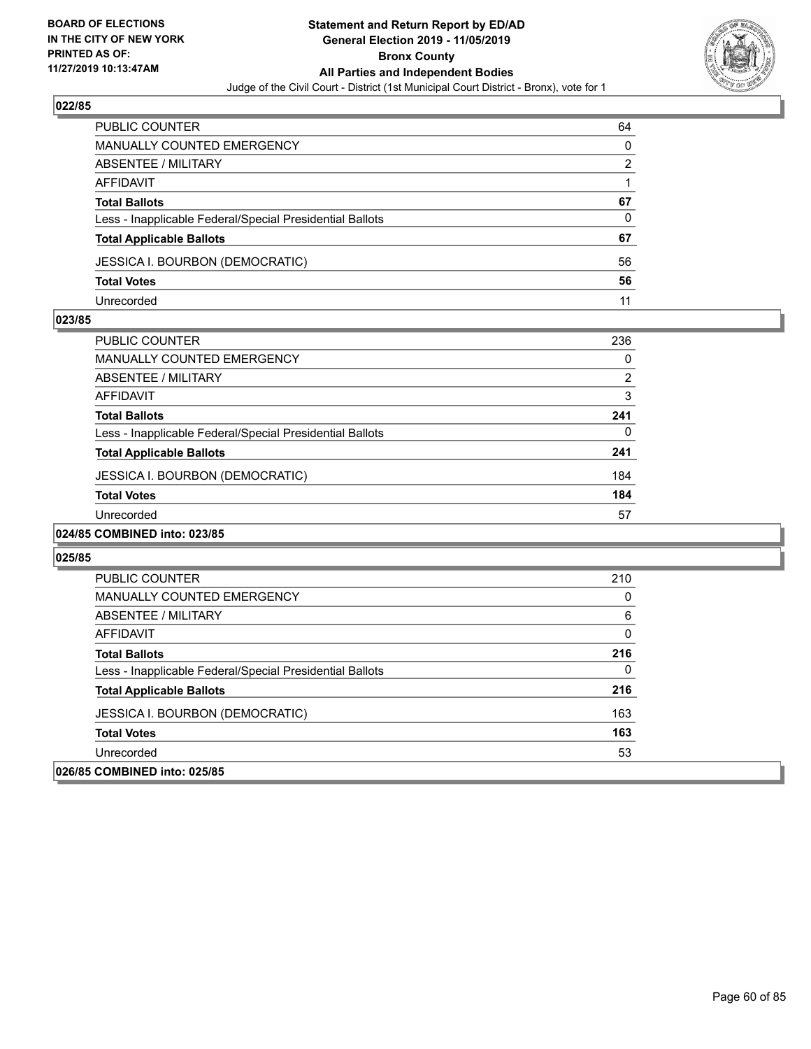**BOARD OF ELECTIONS IN THE CITY OF NEW YORK PRINTED AS OF: 11/27/2019 10:13:47AM**

**Statement and Return Report by ED/AD General Election 2019 - 11/05/2019 Bronx County All Parties and Independent Bodies**

Judge of the Civil Court - District (1st Municipal Court District - Bronx), vote for 1

### 022/85

| | |
|---|---|
| PUBLIC COUNTER | 64 |
| MANUALLY COUNTED EMERGENCY | 0 |
| ABSENTEE / MILITARY | 2 |
| AFFIDAVIT | 1 |
| **Total Ballots** | **67** |
| Less - Inapplicable Federal/Special Presidential Ballots | 0 |
| **Total Applicable Ballots** | **67** |
| JESSICA I. BOURBON (DEMOCRATIC) | 56 |
| **Total Votes** | **56** |
| Unrecorded | 11 |

### 023/85

| | |
|---|---|
| PUBLIC COUNTER | 236 |
| MANUALLY COUNTED EMERGENCY | 0 |
| ABSENTEE / MILITARY | 2 |
| AFFIDAVIT | 3 |
| **Total Ballots** | **241** |
| Less - Inapplicable Federal/Special Presidential Ballots | 0 |
| **Total Applicable Ballots** | **241** |
| JESSICA I. BOURBON (DEMOCRATIC) | 184 |
| **Total Votes** | **184** |
| Unrecorded | 57 |

### 024/85 COMBINED into: 023/85

### 025/85

| | |
|---|---|
| PUBLIC COUNTER | 210 |
| MANUALLY COUNTED EMERGENCY | 0 |
| ABSENTEE / MILITARY | 6 |
| AFFIDAVIT | 0 |
| **Total Ballots** | **216** |
| Less - Inapplicable Federal/Special Presidential Ballots | 0 |
| **Total Applicable Ballots** | **216** |
| JESSICA I. BOURBON (DEMOCRATIC) | 163 |
| **Total Votes** | **163** |
| Unrecorded | 53 |

### 026/85 COMBINED into: 025/85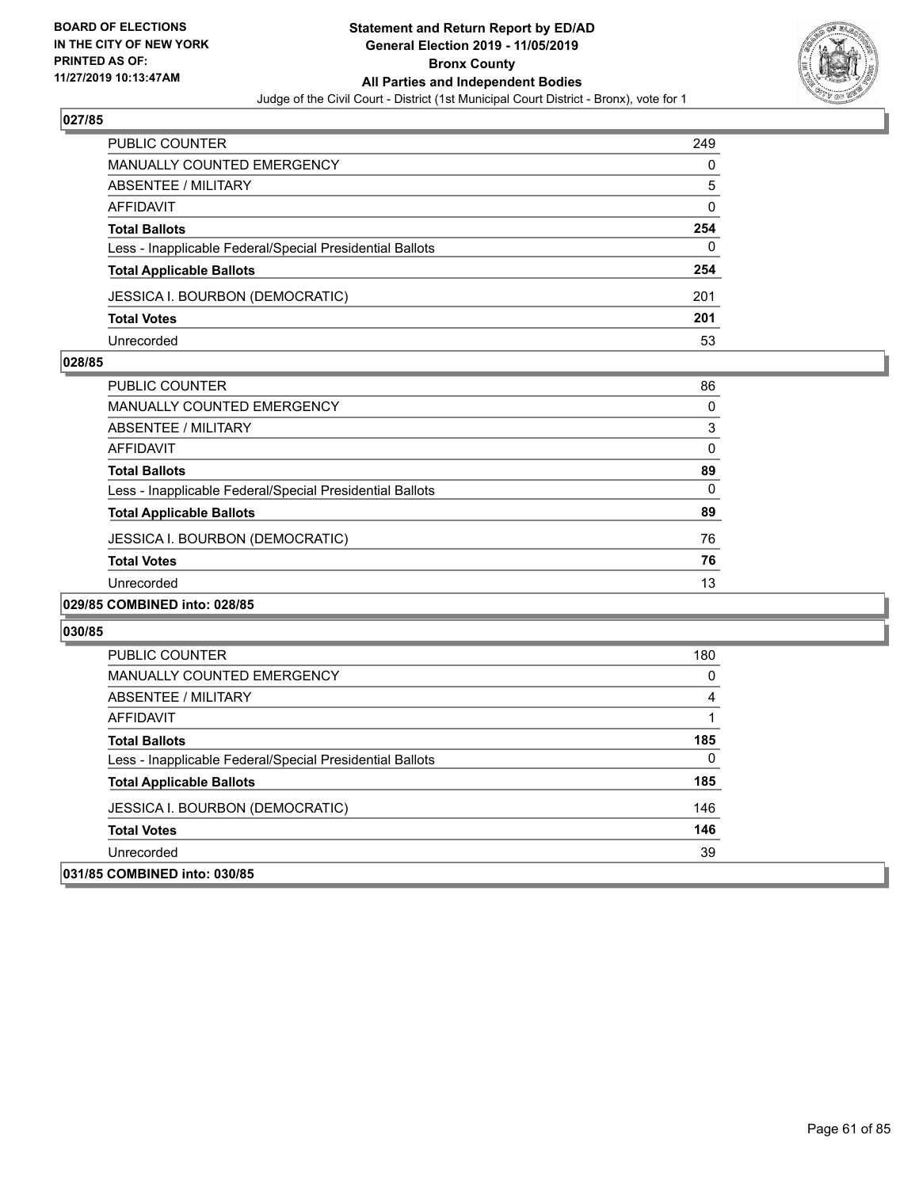**BOARD OF ELECTIONS IN THE CITY OF NEW YORK PRINTED AS OF: 11/27/2019 10:13:47AM**

**Statement and Return Report by ED/AD General Election 2019 - 11/05/2019 Bronx County All Parties and Independent Bodies**

Judge of the Civil Court - District (1st Municipal Court District - Bronx), vote for 1

**027/85**

| | |
|---|---|
| PUBLIC COUNTER | 249 |
| MANUALLY COUNTED EMERGENCY | 0 |
| ABSENTEE / MILITARY | 5 |
| AFFIDAVIT | 0 |
| **Total Ballots** | **254** |
| Less - Inapplicable Federal/Special Presidential Ballots | 0 |
| **Total Applicable Ballots** | **254** |
| JESSICA I. BOURBON (DEMOCRATIC) | 201 |
| **Total Votes** | **201** |
| Unrecorded | 53 |

**028/85**

| | |
|---|---|
| PUBLIC COUNTER | 86 |
| MANUALLY COUNTED EMERGENCY | 0 |
| ABSENTEE / MILITARY | 3 |
| AFFIDAVIT | 0 |
| **Total Ballots** | **89** |
| Less - Inapplicable Federal/Special Presidential Ballots | 0 |
| **Total Applicable Ballots** | **89** |
| JESSICA I. BOURBON (DEMOCRATIC) | 76 |
| **Total Votes** | **76** |
| Unrecorded | 13 |

**029/85 COMBINED into: 028/85**

**030/85**

| | |
|---|---|
| PUBLIC COUNTER | 180 |
| MANUALLY COUNTED EMERGENCY | 0 |
| ABSENTEE / MILITARY | 4 |
| AFFIDAVIT | 1 |
| **Total Ballots** | **185** |
| Less - Inapplicable Federal/Special Presidential Ballots | 0 |
| **Total Applicable Ballots** | **185** |
| JESSICA I. BOURBON (DEMOCRATIC) | 146 |
| **Total Votes** | **146** |
| Unrecorded | 39 |

**031/85 COMBINED into: 030/85**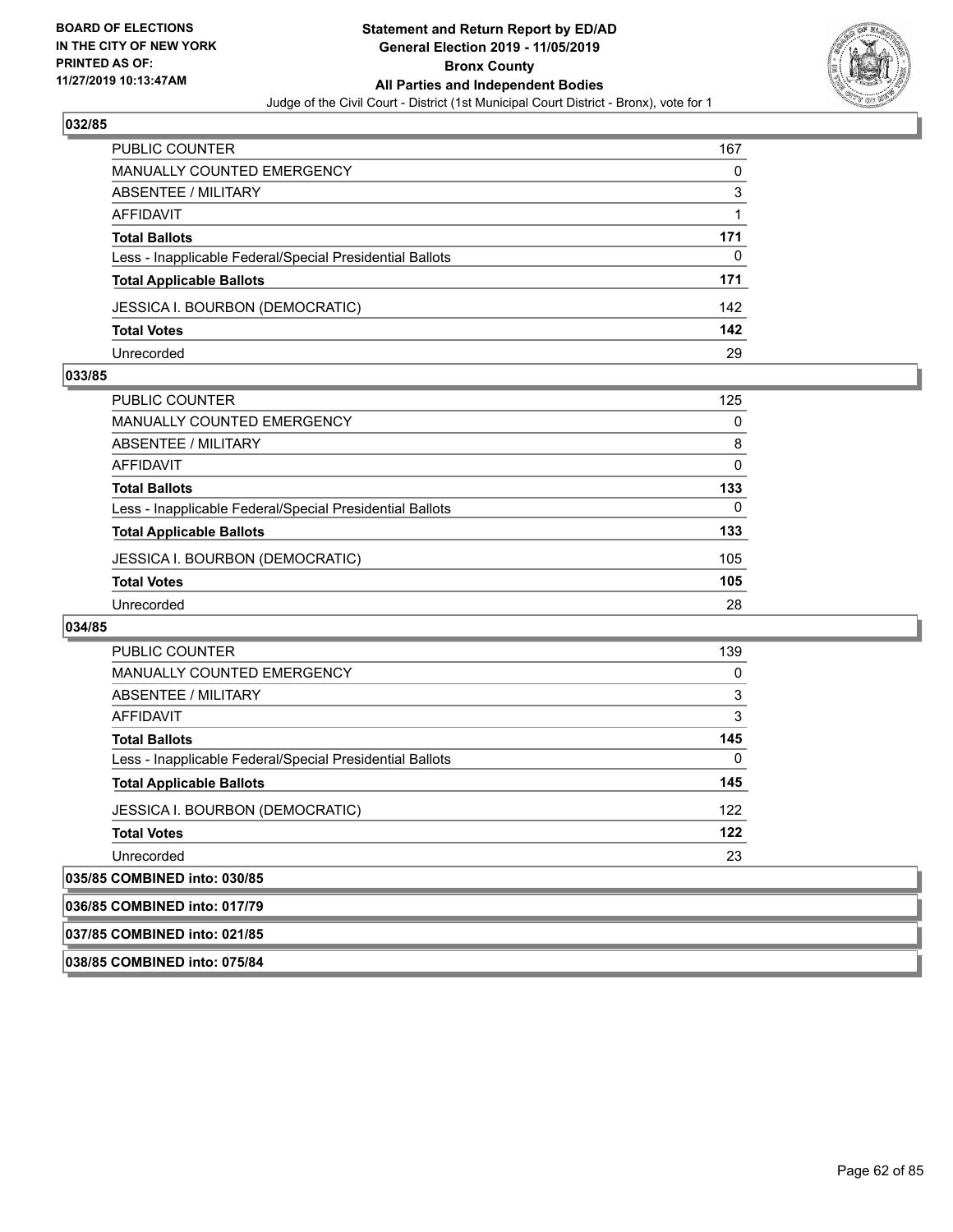## 032/85

| | |
|---|---|
| PUBLIC COUNTER | 167 |
| MANUALLY COUNTED EMERGENCY | 0 |
| ABSENTEE / MILITARY | 3 |
| AFFIDAVIT | 1 |
| **Total Ballots** | **171** |
| Less - Inapplicable Federal/Special Presidential Ballots | 0 |
| **Total Applicable Ballots** | **171** |
| JESSICA I. BOURBON (DEMOCRATIC) | 142 |
| **Total Votes** | **142** |
| Unrecorded | 29 |

## 033/85

| | |
|---|---|
| PUBLIC COUNTER | 125 |
| MANUALLY COUNTED EMERGENCY | 0 |
| ABSENTEE / MILITARY | 8 |
| AFFIDAVIT | 0 |
| **Total Ballots** | **133** |
| Less - Inapplicable Federal/Special Presidential Ballots | 0 |
| **Total Applicable Ballots** | **133** |
| JESSICA I. BOURBON (DEMOCRATIC) | 105 |
| **Total Votes** | **105** |
| Unrecorded | 28 |

## 034/85

| | |
|---|---|
| PUBLIC COUNTER | 139 |
| MANUALLY COUNTED EMERGENCY | 0 |
| ABSENTEE / MILITARY | 3 |
| AFFIDAVIT | 3 |
| **Total Ballots** | **145** |
| Less - Inapplicable Federal/Special Presidential Ballots | 0 |
| **Total Applicable Ballots** | **145** |
| JESSICA I. BOURBON (DEMOCRATIC) | 122 |
| **Total Votes** | **122** |
| Unrecorded | 23 |

**035/85 COMBINED into: 030/85**

**036/85 COMBINED into: 017/79**

**037/85 COMBINED into: 021/85**

**038/85 COMBINED into: 075/84**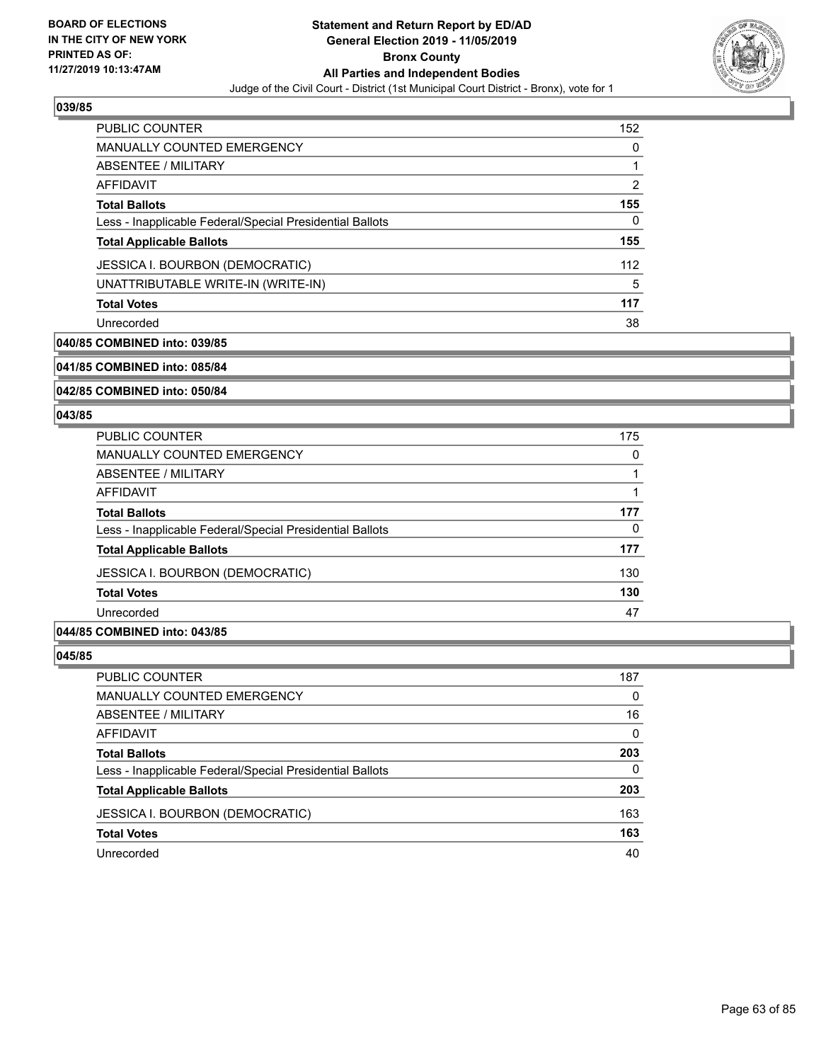**039/85**

| | |
|---|---|
| PUBLIC COUNTER | 152 |
| MANUALLY COUNTED EMERGENCY | 0 |
| ABSENTEE / MILITARY | 1 |
| AFFIDAVIT | 2 |
| **Total Ballots** | **155** |
| Less - Inapplicable Federal/Special Presidential Ballots | 0 |
| **Total Applicable Ballots** | **155** |
| JESSICA I. BOURBON (DEMOCRATIC) | 112 |
| UNATTRIBUTABLE WRITE-IN (WRITE-IN) | 5 |
| **Total Votes** | **117** |
| Unrecorded | 38 |

**040/85 COMBINED into: 039/85**

**041/85 COMBINED into: 085/84**

**042/85 COMBINED into: 050/84**

**043/85**

| | |
|---|---|
| PUBLIC COUNTER | 175 |
| MANUALLY COUNTED EMERGENCY | 0 |
| ABSENTEE / MILITARY | 1 |
| AFFIDAVIT | 1 |
| **Total Ballots** | **177** |
| Less - Inapplicable Federal/Special Presidential Ballots | 0 |
| **Total Applicable Ballots** | **177** |
| JESSICA I. BOURBON (DEMOCRATIC) | 130 |
| **Total Votes** | **130** |
| Unrecorded | 47 |

**044/85 COMBINED into: 043/85**

**045/85**

| | |
|---|---|
| PUBLIC COUNTER | 187 |
| MANUALLY COUNTED EMERGENCY | 0 |
| ABSENTEE / MILITARY | 16 |
| AFFIDAVIT | 0 |
| **Total Ballots** | **203** |
| Less - Inapplicable Federal/Special Presidential Ballots | 0 |
| **Total Applicable Ballots** | **203** |
| JESSICA I. BOURBON (DEMOCRATIC) | 163 |
| **Total Votes** | **163** |
| Unrecorded | 40 |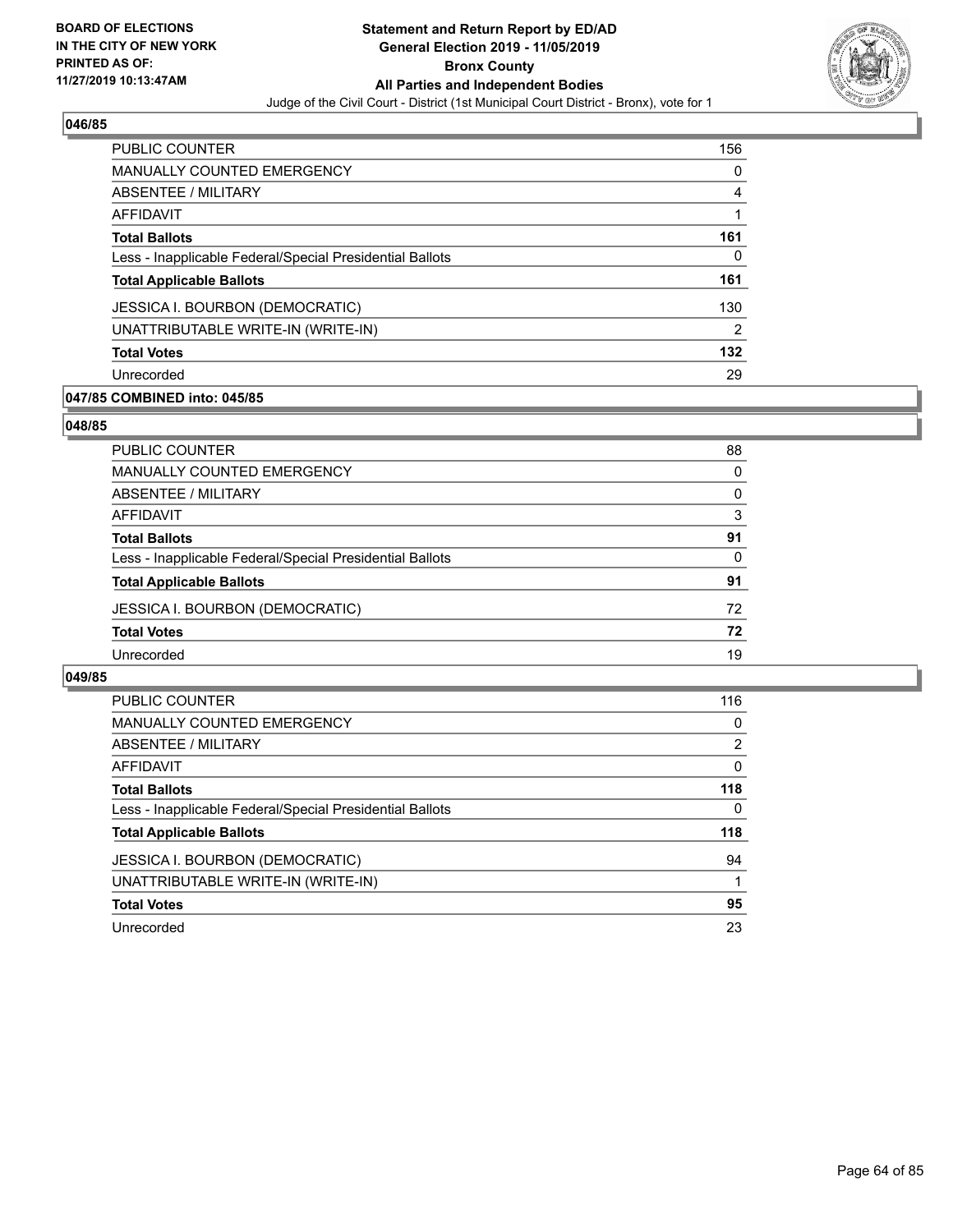## 046/85

| | |
|---|---|
| PUBLIC COUNTER | 156 |
| MANUALLY COUNTED EMERGENCY | 0 |
| ABSENTEE / MILITARY | 4 |
| AFFIDAVIT | 1 |
| **Total Ballots** | **161** |
| Less - Inapplicable Federal/Special Presidential Ballots | 0 |
| **Total Applicable Ballots** | **161** |
| JESSICA I. BOURBON (DEMOCRATIC) | 130 |
| UNATTRIBUTABLE WRITE-IN (WRITE-IN) | 2 |
| **Total Votes** | **132** |
| Unrecorded | 29 |

## 047/85 COMBINED into: 045/85

## 048/85

| | |
|---|---|
| PUBLIC COUNTER | 88 |
| MANUALLY COUNTED EMERGENCY | 0 |
| ABSENTEE / MILITARY | 0 |
| AFFIDAVIT | 3 |
| **Total Ballots** | **91** |
| Less - Inapplicable Federal/Special Presidential Ballots | 0 |
| **Total Applicable Ballots** | **91** |
| JESSICA I. BOURBON (DEMOCRATIC) | 72 |
| **Total Votes** | **72** |
| Unrecorded | 19 |

## 049/85

| | |
|---|---|
| PUBLIC COUNTER | 116 |
| MANUALLY COUNTED EMERGENCY | 0 |
| ABSENTEE / MILITARY | 2 |
| AFFIDAVIT | 0 |
| **Total Ballots** | **118** |
| Less - Inapplicable Federal/Special Presidential Ballots | 0 |
| **Total Applicable Ballots** | **118** |
| JESSICA I. BOURBON (DEMOCRATIC) | 94 |
| UNATTRIBUTABLE WRITE-IN (WRITE-IN) | 1 |
| **Total Votes** | **95** |
| Unrecorded | 23 |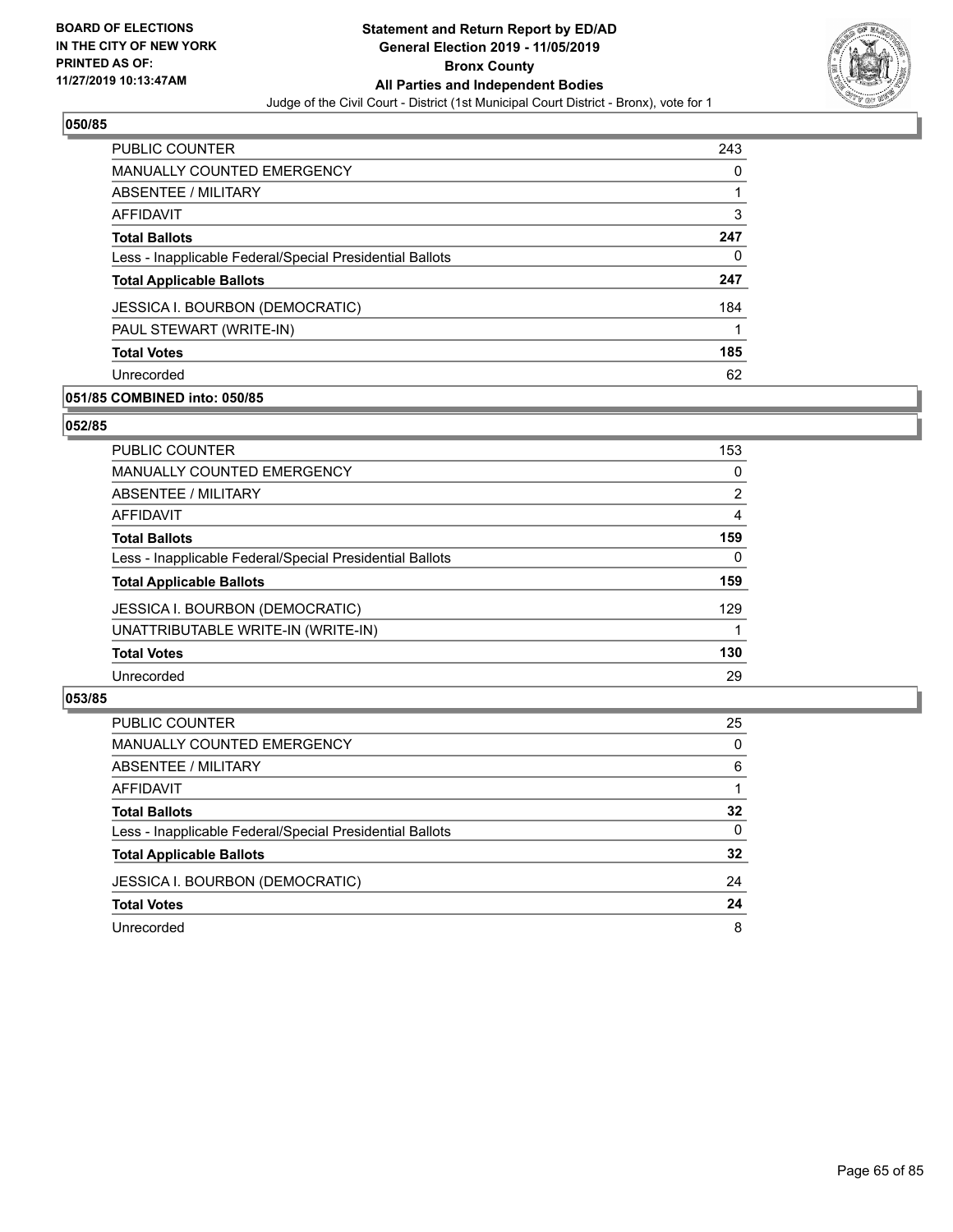## 050/85

| | |
|---|---|
| PUBLIC COUNTER | 243 |
| MANUALLY COUNTED EMERGENCY | 0 |
| ABSENTEE / MILITARY | 1 |
| AFFIDAVIT | 3 |
| **Total Ballots** | **247** |
| Less - Inapplicable Federal/Special Presidential Ballots | 0 |
| **Total Applicable Ballots** | **247** |
| JESSICA I. BOURBON (DEMOCRATIC) | 184 |
| PAUL STEWART (WRITE-IN) | 1 |
| **Total Votes** | **185** |
| Unrecorded | 62 |

## 051/85 COMBINED into: 050/85

## 052/85

| | |
|---|---|
| PUBLIC COUNTER | 153 |
| MANUALLY COUNTED EMERGENCY | 0 |
| ABSENTEE / MILITARY | 2 |
| AFFIDAVIT | 4 |
| **Total Ballots** | **159** |
| Less - Inapplicable Federal/Special Presidential Ballots | 0 |
| **Total Applicable Ballots** | **159** |
| JESSICA I. BOURBON (DEMOCRATIC) | 129 |
| UNATTRIBUTABLE WRITE-IN (WRITE-IN) | 1 |
| **Total Votes** | **130** |
| Unrecorded | 29 |

## 053/85

| | |
|---|---|
| PUBLIC COUNTER | 25 |
| MANUALLY COUNTED EMERGENCY | 0 |
| ABSENTEE / MILITARY | 6 |
| AFFIDAVIT | 1 |
| **Total Ballots** | **32** |
| Less - Inapplicable Federal/Special Presidential Ballots | 0 |
| **Total Applicable Ballots** | **32** |
| JESSICA I. BOURBON (DEMOCRATIC) | 24 |
| **Total Votes** | **24** |
| Unrecorded | 8 |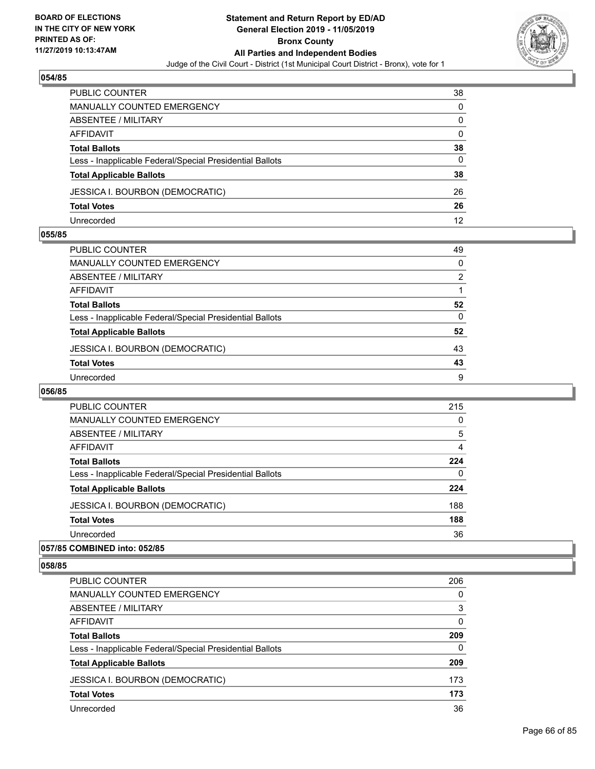### 054/85

| | |
|---|---|
| PUBLIC COUNTER | 38 |
| MANUALLY COUNTED EMERGENCY | 0 |
| ABSENTEE / MILITARY | 0 |
| AFFIDAVIT | 0 |
| **Total Ballots** | **38** |
| Less - Inapplicable Federal/Special Presidential Ballots | 0 |
| **Total Applicable Ballots** | **38** |
| JESSICA I. BOURBON (DEMOCRATIC) | 26 |
| **Total Votes** | **26** |
| Unrecorded | 12 |

### 055/85

| | |
|---|---|
| PUBLIC COUNTER | 49 |
| MANUALLY COUNTED EMERGENCY | 0 |
| ABSENTEE / MILITARY | 2 |
| AFFIDAVIT | 1 |
| **Total Ballots** | **52** |
| Less - Inapplicable Federal/Special Presidential Ballots | 0 |
| **Total Applicable Ballots** | **52** |
| JESSICA I. BOURBON (DEMOCRATIC) | 43 |
| **Total Votes** | **43** |
| Unrecorded | 9 |

### 056/85

| | |
|---|---|
| PUBLIC COUNTER | 215 |
| MANUALLY COUNTED EMERGENCY | 0 |
| ABSENTEE / MILITARY | 5 |
| AFFIDAVIT | 4 |
| **Total Ballots** | **224** |
| Less - Inapplicable Federal/Special Presidential Ballots | 0 |
| **Total Applicable Ballots** | **224** |
| JESSICA I. BOURBON (DEMOCRATIC) | 188 |
| **Total Votes** | **188** |
| Unrecorded | 36 |

### 057/85 COMBINED into: 052/85

### 058/85

| | |
|---|---|
| PUBLIC COUNTER | 206 |
| MANUALLY COUNTED EMERGENCY | 0 |
| ABSENTEE / MILITARY | 3 |
| AFFIDAVIT | 0 |
| **Total Ballots** | **209** |
| Less - Inapplicable Federal/Special Presidential Ballots | 0 |
| **Total Applicable Ballots** | **209** |
| JESSICA I. BOURBON (DEMOCRATIC) | 173 |
| **Total Votes** | **173** |
| Unrecorded | 36 |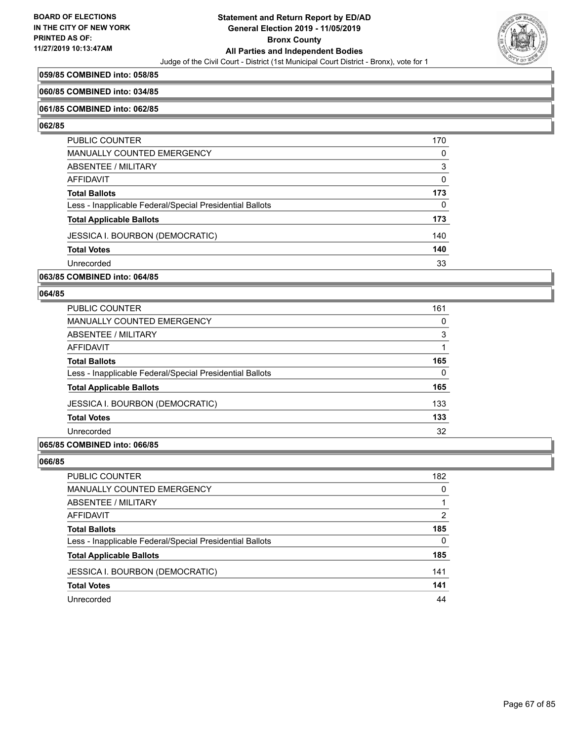**059/85 COMBINED into: 058/85**

**060/85 COMBINED into: 034/85**

**061/85 COMBINED into: 062/85**

**062/85**

| | |
|---|---|
| PUBLIC COUNTER | 170 |
| MANUALLY COUNTED EMERGENCY | 0 |
| ABSENTEE / MILITARY | 3 |
| AFFIDAVIT | 0 |
| **Total Ballots** | **173** |
| Less - Inapplicable Federal/Special Presidential Ballots | 0 |
| **Total Applicable Ballots** | **173** |
| JESSICA I. BOURBON (DEMOCRATIC) | 140 |
| **Total Votes** | **140** |
| Unrecorded | 33 |

**063/85 COMBINED into: 064/85**

**064/85**

| | |
|---|---|
| PUBLIC COUNTER | 161 |
| MANUALLY COUNTED EMERGENCY | 0 |
| ABSENTEE / MILITARY | 3 |
| AFFIDAVIT | 1 |
| **Total Ballots** | **165** |
| Less - Inapplicable Federal/Special Presidential Ballots | 0 |
| **Total Applicable Ballots** | **165** |
| JESSICA I. BOURBON (DEMOCRATIC) | 133 |
| **Total Votes** | **133** |
| Unrecorded | 32 |

**065/85 COMBINED into: 066/85**

**066/85**

| | |
|---|---|
| PUBLIC COUNTER | 182 |
| MANUALLY COUNTED EMERGENCY | 0 |
| ABSENTEE / MILITARY | 1 |
| AFFIDAVIT | 2 |
| **Total Ballots** | **185** |
| Less - Inapplicable Federal/Special Presidential Ballots | 0 |
| **Total Applicable Ballots** | **185** |
| JESSICA I. BOURBON (DEMOCRATIC) | 141 |
| **Total Votes** | **141** |
| Unrecorded | 44 |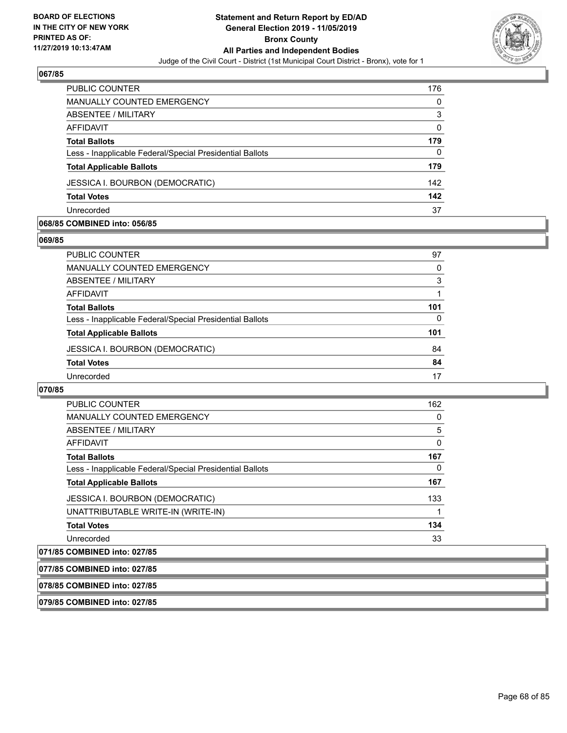## 067/85

| | |
|---|---|
| PUBLIC COUNTER | 176 |
| MANUALLY COUNTED EMERGENCY | 0 |
| ABSENTEE / MILITARY | 3 |
| AFFIDAVIT | 0 |
| **Total Ballots** | **179** |
| Less - Inapplicable Federal/Special Presidential Ballots | 0 |
| **Total Applicable Ballots** | **179** |
| JESSICA I. BOURBON (DEMOCRATIC) | 142 |
| **Total Votes** | **142** |
| Unrecorded | 37 |

## 068/85 COMBINED into: 056/85

## 069/85

| | |
|---|---|
| PUBLIC COUNTER | 97 |
| MANUALLY COUNTED EMERGENCY | 0 |
| ABSENTEE / MILITARY | 3 |
| AFFIDAVIT | 1 |
| **Total Ballots** | **101** |
| Less - Inapplicable Federal/Special Presidential Ballots | 0 |
| **Total Applicable Ballots** | **101** |
| JESSICA I. BOURBON (DEMOCRATIC) | 84 |
| **Total Votes** | **84** |
| Unrecorded | 17 |

## 070/85

| | |
|---|---|
| PUBLIC COUNTER | 162 |
| MANUALLY COUNTED EMERGENCY | 0 |
| ABSENTEE / MILITARY | 5 |
| AFFIDAVIT | 0 |
| **Total Ballots** | **167** |
| Less - Inapplicable Federal/Special Presidential Ballots | 0 |
| **Total Applicable Ballots** | **167** |
| JESSICA I. BOURBON (DEMOCRATIC) | 133 |
| UNATTRIBUTABLE WRITE-IN (WRITE-IN) | 1 |
| **Total Votes** | **134** |
| Unrecorded | 33 |

## 071/85 COMBINED into: 027/85

## 077/85 COMBINED into: 027/85

## 078/85 COMBINED into: 027/85

## 079/85 COMBINED into: 027/85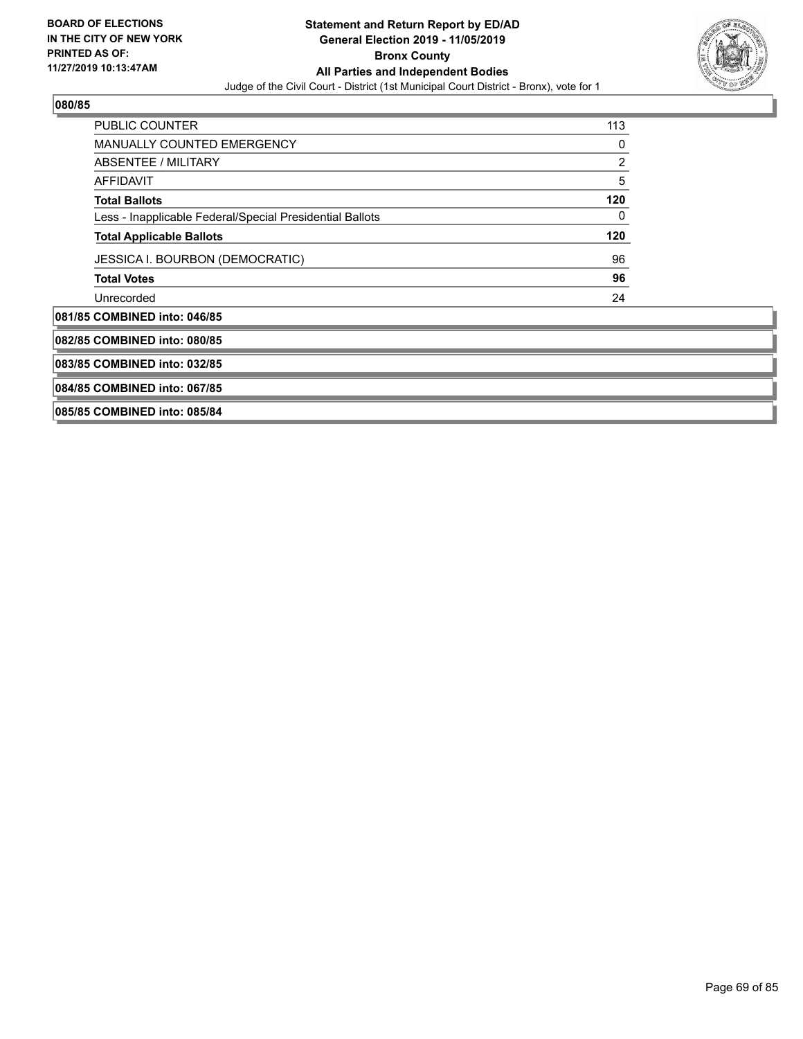## 080/85

| | |
|---|---|
| PUBLIC COUNTER | 113 |
| MANUALLY COUNTED EMERGENCY | 0 |
| ABSENTEE / MILITARY | 2 |
| AFFIDAVIT | 5 |
| **Total Ballots** | **120** |
| Less - Inapplicable Federal/Special Presidential Ballots | 0 |
| **Total Applicable Ballots** | **120** |
| JESSICA I. BOURBON (DEMOCRATIC) | 96 |
| **Total Votes** | **96** |
| Unrecorded | 24 |

**081/85 COMBINED into: 046/85**

**082/85 COMBINED into: 080/85**

**083/85 COMBINED into: 032/85**

**084/85 COMBINED into: 067/85**

**085/85 COMBINED into: 085/84**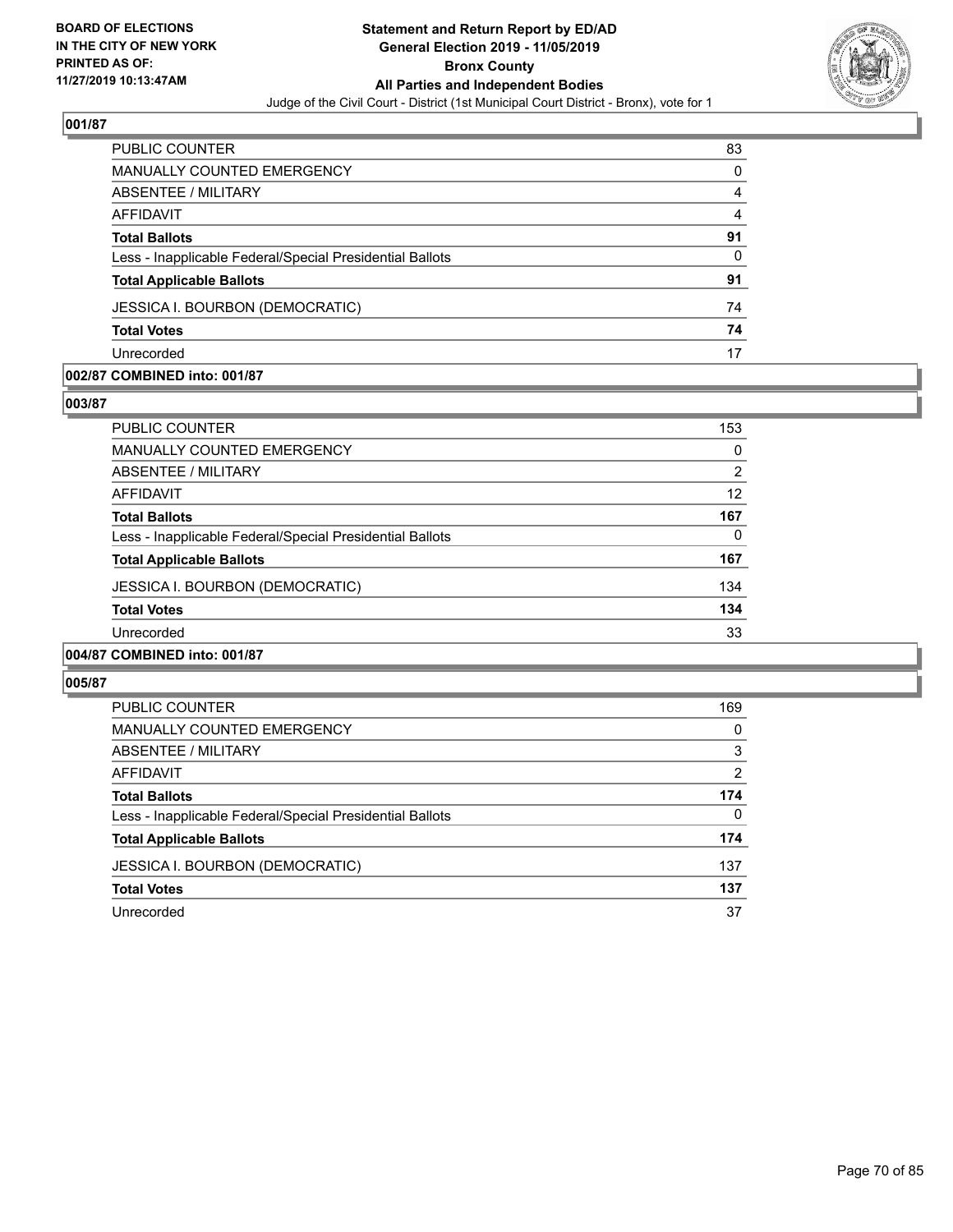**BOARD OF ELECTIONS IN THE CITY OF NEW YORK PRINTED AS OF: 11/27/2019 10:13:47AM**

# Statement and Return Report by ED/AD
## General Election 2019 - 11/05/2019
## Bronx County
## All Parties and Independent Bodies

Judge of the Civil Court - District (1st Municipal Court District - Bronx), vote for 1

### 001/87

| | |
|---|---|
| PUBLIC COUNTER | 83 |
| MANUALLY COUNTED EMERGENCY | 0 |
| ABSENTEE / MILITARY | 4 |
| AFFIDAVIT | 4 |
| **Total Ballots** | **91** |
| Less - Inapplicable Federal/Special Presidential Ballots | 0 |
| **Total Applicable Ballots** | **91** |
| JESSICA I. BOURBON (DEMOCRATIC) | 74 |
| **Total Votes** | **74** |
| Unrecorded | 17 |

### 002/87 COMBINED into: 001/87

### 003/87

| | |
|---|---|
| PUBLIC COUNTER | 153 |
| MANUALLY COUNTED EMERGENCY | 0 |
| ABSENTEE / MILITARY | 2 |
| AFFIDAVIT | 12 |
| **Total Ballots** | **167** |
| Less - Inapplicable Federal/Special Presidential Ballots | 0 |
| **Total Applicable Ballots** | **167** |
| JESSICA I. BOURBON (DEMOCRATIC) | 134 |
| **Total Votes** | **134** |
| Unrecorded | 33 |

### 004/87 COMBINED into: 001/87

### 005/87

| | |
|---|---|
| PUBLIC COUNTER | 169 |
| MANUALLY COUNTED EMERGENCY | 0 |
| ABSENTEE / MILITARY | 3 |
| AFFIDAVIT | 2 |
| **Total Ballots** | **174** |
| Less - Inapplicable Federal/Special Presidential Ballots | 0 |
| **Total Applicable Ballots** | **174** |
| JESSICA I. BOURBON (DEMOCRATIC) | 137 |
| **Total Votes** | **137** |
| Unrecorded | 37 |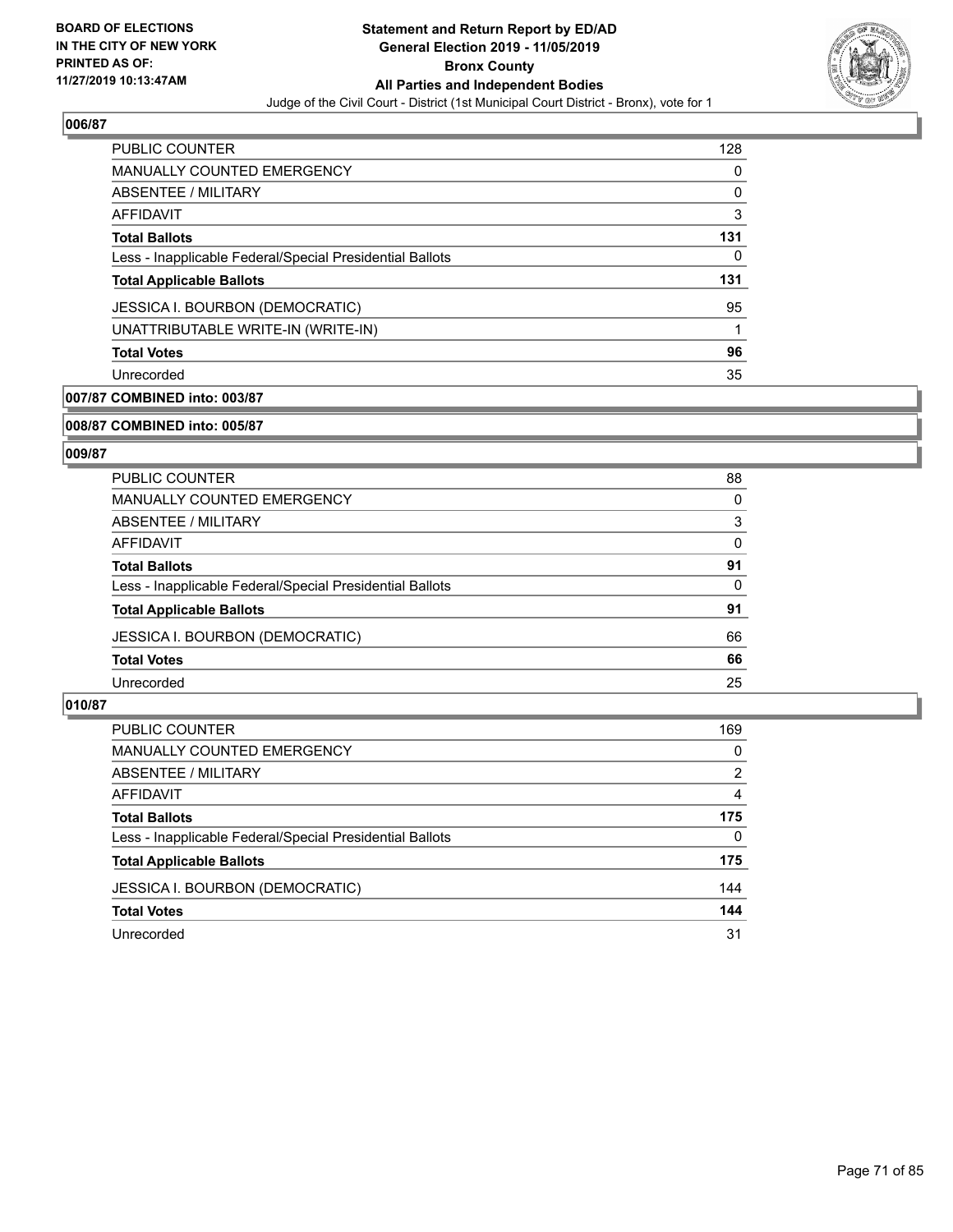## 006/87

| | |
|---|---|
| PUBLIC COUNTER | 128 |
| MANUALLY COUNTED EMERGENCY | 0 |
| ABSENTEE / MILITARY | 0 |
| AFFIDAVIT | 3 |
| **Total Ballots** | **131** |
| Less - Inapplicable Federal/Special Presidential Ballots | 0 |
| **Total Applicable Ballots** | **131** |
| JESSICA I. BOURBON (DEMOCRATIC) | 95 |
| UNATTRIBUTABLE WRITE-IN (WRITE-IN) | 1 |
| **Total Votes** | **96** |
| Unrecorded | 35 |

## 007/87 COMBINED into: 003/87

## 008/87 COMBINED into: 005/87

## 009/87

| | |
|---|---|
| PUBLIC COUNTER | 88 |
| MANUALLY COUNTED EMERGENCY | 0 |
| ABSENTEE / MILITARY | 3 |
| AFFIDAVIT | 0 |
| **Total Ballots** | **91** |
| Less - Inapplicable Federal/Special Presidential Ballots | 0 |
| **Total Applicable Ballots** | **91** |
| JESSICA I. BOURBON (DEMOCRATIC) | 66 |
| **Total Votes** | **66** |
| Unrecorded | 25 |

## 010/87

| | |
|---|---|
| PUBLIC COUNTER | 169 |
| MANUALLY COUNTED EMERGENCY | 0 |
| ABSENTEE / MILITARY | 2 |
| AFFIDAVIT | 4 |
| **Total Ballots** | **175** |
| Less - Inapplicable Federal/Special Presidential Ballots | 0 |
| **Total Applicable Ballots** | **175** |
| JESSICA I. BOURBON (DEMOCRATIC) | 144 |
| **Total Votes** | **144** |
| Unrecorded | 31 |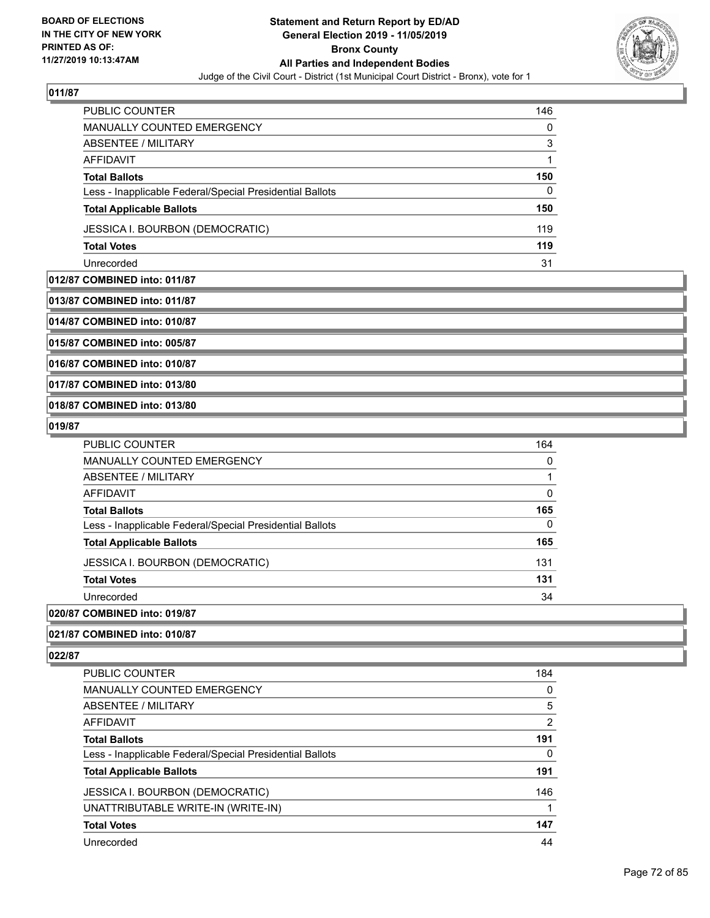## 011/87

| | |
|---|---|
| PUBLIC COUNTER | 146 |
| MANUALLY COUNTED EMERGENCY | 0 |
| ABSENTEE / MILITARY | 3 |
| AFFIDAVIT | 1 |
| **Total Ballots** | **150** |
| Less - Inapplicable Federal/Special Presidential Ballots | 0 |
| **Total Applicable Ballots** | **150** |
| JESSICA I. BOURBON (DEMOCRATIC) | 119 |
| **Total Votes** | **119** |
| Unrecorded | 31 |

**012/87 COMBINED into: 011/87**

**013/87 COMBINED into: 011/87**

**014/87 COMBINED into: 010/87**

**015/87 COMBINED into: 005/87**

**016/87 COMBINED into: 010/87**

**017/87 COMBINED into: 013/80**

**018/87 COMBINED into: 013/80**

## 019/87

| | |
|---|---|
| PUBLIC COUNTER | 164 |
| MANUALLY COUNTED EMERGENCY | 0 |
| ABSENTEE / MILITARY | 1 |
| AFFIDAVIT | 0 |
| **Total Ballots** | **165** |
| Less - Inapplicable Federal/Special Presidential Ballots | 0 |
| **Total Applicable Ballots** | **165** |
| JESSICA I. BOURBON (DEMOCRATIC) | 131 |
| **Total Votes** | **131** |
| Unrecorded | 34 |

**020/87 COMBINED into: 019/87**

**021/87 COMBINED into: 010/87**

## 022/87

| | |
|---|---|
| PUBLIC COUNTER | 184 |
| MANUALLY COUNTED EMERGENCY | 0 |
| ABSENTEE / MILITARY | 5 |
| AFFIDAVIT | 2 |
| **Total Ballots** | **191** |
| Less - Inapplicable Federal/Special Presidential Ballots | 0 |
| **Total Applicable Ballots** | **191** |
| JESSICA I. BOURBON (DEMOCRATIC) | 146 |
| UNATTRIBUTABLE WRITE-IN (WRITE-IN) | 1 |
| **Total Votes** | **147** |
| Unrecorded | 44 |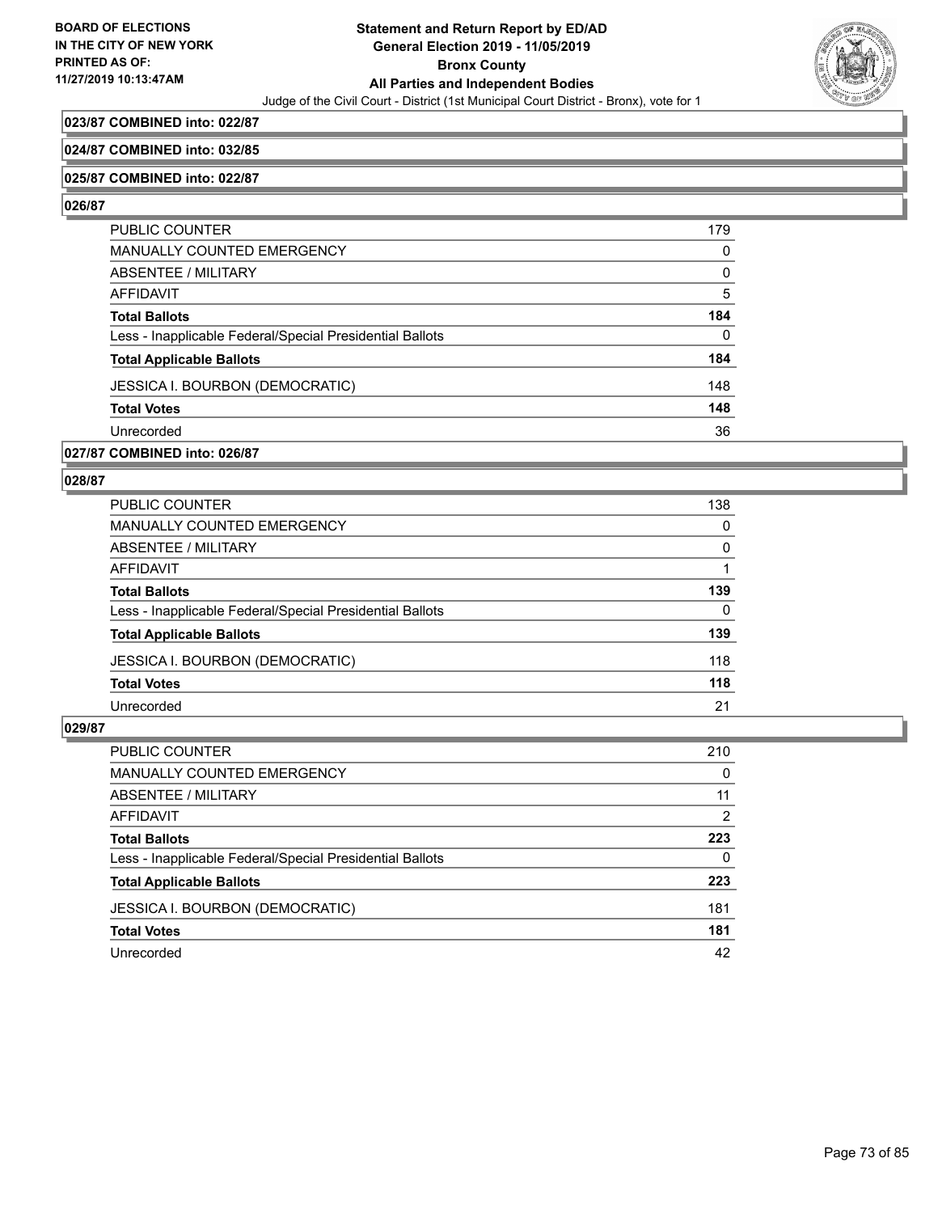**023/87 COMBINED into: 022/87**

**024/87 COMBINED into: 032/85**

**025/87 COMBINED into: 022/87**

**026/87**

| | |
|---|---|
| PUBLIC COUNTER | 179 |
| MANUALLY COUNTED EMERGENCY | 0 |
| ABSENTEE / MILITARY | 0 |
| AFFIDAVIT | 5 |
| **Total Ballots** | **184** |
| Less - Inapplicable Federal/Special Presidential Ballots | 0 |
| **Total Applicable Ballots** | **184** |
| JESSICA I. BOURBON (DEMOCRATIC) | 148 |
| **Total Votes** | **148** |
| Unrecorded | 36 |

**027/87 COMBINED into: 026/87**

**028/87**

| | |
|---|---|
| PUBLIC COUNTER | 138 |
| MANUALLY COUNTED EMERGENCY | 0 |
| ABSENTEE / MILITARY | 0 |
| AFFIDAVIT | 1 |
| **Total Ballots** | **139** |
| Less - Inapplicable Federal/Special Presidential Ballots | 0 |
| **Total Applicable Ballots** | **139** |
| JESSICA I. BOURBON (DEMOCRATIC) | 118 |
| **Total Votes** | **118** |
| Unrecorded | 21 |

**029/87**

| | |
|---|---|
| PUBLIC COUNTER | 210 |
| MANUALLY COUNTED EMERGENCY | 0 |
| ABSENTEE / MILITARY | 11 |
| AFFIDAVIT | 2 |
| **Total Ballots** | **223** |
| Less - Inapplicable Federal/Special Presidential Ballots | 0 |
| **Total Applicable Ballots** | **223** |
| JESSICA I. BOURBON (DEMOCRATIC) | 181 |
| **Total Votes** | **181** |
| Unrecorded | 42 |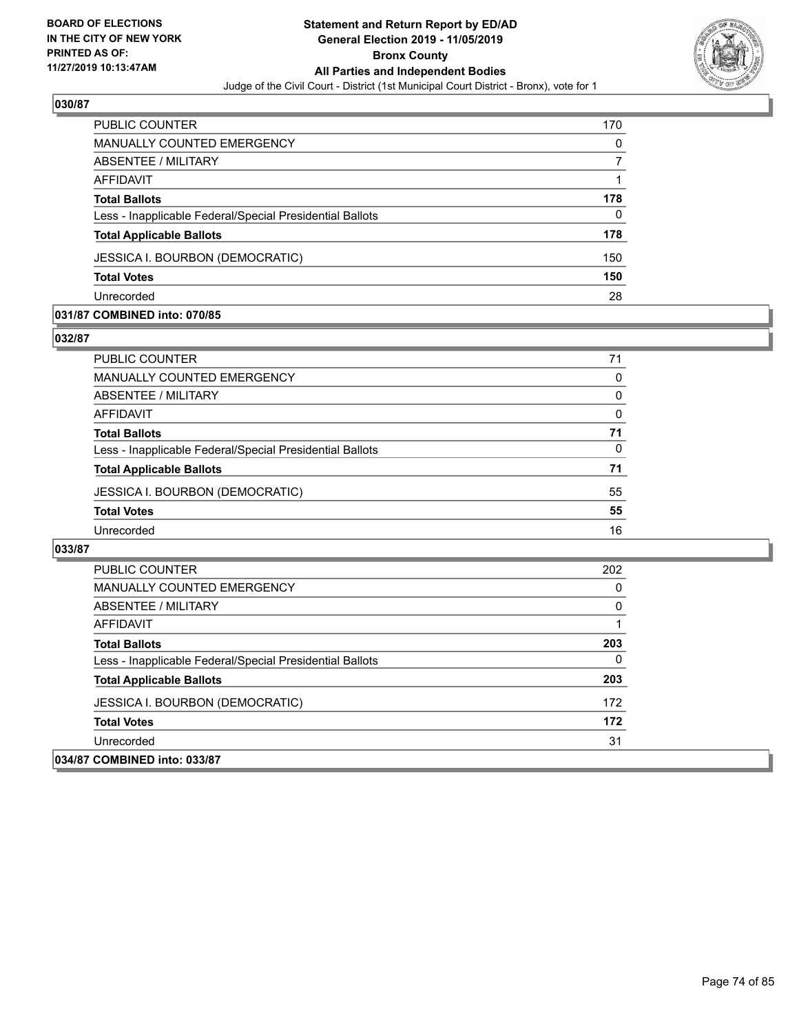## 030/87

| | |
|---|---|
| PUBLIC COUNTER | 170 |
| MANUALLY COUNTED EMERGENCY | 0 |
| ABSENTEE / MILITARY | 7 |
| AFFIDAVIT | 1 |
| **Total Ballots** | **178** |
| Less - Inapplicable Federal/Special Presidential Ballots | 0 |
| **Total Applicable Ballots** | **178** |
| JESSICA I. BOURBON (DEMOCRATIC) | 150 |
| **Total Votes** | **150** |
| Unrecorded | 28 |

## 031/87 COMBINED into: 070/85

## 032/87

| | |
|---|---|
| PUBLIC COUNTER | 71 |
| MANUALLY COUNTED EMERGENCY | 0 |
| ABSENTEE / MILITARY | 0 |
| AFFIDAVIT | 0 |
| **Total Ballots** | **71** |
| Less - Inapplicable Federal/Special Presidential Ballots | 0 |
| **Total Applicable Ballots** | **71** |
| JESSICA I. BOURBON (DEMOCRATIC) | 55 |
| **Total Votes** | **55** |
| Unrecorded | 16 |

## 033/87

| | |
|---|---|
| PUBLIC COUNTER | 202 |
| MANUALLY COUNTED EMERGENCY | 0 |
| ABSENTEE / MILITARY | 0 |
| AFFIDAVIT | 1 |
| **Total Ballots** | **203** |
| Less - Inapplicable Federal/Special Presidential Ballots | 0 |
| **Total Applicable Ballots** | **203** |
| JESSICA I. BOURBON (DEMOCRATIC) | 172 |
| **Total Votes** | **172** |
| Unrecorded | 31 |

## 034/87 COMBINED into: 033/87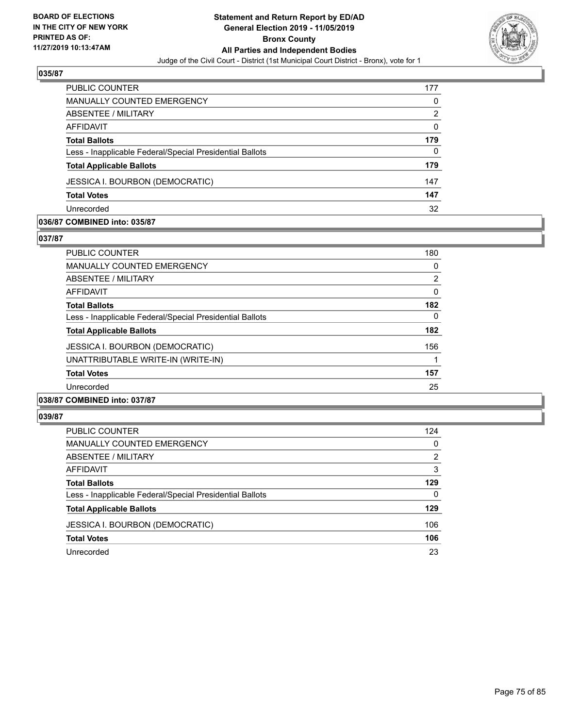**035/87**

| | |
|---|---|
| PUBLIC COUNTER | 177 |
| MANUALLY COUNTED EMERGENCY | 0 |
| ABSENTEE / MILITARY | 2 |
| AFFIDAVIT | 0 |
| **Total Ballots** | **179** |
| Less - Inapplicable Federal/Special Presidential Ballots | 0 |
| **Total Applicable Ballots** | **179** |
| JESSICA I. BOURBON (DEMOCRATIC) | 147 |
| **Total Votes** | **147** |
| Unrecorded | 32 |

**036/87 COMBINED into: 035/87**

**037/87**

| | |
|---|---|
| PUBLIC COUNTER | 180 |
| MANUALLY COUNTED EMERGENCY | 0 |
| ABSENTEE / MILITARY | 2 |
| AFFIDAVIT | 0 |
| **Total Ballots** | **182** |
| Less - Inapplicable Federal/Special Presidential Ballots | 0 |
| **Total Applicable Ballots** | **182** |
| JESSICA I. BOURBON (DEMOCRATIC) | 156 |
| UNATTRIBUTABLE WRITE-IN (WRITE-IN) | 1 |
| **Total Votes** | **157** |
| Unrecorded | 25 |

**038/87 COMBINED into: 037/87**

**039/87**

| | |
|---|---|
| PUBLIC COUNTER | 124 |
| MANUALLY COUNTED EMERGENCY | 0 |
| ABSENTEE / MILITARY | 2 |
| AFFIDAVIT | 3 |
| **Total Ballots** | **129** |
| Less - Inapplicable Federal/Special Presidential Ballots | 0 |
| **Total Applicable Ballots** | **129** |
| JESSICA I. BOURBON (DEMOCRATIC) | 106 |
| **Total Votes** | **106** |
| Unrecorded | 23 |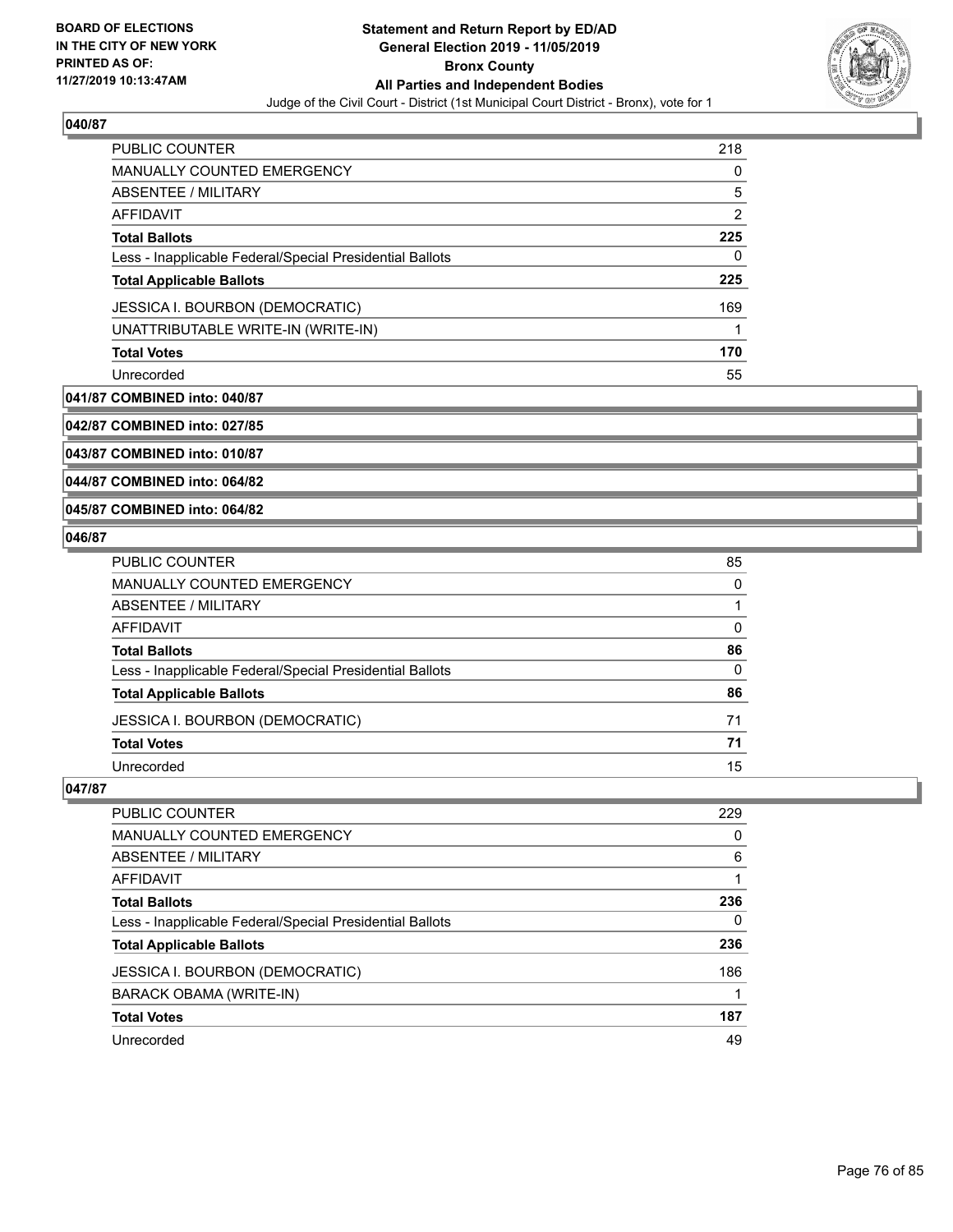**040/87**

| | |
|---|---|
| PUBLIC COUNTER | 218 |
| MANUALLY COUNTED EMERGENCY | 0 |
| ABSENTEE / MILITARY | 5 |
| AFFIDAVIT | 2 |
| **Total Ballots** | **225** |
| Less - Inapplicable Federal/Special Presidential Ballots | 0 |
| **Total Applicable Ballots** | **225** |
| JESSICA I. BOURBON (DEMOCRATIC) | 169 |
| UNATTRIBUTABLE WRITE-IN (WRITE-IN) | 1 |
| **Total Votes** | **170** |
| Unrecorded | 55 |

**041/87 COMBINED into: 040/87**

**042/87 COMBINED into: 027/85**

**043/87 COMBINED into: 010/87**

**044/87 COMBINED into: 064/82**

**045/87 COMBINED into: 064/82**

**046/87**

| | |
|---|---|
| PUBLIC COUNTER | 85 |
| MANUALLY COUNTED EMERGENCY | 0 |
| ABSENTEE / MILITARY | 1 |
| AFFIDAVIT | 0 |
| **Total Ballots** | **86** |
| Less - Inapplicable Federal/Special Presidential Ballots | 0 |
| **Total Applicable Ballots** | **86** |
| JESSICA I. BOURBON (DEMOCRATIC) | 71 |
| **Total Votes** | **71** |
| Unrecorded | 15 |

**047/87**

| | |
|---|---|
| PUBLIC COUNTER | 229 |
| MANUALLY COUNTED EMERGENCY | 0 |
| ABSENTEE / MILITARY | 6 |
| AFFIDAVIT | 1 |
| **Total Ballots** | **236** |
| Less - Inapplicable Federal/Special Presidential Ballots | 0 |
| **Total Applicable Ballots** | **236** |
| JESSICA I. BOURBON (DEMOCRATIC) | 186 |
| BARACK OBAMA (WRITE-IN) | 1 |
| **Total Votes** | **187** |
| Unrecorded | 49 |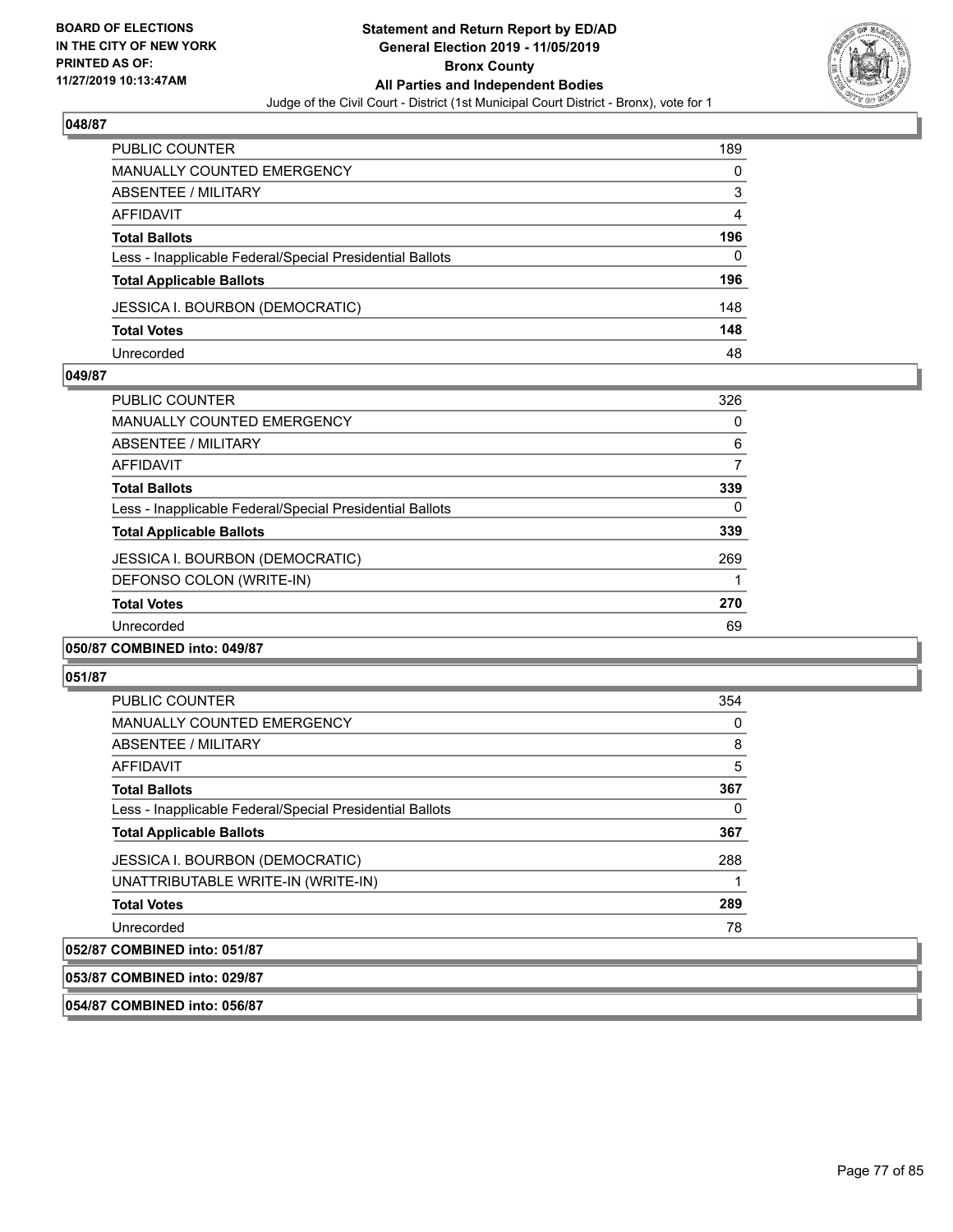**048/87**

| | |
|---|---|
| PUBLIC COUNTER | 189 |
| MANUALLY COUNTED EMERGENCY | 0 |
| ABSENTEE / MILITARY | 3 |
| AFFIDAVIT | 4 |
| **Total Ballots** | **196** |
| Less - Inapplicable Federal/Special Presidential Ballots | 0 |
| **Total Applicable Ballots** | **196** |
| JESSICA I. BOURBON (DEMOCRATIC) | 148 |
| **Total Votes** | **148** |
| Unrecorded | 48 |

**049/87**

| | |
|---|---|
| PUBLIC COUNTER | 326 |
| MANUALLY COUNTED EMERGENCY | 0 |
| ABSENTEE / MILITARY | 6 |
| AFFIDAVIT | 7 |
| **Total Ballots** | **339** |
| Less - Inapplicable Federal/Special Presidential Ballots | 0 |
| **Total Applicable Ballots** | **339** |
| JESSICA I. BOURBON (DEMOCRATIC) | 269 |
| DEFONSO COLON (WRITE-IN) | 1 |
| **Total Votes** | **270** |
| Unrecorded | 69 |

**050/87 COMBINED into: 049/87**

**051/87**

| | |
|---|---|
| PUBLIC COUNTER | 354 |
| MANUALLY COUNTED EMERGENCY | 0 |
| ABSENTEE / MILITARY | 8 |
| AFFIDAVIT | 5 |
| **Total Ballots** | **367** |
| Less - Inapplicable Federal/Special Presidential Ballots | 0 |
| **Total Applicable Ballots** | **367** |
| JESSICA I. BOURBON (DEMOCRATIC) | 288 |
| UNATTRIBUTABLE WRITE-IN (WRITE-IN) | 1 |
| **Total Votes** | **289** |
| Unrecorded | 78 |

**052/87 COMBINED into: 051/87**

**053/87 COMBINED into: 029/87**

**054/87 COMBINED into: 056/87**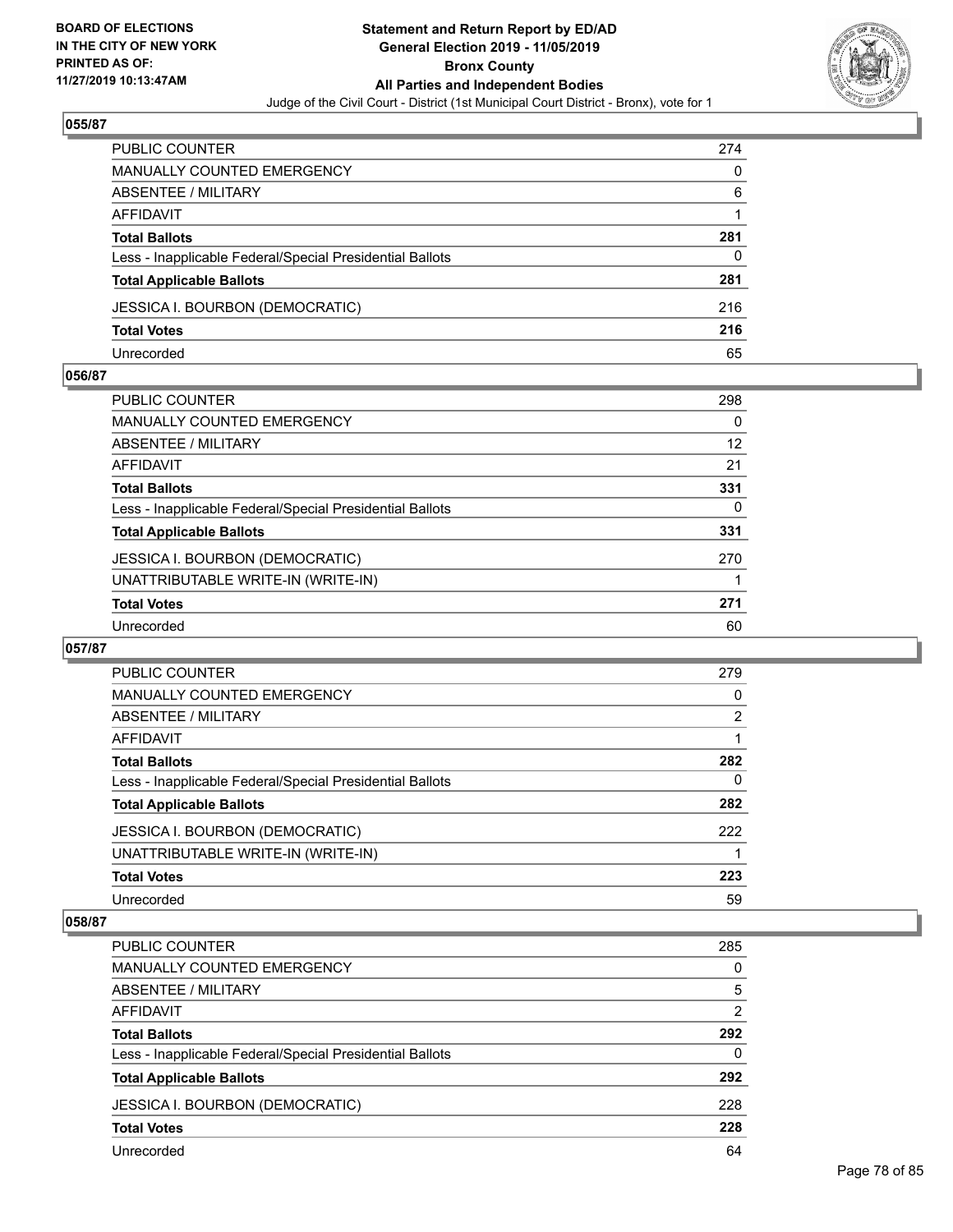## 055/87

| | |
|---|---|
| PUBLIC COUNTER | 274 |
| MANUALLY COUNTED EMERGENCY | 0 |
| ABSENTEE / MILITARY | 6 |
| AFFIDAVIT | 1 |
| **Total Ballots** | **281** |
| Less - Inapplicable Federal/Special Presidential Ballots | 0 |
| **Total Applicable Ballots** | **281** |
| JESSICA I. BOURBON (DEMOCRATIC) | 216 |
| **Total Votes** | **216** |
| Unrecorded | 65 |

## 056/87

| | |
|---|---|
| PUBLIC COUNTER | 298 |
| MANUALLY COUNTED EMERGENCY | 0 |
| ABSENTEE / MILITARY | 12 |
| AFFIDAVIT | 21 |
| **Total Ballots** | **331** |
| Less - Inapplicable Federal/Special Presidential Ballots | 0 |
| **Total Applicable Ballots** | **331** |
| JESSICA I. BOURBON (DEMOCRATIC) | 270 |
| UNATTRIBUTABLE WRITE-IN (WRITE-IN) | 1 |
| **Total Votes** | **271** |
| Unrecorded | 60 |

## 057/87

| | |
|---|---|
| PUBLIC COUNTER | 279 |
| MANUALLY COUNTED EMERGENCY | 0 |
| ABSENTEE / MILITARY | 2 |
| AFFIDAVIT | 1 |
| **Total Ballots** | **282** |
| Less - Inapplicable Federal/Special Presidential Ballots | 0 |
| **Total Applicable Ballots** | **282** |
| JESSICA I. BOURBON (DEMOCRATIC) | 222 |
| UNATTRIBUTABLE WRITE-IN (WRITE-IN) | 1 |
| **Total Votes** | **223** |
| Unrecorded | 59 |

## 058/87

| | |
|---|---|
| PUBLIC COUNTER | 285 |
| MANUALLY COUNTED EMERGENCY | 0 |
| ABSENTEE / MILITARY | 5 |
| AFFIDAVIT | 2 |
| **Total Ballots** | **292** |
| Less - Inapplicable Federal/Special Presidential Ballots | 0 |
| **Total Applicable Ballots** | **292** |
| JESSICA I. BOURBON (DEMOCRATIC) | 228 |
| **Total Votes** | **228** |
| Unrecorded | 64 |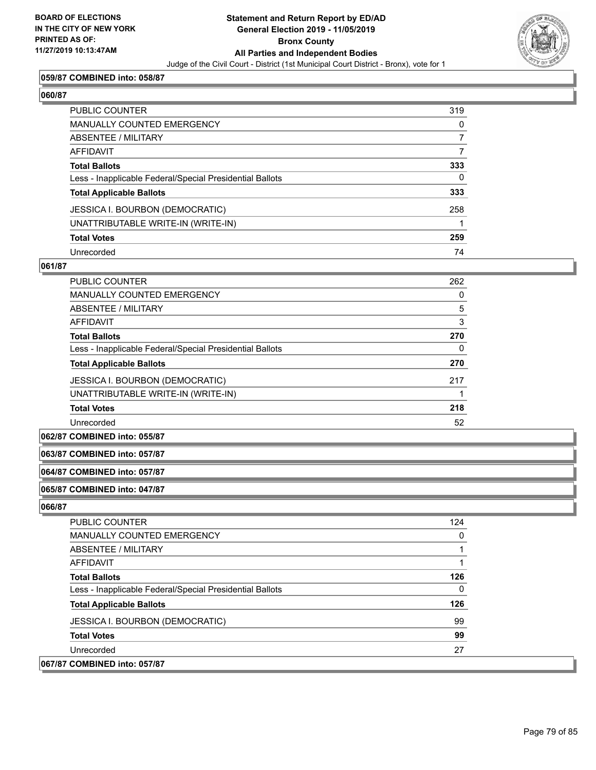**059/87 COMBINED into: 058/87**

**060/87**

| | |
|---|---|
| PUBLIC COUNTER | 319 |
| MANUALLY COUNTED EMERGENCY | 0 |
| ABSENTEE / MILITARY | 7 |
| AFFIDAVIT | 7 |
| **Total Ballots** | **333** |
| Less - Inapplicable Federal/Special Presidential Ballots | 0 |
| **Total Applicable Ballots** | **333** |
| JESSICA I. BOURBON (DEMOCRATIC) | 258 |
| UNATTRIBUTABLE WRITE-IN (WRITE-IN) | 1 |
| **Total Votes** | **259** |
| Unrecorded | 74 |

**061/87**

| | |
|---|---|
| PUBLIC COUNTER | 262 |
| MANUALLY COUNTED EMERGENCY | 0 |
| ABSENTEE / MILITARY | 5 |
| AFFIDAVIT | 3 |
| **Total Ballots** | **270** |
| Less - Inapplicable Federal/Special Presidential Ballots | 0 |
| **Total Applicable Ballots** | **270** |
| JESSICA I. BOURBON (DEMOCRATIC) | 217 |
| UNATTRIBUTABLE WRITE-IN (WRITE-IN) | 1 |
| **Total Votes** | **218** |
| Unrecorded | 52 |

**062/87 COMBINED into: 055/87**

**063/87 COMBINED into: 057/87**

**064/87 COMBINED into: 057/87**

**065/87 COMBINED into: 047/87**

**066/87**

| | |
|---|---|
| PUBLIC COUNTER | 124 |
| MANUALLY COUNTED EMERGENCY | 0 |
| ABSENTEE / MILITARY | 1 |
| AFFIDAVIT | 1 |
| **Total Ballots** | **126** |
| Less - Inapplicable Federal/Special Presidential Ballots | 0 |
| **Total Applicable Ballots** | **126** |
| JESSICA I. BOURBON (DEMOCRATIC) | 99 |
| **Total Votes** | **99** |
| Unrecorded | 27 |

**067/87 COMBINED into: 057/87**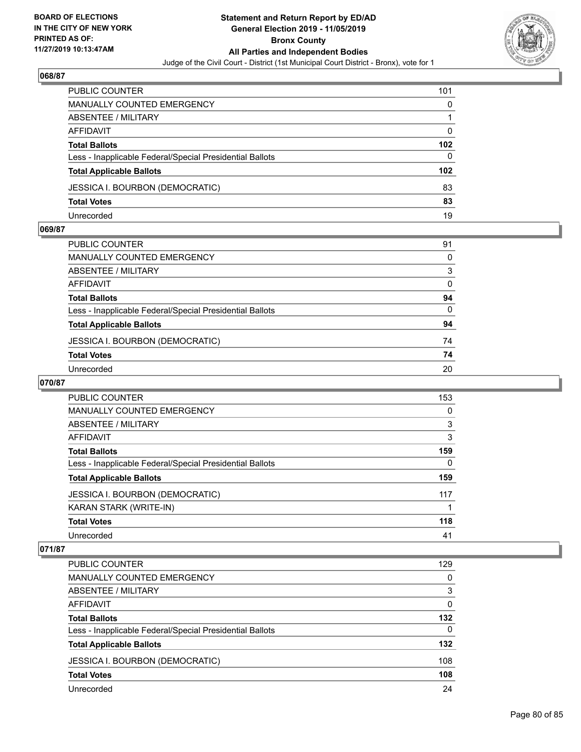## 068/87

| | |
|---|---|
| PUBLIC COUNTER | 101 |
| MANUALLY COUNTED EMERGENCY | 0 |
| ABSENTEE / MILITARY | 1 |
| AFFIDAVIT | 0 |
| **Total Ballots** | **102** |
| Less - Inapplicable Federal/Special Presidential Ballots | 0 |
| **Total Applicable Ballots** | **102** |
| JESSICA I. BOURBON (DEMOCRATIC) | 83 |
| **Total Votes** | **83** |
| Unrecorded | 19 |

## 069/87

| | |
|---|---|
| PUBLIC COUNTER | 91 |
| MANUALLY COUNTED EMERGENCY | 0 |
| ABSENTEE / MILITARY | 3 |
| AFFIDAVIT | 0 |
| **Total Ballots** | **94** |
| Less - Inapplicable Federal/Special Presidential Ballots | 0 |
| **Total Applicable Ballots** | **94** |
| JESSICA I. BOURBON (DEMOCRATIC) | 74 |
| **Total Votes** | **74** |
| Unrecorded | 20 |

## 070/87

| | |
|---|---|
| PUBLIC COUNTER | 153 |
| MANUALLY COUNTED EMERGENCY | 0 |
| ABSENTEE / MILITARY | 3 |
| AFFIDAVIT | 3 |
| **Total Ballots** | **159** |
| Less - Inapplicable Federal/Special Presidential Ballots | 0 |
| **Total Applicable Ballots** | **159** |
| JESSICA I. BOURBON (DEMOCRATIC) | 117 |
| KARAN STARK (WRITE-IN) | 1 |
| **Total Votes** | **118** |
| Unrecorded | 41 |

## 071/87

| | |
|---|---|
| PUBLIC COUNTER | 129 |
| MANUALLY COUNTED EMERGENCY | 0 |
| ABSENTEE / MILITARY | 3 |
| AFFIDAVIT | 0 |
| **Total Ballots** | **132** |
| Less - Inapplicable Federal/Special Presidential Ballots | 0 |
| **Total Applicable Ballots** | **132** |
| JESSICA I. BOURBON (DEMOCRATIC) | 108 |
| **Total Votes** | **108** |
| Unrecorded | 24 |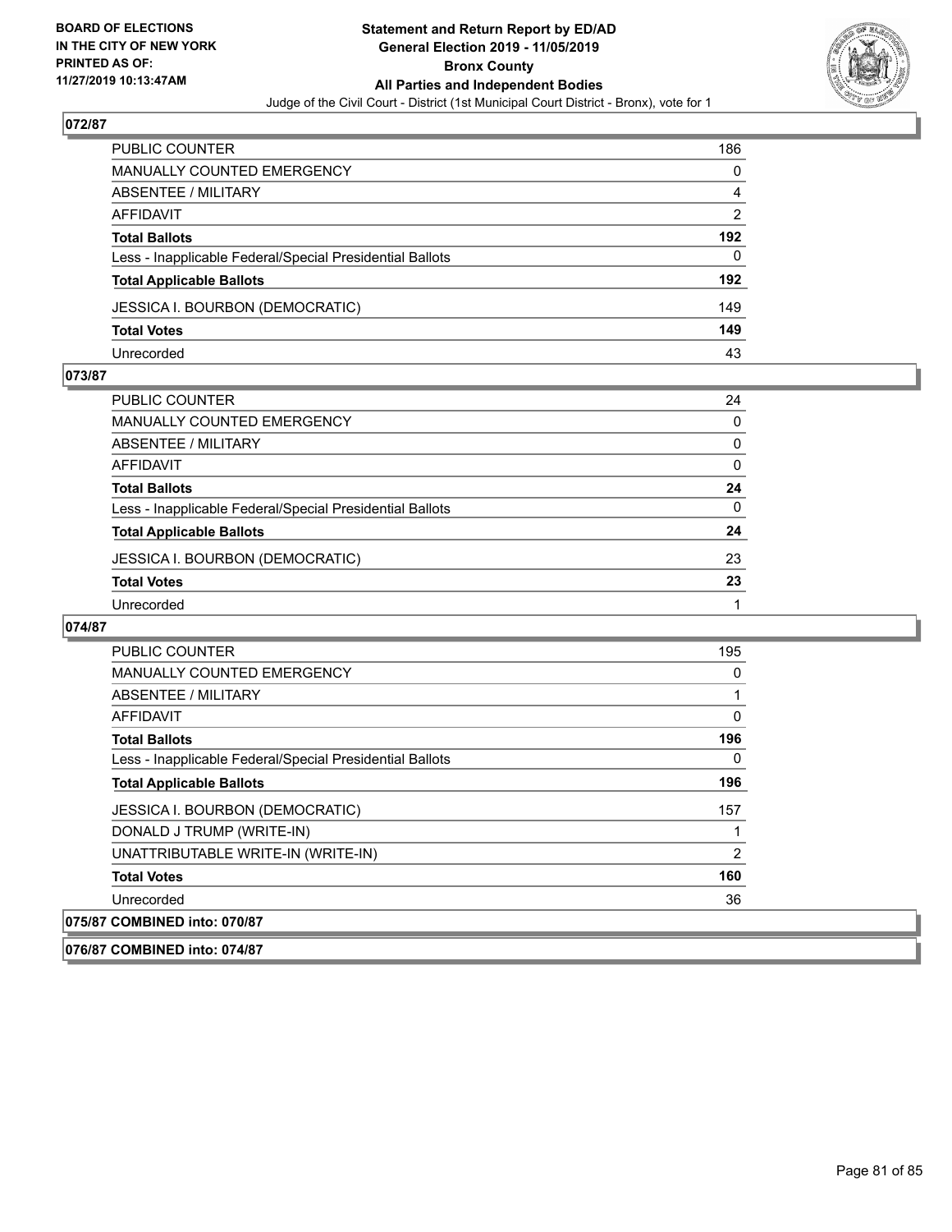## 072/87

| | |
|---|---|
| PUBLIC COUNTER | 186 |
| MANUALLY COUNTED EMERGENCY | 0 |
| ABSENTEE / MILITARY | 4 |
| AFFIDAVIT | 2 |
| **Total Ballots** | **192** |
| Less - Inapplicable Federal/Special Presidential Ballots | 0 |
| **Total Applicable Ballots** | **192** |
| JESSICA I. BOURBON (DEMOCRATIC) | 149 |
| **Total Votes** | **149** |
| Unrecorded | 43 |

## 073/87

| | |
|---|---|
| PUBLIC COUNTER | 24 |
| MANUALLY COUNTED EMERGENCY | 0 |
| ABSENTEE / MILITARY | 0 |
| AFFIDAVIT | 0 |
| **Total Ballots** | **24** |
| Less - Inapplicable Federal/Special Presidential Ballots | 0 |
| **Total Applicable Ballots** | **24** |
| JESSICA I. BOURBON (DEMOCRATIC) | 23 |
| **Total Votes** | **23** |
| Unrecorded | 1 |

## 074/87

| | |
|---|---|
| PUBLIC COUNTER | 195 |
| MANUALLY COUNTED EMERGENCY | 0 |
| ABSENTEE / MILITARY | 1 |
| AFFIDAVIT | 0 |
| **Total Ballots** | **196** |
| Less - Inapplicable Federal/Special Presidential Ballots | 0 |
| **Total Applicable Ballots** | **196** |
| JESSICA I. BOURBON (DEMOCRATIC) | 157 |
| DONALD J TRUMP (WRITE-IN) | 1 |
| UNATTRIBUTABLE WRITE-IN (WRITE-IN) | 2 |
| **Total Votes** | **160** |
| Unrecorded | 36 |

## 075/87 COMBINED into: 070/87

## 076/87 COMBINED into: 074/87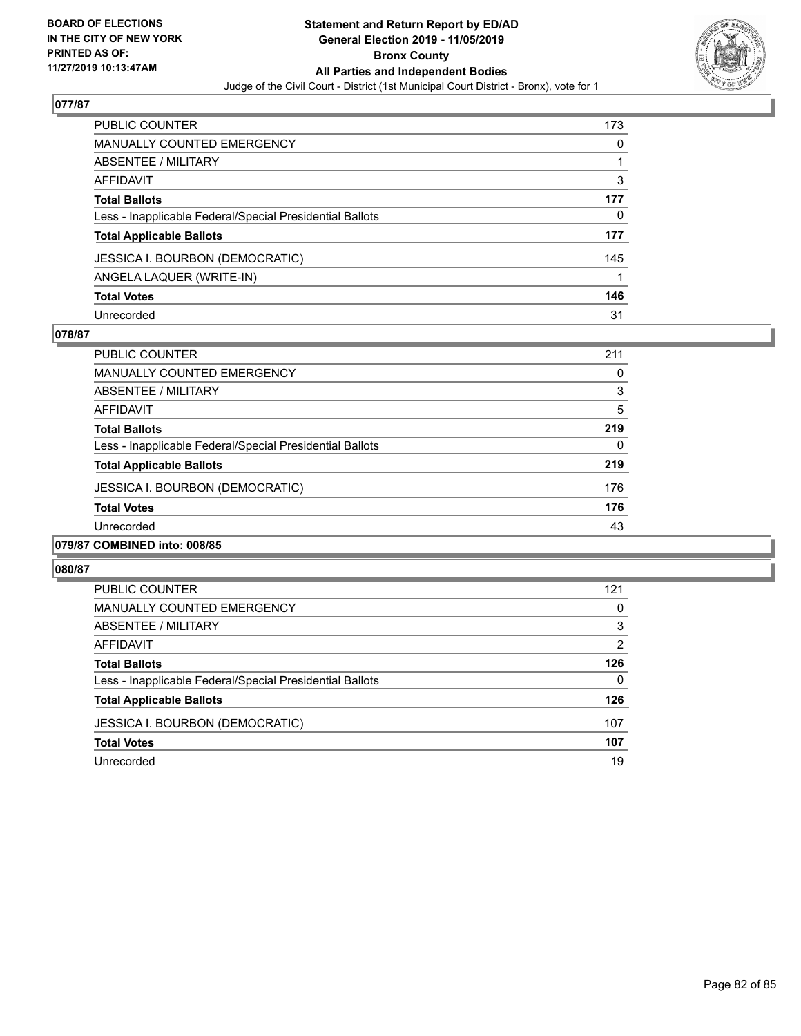## 077/87

| | |
|---|---|
| PUBLIC COUNTER | 173 |
| MANUALLY COUNTED EMERGENCY | 0 |
| ABSENTEE / MILITARY | 1 |
| AFFIDAVIT | 3 |
| **Total Ballots** | **177** |
| Less - Inapplicable Federal/Special Presidential Ballots | 0 |
| **Total Applicable Ballots** | **177** |
| JESSICA I. BOURBON (DEMOCRATIC) | 145 |
| ANGELA LAQUER (WRITE-IN) | 1 |
| **Total Votes** | **146** |
| Unrecorded | 31 |

## 078/87

| | |
|---|---|
| PUBLIC COUNTER | 211 |
| MANUALLY COUNTED EMERGENCY | 0 |
| ABSENTEE / MILITARY | 3 |
| AFFIDAVIT | 5 |
| **Total Ballots** | **219** |
| Less - Inapplicable Federal/Special Presidential Ballots | 0 |
| **Total Applicable Ballots** | **219** |
| JESSICA I. BOURBON (DEMOCRATIC) | 176 |
| **Total Votes** | **176** |
| Unrecorded | 43 |

## 079/87 COMBINED into: 008/85

## 080/87

| | |
|---|---|
| PUBLIC COUNTER | 121 |
| MANUALLY COUNTED EMERGENCY | 0 |
| ABSENTEE / MILITARY | 3 |
| AFFIDAVIT | 2 |
| **Total Ballots** | **126** |
| Less - Inapplicable Federal/Special Presidential Ballots | 0 |
| **Total Applicable Ballots** | **126** |
| JESSICA I. BOURBON (DEMOCRATIC) | 107 |
| **Total Votes** | **107** |
| Unrecorded | 19 |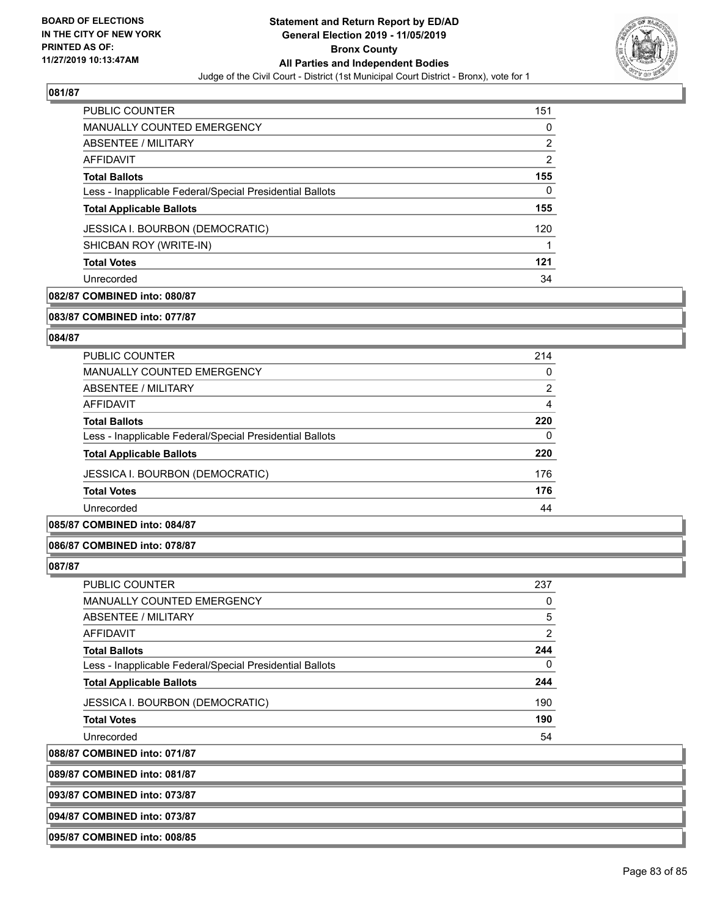**081/87**

| | |
|---|---|
| PUBLIC COUNTER | 151 |
| MANUALLY COUNTED EMERGENCY | 0 |
| ABSENTEE / MILITARY | 2 |
| AFFIDAVIT | 2 |
| **Total Ballots** | **155** |
| Less - Inapplicable Federal/Special Presidential Ballots | 0 |
| **Total Applicable Ballots** | **155** |
| JESSICA I. BOURBON (DEMOCRATIC) | 120 |
| SHICBAN ROY (WRITE-IN) | 1 |
| **Total Votes** | **121** |
| Unrecorded | 34 |

**082/87 COMBINED into: 080/87**

**083/87 COMBINED into: 077/87**

**084/87**

| | |
|---|---|
| PUBLIC COUNTER | 214 |
| MANUALLY COUNTED EMERGENCY | 0 |
| ABSENTEE / MILITARY | 2 |
| AFFIDAVIT | 4 |
| **Total Ballots** | **220** |
| Less - Inapplicable Federal/Special Presidential Ballots | 0 |
| **Total Applicable Ballots** | **220** |
| JESSICA I. BOURBON (DEMOCRATIC) | 176 |
| **Total Votes** | **176** |
| Unrecorded | 44 |

**085/87 COMBINED into: 084/87**

**086/87 COMBINED into: 078/87**

**087/87**

| | |
|---|---|
| PUBLIC COUNTER | 237 |
| MANUALLY COUNTED EMERGENCY | 0 |
| ABSENTEE / MILITARY | 5 |
| AFFIDAVIT | 2 |
| **Total Ballots** | **244** |
| Less - Inapplicable Federal/Special Presidential Ballots | 0 |
| **Total Applicable Ballots** | **244** |
| JESSICA I. BOURBON (DEMOCRATIC) | 190 |
| **Total Votes** | **190** |
| Unrecorded | 54 |

**088/87 COMBINED into: 071/87**

**089/87 COMBINED into: 081/87**

**093/87 COMBINED into: 073/87**

**094/87 COMBINED into: 073/87**

**095/87 COMBINED into: 008/85**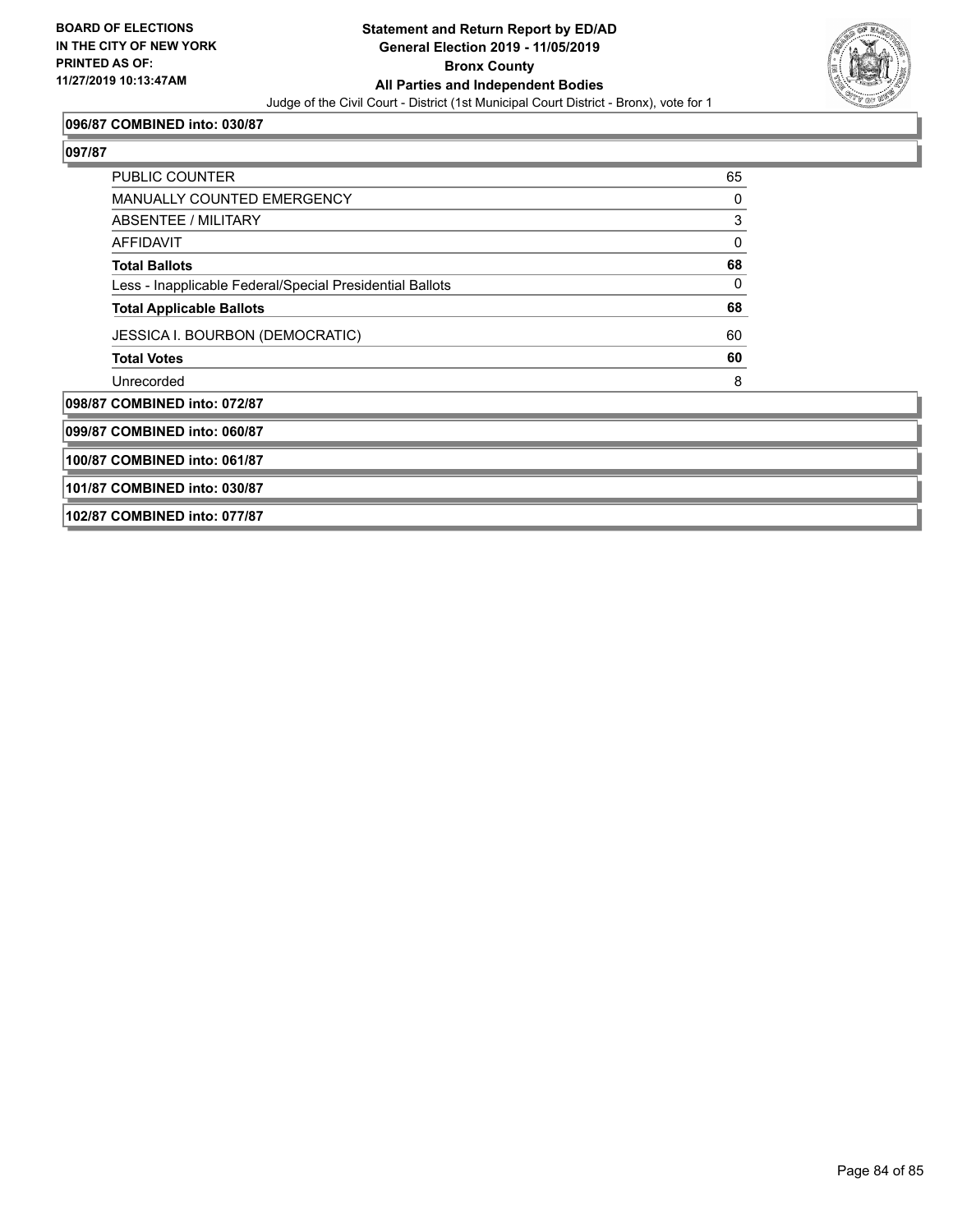**096/87 COMBINED into: 030/87**

**097/87**

| | |
|---|---|
| PUBLIC COUNTER | 65 |
| MANUALLY COUNTED EMERGENCY | 0 |
| ABSENTEE / MILITARY | 3 |
| AFFIDAVIT | 0 |
| **Total Ballots** | **68** |
| Less - Inapplicable Federal/Special Presidential Ballots | 0 |
| **Total Applicable Ballots** | **68** |
| JESSICA I. BOURBON (DEMOCRATIC) | 60 |
| **Total Votes** | **60** |
| Unrecorded | 8 |

**098/87 COMBINED into: 072/87**

**099/87 COMBINED into: 060/87**

**100/87 COMBINED into: 061/87**

**101/87 COMBINED into: 030/87**

**102/87 COMBINED into: 077/87**